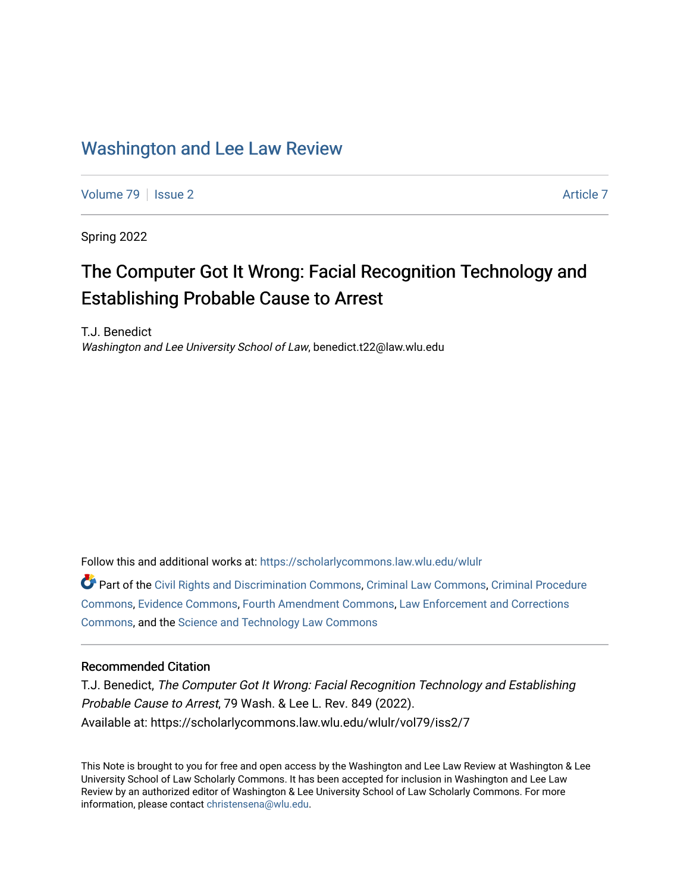# Washington and Lee Law Review

Volume 79 | Issue 2 Article 7

Spring 2022

## The Computer Got It Wrong: Facial Recognition Technology and Establishing Probable Cause to Arrest

T.J. Benedict
*Washington and Lee University School of Law*, benedict.t22@law.wlu.edu

Follow this and additional works at: https://scholarlycommons.law.wlu.edu/wlulr

Part of the Civil Rights and Discrimination Commons, Criminal Law Commons, Criminal Procedure Commons, Evidence Commons, Fourth Amendment Commons, Law Enforcement and Corrections Commons, and the Science and Technology Law Commons

### Recommended Citation

T.J. Benedict, *The Computer Got It Wrong: Facial Recognition Technology and Establishing Probable Cause to Arrest*, 79 Wash. & Lee L. Rev. 849 (2022).
Available at: https://scholarlycommons.law.wlu.edu/wlulr/vol79/iss2/7

This Note is brought to you for free and open access by the Washington and Lee Law Review at Washington & Lee University School of Law Scholarly Commons. It has been accepted for inclusion in Washington and Lee Law Review by an authorized editor of Washington & Lee University School of Law Scholarly Commons. For more information, please contact christensena@wlu.edu.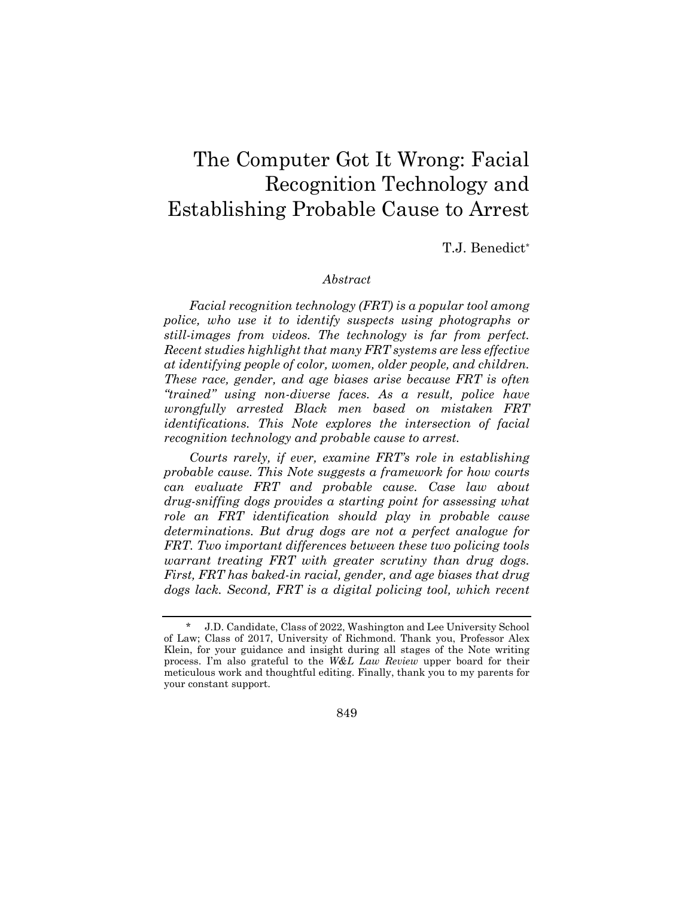# The Computer Got It Wrong: Facial Recognition Technology and Establishing Probable Cause to Arrest

T.J. Benedict*

*Abstract*

*Facial recognition technology (FRT) is a popular tool among police, who use it to identify suspects using photographs or still-images from videos. The technology is far from perfect. Recent studies highlight that many FRT systems are less effective at identifying people of color, women, older people, and children. These race, gender, and age biases arise because FRT is often "trained" using non-diverse faces. As a result, police have wrongfully arrested Black men based on mistaken FRT identifications. This Note explores the intersection of facial recognition technology and probable cause to arrest.*

*Courts rarely, if ever, examine FRT's role in establishing probable cause. This Note suggests a framework for how courts can evaluate FRT and probable cause. Case law about drug-sniffing dogs provides a starting point for assessing what role an FRT identification should play in probable cause determinations. But drug dogs are not a perfect analogue for FRT. Two important differences between these two policing tools warrant treating FRT with greater scrutiny than drug dogs. First, FRT has baked-in racial, gender, and age biases that drug dogs lack. Second, FRT is a digital policing tool, which recent*

---

\* J.D. Candidate, Class of 2022, Washington and Lee University School of Law; Class of 2017, University of Richmond. Thank you, Professor Alex Klein, for your guidance and insight during all stages of the Note writing process. I'm also grateful to the *W&L Law Review* upper board for their meticulous work and thoughtful editing. Finally, thank you to my parents for your constant support.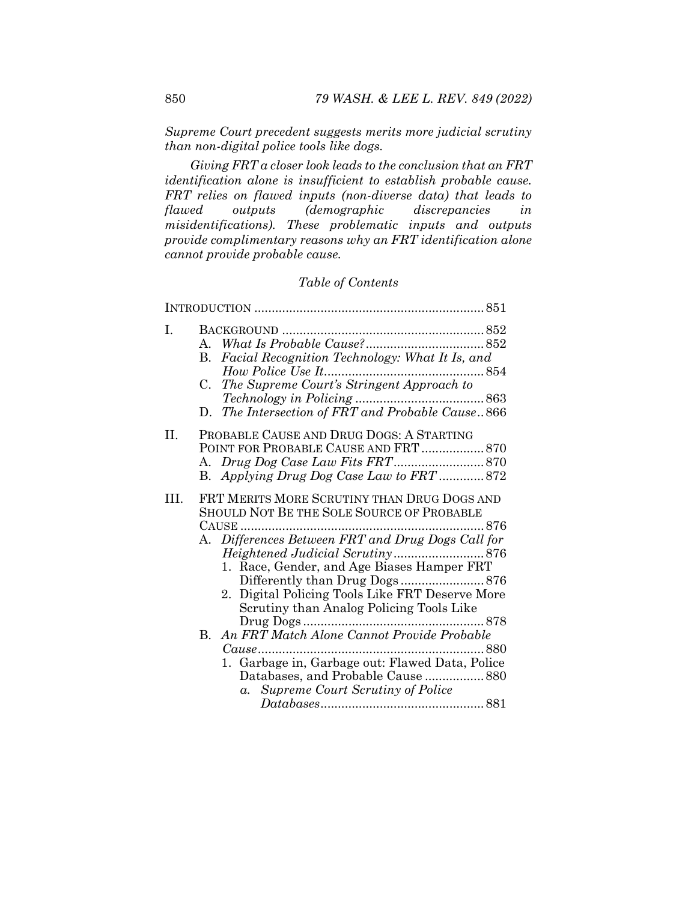*Supreme Court precedent suggests merits more judicial scrutiny than non-digital police tools like dogs.*

*Giving FRT a closer look leads to the conclusion that an FRT identification alone is insufficient to establish probable cause. FRT relies on flawed inputs (non-diverse data) that leads to flawed outputs (demographic discrepancies in misidentifications). These problematic inputs and outputs provide complimentary reasons why an FRT identification alone cannot provide probable cause.*

*Table of Contents*

INTRODUCTION .................................................................. 851

I. BACKGROUND .......................................................... 852
   A. *What Is Probable Cause?* .................................. 852
   B. *Facial Recognition Technology: What It Is, and How Police Use It* .............................................. 854
   C. *The Supreme Court's Stringent Approach to Technology in Policing* ..................................... 863
   D. *The Intersection of FRT and Probable Cause* .. 866

II. PROBABLE CAUSE AND DRUG DOGS: A STARTING POINT FOR PROBABLE CAUSE AND FRT .................. 870
   A. *Drug Dog Case Law Fits FRT* .......................... 870
   B. *Applying Drug Dog Case Law to FRT* ............. 872

III. FRT MERITS MORE SCRUTINY THAN DRUG DOGS AND SHOULD NOT BE THE SOLE SOURCE OF PROBABLE CAUSE ...................................................................... 876
   A. *Differences Between FRT and Drug Dogs Call for Heightened Judicial Scrutiny* .......................... 876
      1. Race, Gender, and Age Biases Hamper FRT Differently than Drug Dogs ........................ 876
      2. Digital Policing Tools Like FRT Deserve More Scrutiny than Analog Policing Tools Like Drug Dogs .................................................... 878
   B. *An FRT Match Alone Cannot Provide Probable Cause* ................................................................. 880
      1. Garbage in, Garbage out: Flawed Data, Police Databases, and Probable Cause ................. 880
         a. *Supreme Court Scrutiny of Police Databases* ............................................... 881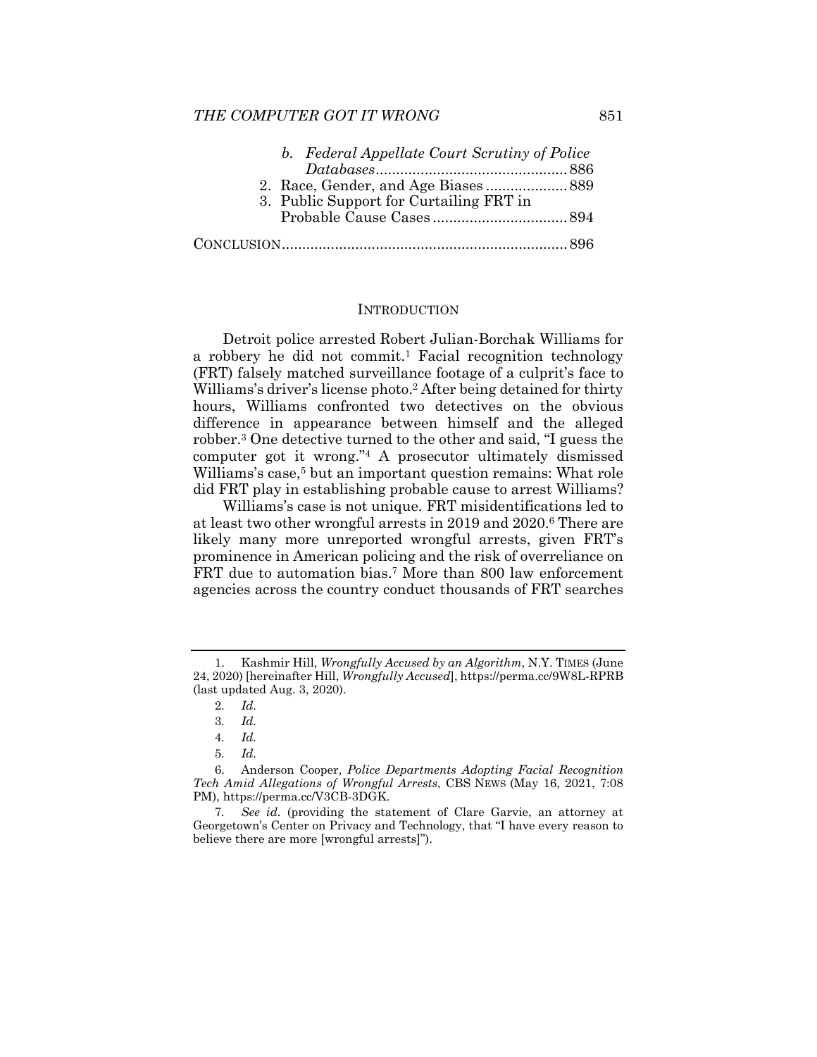*b. Federal Appellate Court Scrutiny of Police Databases* ........ 886
2. Race, Gender, and Age Biases ........ 889
3. Public Support for Curtailing FRT in Probable Cause Cases ........ 894

CONCLUSION ........ 896

## INTRODUCTION

Detroit police arrested Robert Julian-Borchak Williams for a robbery he did not commit.[1] Facial recognition technology (FRT) falsely matched surveillance footage of a culprit's face to Williams's driver's license photo.[2] After being detained for thirty hours, Williams confronted two detectives on the obvious difference in appearance between himself and the alleged robber.[3] One detective turned to the other and said, "I guess the computer got it wrong."[4] A prosecutor ultimately dismissed Williams's case,[5] but an important question remains: What role did FRT play in establishing probable cause to arrest Williams?

Williams's case is not unique. FRT misidentifications led to at least two other wrongful arrests in 2019 and 2020.[6] There are likely many more unreported wrongful arrests, given FRT's prominence in American policing and the risk of overreliance on FRT due to automation bias.[7] More than 800 law enforcement agencies across the country conduct thousands of FRT searches

---

1. Kashmir Hill, *Wrongfully Accused by an Algorithm*, N.Y. TIMES (June 24, 2020) [hereinafter Hill, *Wrongfully Accused*], https://perma.cc/9W8L-RPRB (last updated Aug. 3, 2020).

2. *Id.*

3. *Id.*

4. *Id.*

5. *Id.*

6. Anderson Cooper, *Police Departments Adopting Facial Recognition Tech Amid Allegations of Wrongful Arrests*, CBS NEWS (May 16, 2021, 7:08 PM), https://perma.cc/V3CB-3DGK.

7. *See id.* (providing the statement of Clare Garvie, an attorney at Georgetown's Center on Privacy and Technology, that "I have every reason to believe there are more [wrongful arrests]").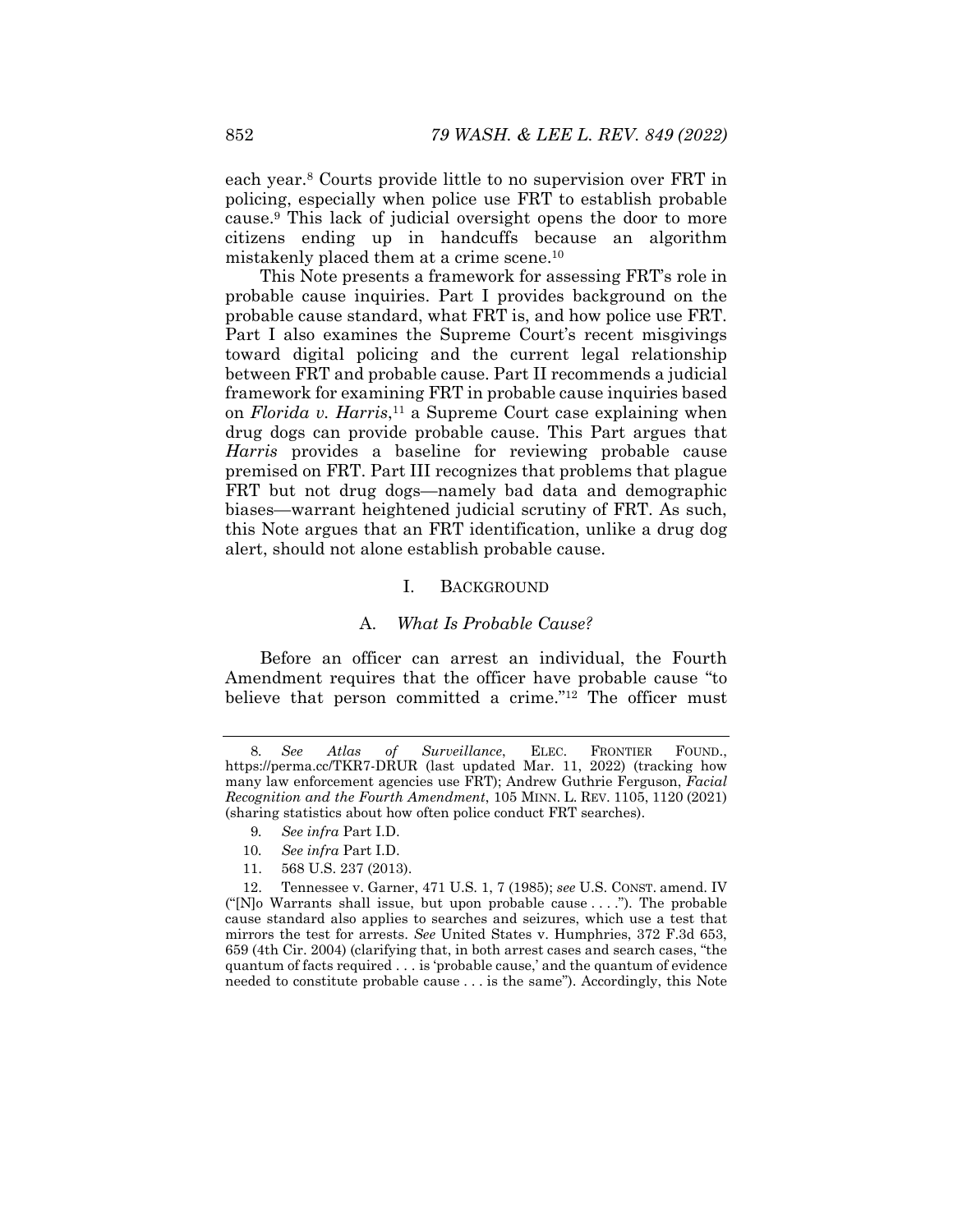each year.[8] Courts provide little to no supervision over FRT in policing, especially when police use FRT to establish probable cause.[9] This lack of judicial oversight opens the door to more citizens ending up in handcuffs because an algorithm mistakenly placed them at a crime scene.[10]

This Note presents a framework for assessing FRT's role in probable cause inquiries. Part I provides background on the probable cause standard, what FRT is, and how police use FRT. Part I also examines the Supreme Court's recent misgivings toward digital policing and the current legal relationship between FRT and probable cause. Part II recommends a judicial framework for examining FRT in probable cause inquiries based on *Florida v. Harris*,[11] a Supreme Court case explaining when drug dogs can provide probable cause. This Part argues that *Harris* provides a baseline for reviewing probable cause premised on FRT. Part III recognizes that problems that plague FRT but not drug dogs—namely bad data and demographic biases—warrant heightened judicial scrutiny of FRT. As such, this Note argues that an FRT identification, unlike a drug dog alert, should not alone establish probable cause.

## I. BACKGROUND

### A. *What Is Probable Cause?*

Before an officer can arrest an individual, the Fourth Amendment requires that the officer have probable cause "to believe that person committed a crime."[12] The officer must

---

8. *See Atlas of Surveillance*, ELEC. FRONTIER FOUND., https://perma.cc/TKR7-DRUR (last updated Mar. 11, 2022) (tracking how many law enforcement agencies use FRT); Andrew Guthrie Ferguson, *Facial Recognition and the Fourth Amendment*, 105 MINN. L. REV. 1105, 1120 (2021) (sharing statistics about how often police conduct FRT searches).

9. *See infra* Part I.D.

10. *See infra* Part I.D.

11. 568 U.S. 237 (2013).

12. Tennessee v. Garner, 471 U.S. 1, 7 (1985); *see* U.S. CONST. amend. IV ("[N]o Warrants shall issue, but upon probable cause . . . ."). The probable cause standard also applies to searches and seizures, which use a test that mirrors the test for arrests. *See* United States v. Humphries, 372 F.3d 653, 659 (4th Cir. 2004) (clarifying that, in both arrest cases and search cases, "the quantum of facts required . . . is 'probable cause,' and the quantum of evidence needed to constitute probable cause . . . is the same"). Accordingly, this Note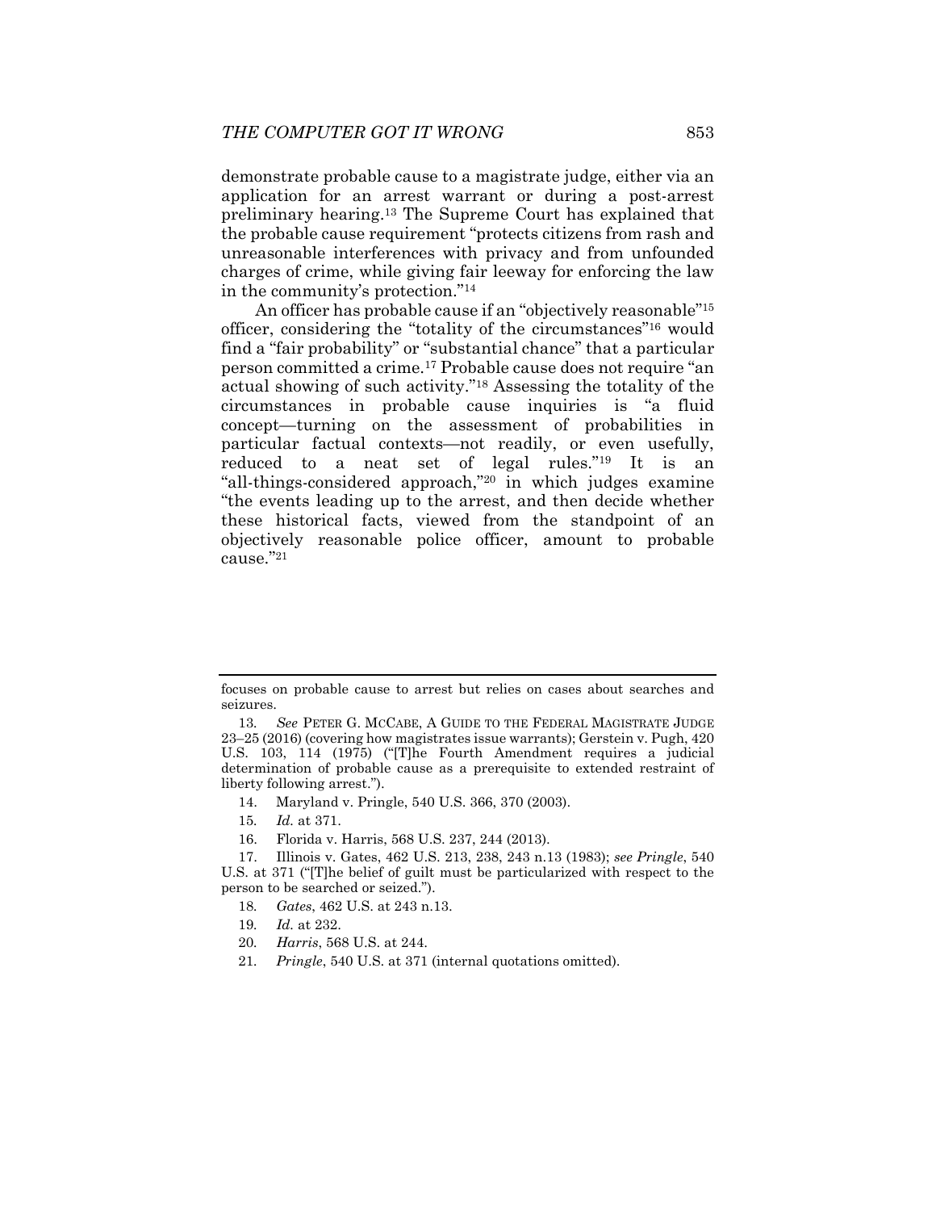demonstrate probable cause to a magistrate judge, either via an application for an arrest warrant or during a post-arrest preliminary hearing.[13] The Supreme Court has explained that the probable cause requirement "protects citizens from rash and unreasonable interferences with privacy and from unfounded charges of crime, while giving fair leeway for enforcing the law in the community's protection."[14]

An officer has probable cause if an "objectively reasonable"[15] officer, considering the "totality of the circumstances"[16] would find a "fair probability" or "substantial chance" that a particular person committed a crime.[17] Probable cause does not require "an actual showing of such activity."[18] Assessing the totality of the circumstances in probable cause inquiries is "a fluid concept—turning on the assessment of probabilities in particular factual contexts—not readily, or even usefully, reduced to a neat set of legal rules."[19] It is an "all-things-considered approach,"[20] in which judges examine "the events leading up to the arrest, and then decide whether these historical facts, viewed from the standpoint of an objectively reasonable police officer, amount to probable cause."[21]

---

focuses on probable cause to arrest but relies on cases about searches and seizures.

13. *See* PETER G. MCCABE, A GUIDE TO THE FEDERAL MAGISTRATE JUDGE 23–25 (2016) (covering how magistrates issue warrants); Gerstein v. Pugh, 420 U.S. 103, 114 (1975) ("[T]he Fourth Amendment requires a judicial determination of probable cause as a prerequisite to extended restraint of liberty following arrest.").

14. Maryland v. Pringle, 540 U.S. 366, 370 (2003).

15. *Id.* at 371.

16. Florida v. Harris, 568 U.S. 237, 244 (2013).

17. Illinois v. Gates, 462 U.S. 213, 238, 243 n.13 (1983); *see Pringle*, 540 U.S. at 371 ("[T]he belief of guilt must be particularized with respect to the person to be searched or seized.").

18. *Gates*, 462 U.S. at 243 n.13.

19. *Id.* at 232.

20. *Harris*, 568 U.S. at 244.

21. *Pringle*, 540 U.S. at 371 (internal quotations omitted).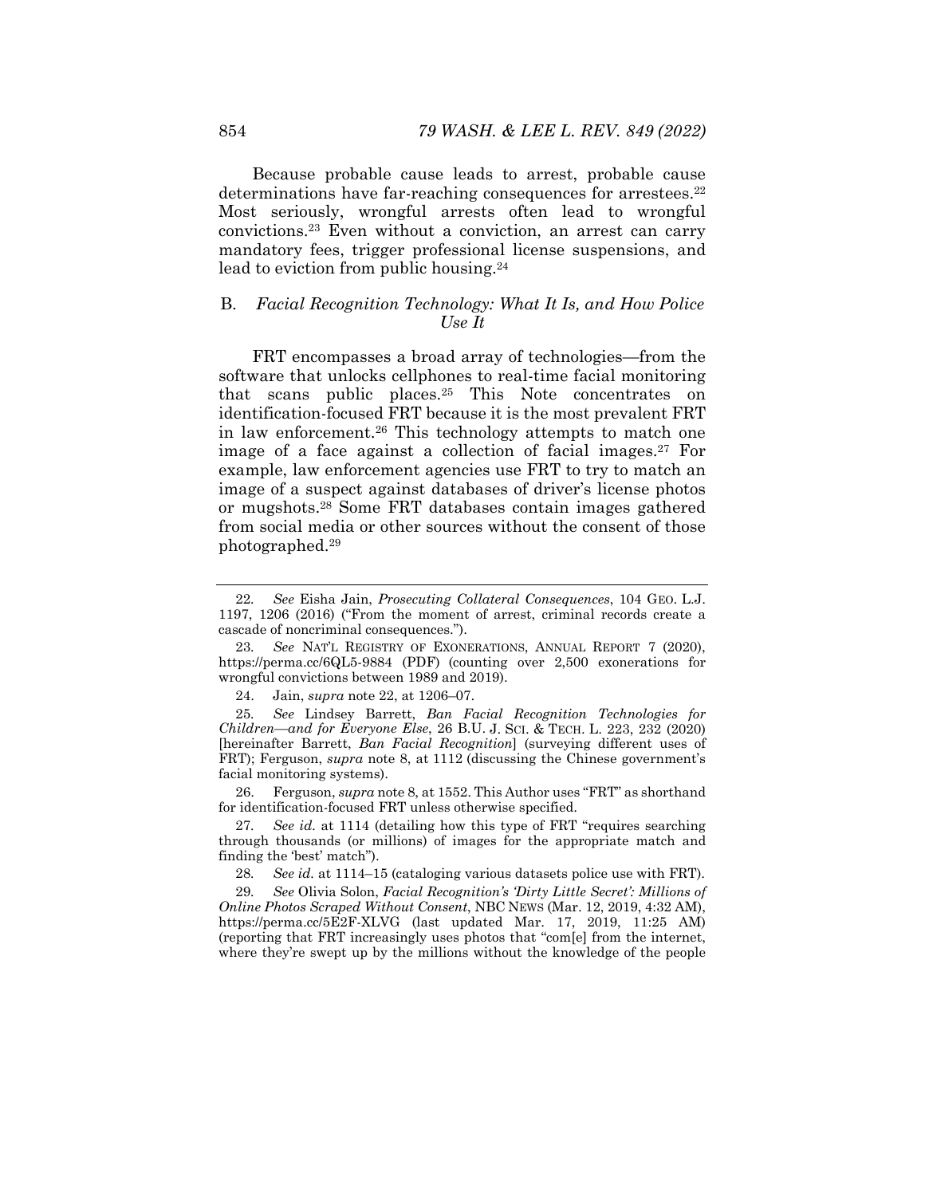Because probable cause leads to arrest, probable cause determinations have far-reaching consequences for arrestees.[22] Most seriously, wrongful arrests often lead to wrongful convictions.[23] Even without a conviction, an arrest can carry mandatory fees, trigger professional license suspensions, and lead to eviction from public housing.[24]

### B. *Facial Recognition Technology: What It Is, and How Police Use It*

FRT encompasses a broad array of technologies—from the software that unlocks cellphones to real-time facial monitoring that scans public places.[25] This Note concentrates on identification-focused FRT because it is the most prevalent FRT in law enforcement.[26] This technology attempts to match one image of a face against a collection of facial images.[27] For example, law enforcement agencies use FRT to try to match an image of a suspect against databases of driver's license photos or mugshots.[28] Some FRT databases contain images gathered from social media or other sources without the consent of those photographed.[29]

---

22. *See* Eisha Jain, *Prosecuting Collateral Consequences*, 104 GEO. L.J. 1197, 1206 (2016) ("From the moment of arrest, criminal records create a cascade of noncriminal consequences.").

23. *See* NAT'L REGISTRY OF EXONERATIONS, ANNUAL REPORT 7 (2020), https://perma.cc/6QL5-9884 (PDF) (counting over 2,500 exonerations for wrongful convictions between 1989 and 2019).

24. Jain, *supra* note 22, at 1206–07.

25. *See* Lindsey Barrett, *Ban Facial Recognition Technologies for Children—and for Everyone Else*, 26 B.U. J. SCI. & TECH. L. 223, 232 (2020) [hereinafter Barrett, *Ban Facial Recognition*] (surveying different uses of FRT); Ferguson, *supra* note 8, at 1112 (discussing the Chinese government's facial monitoring systems).

26. Ferguson, *supra* note 8, at 1552. This Author uses "FRT" as shorthand for identification-focused FRT unless otherwise specified.

27. *See id.* at 1114 (detailing how this type of FRT "requires searching through thousands (or millions) of images for the appropriate match and finding the 'best' match").

28. *See id.* at 1114–15 (cataloging various datasets police use with FRT).

29. *See* Olivia Solon, *Facial Recognition's 'Dirty Little Secret': Millions of Online Photos Scraped Without Consent*, NBC NEWS (Mar. 12, 2019, 4:32 AM), https://perma.cc/5E2F-XLVG (last updated Mar. 17, 2019, 11:25 AM) (reporting that FRT increasingly uses photos that "com[e] from the internet, where they're swept up by the millions without the knowledge of the people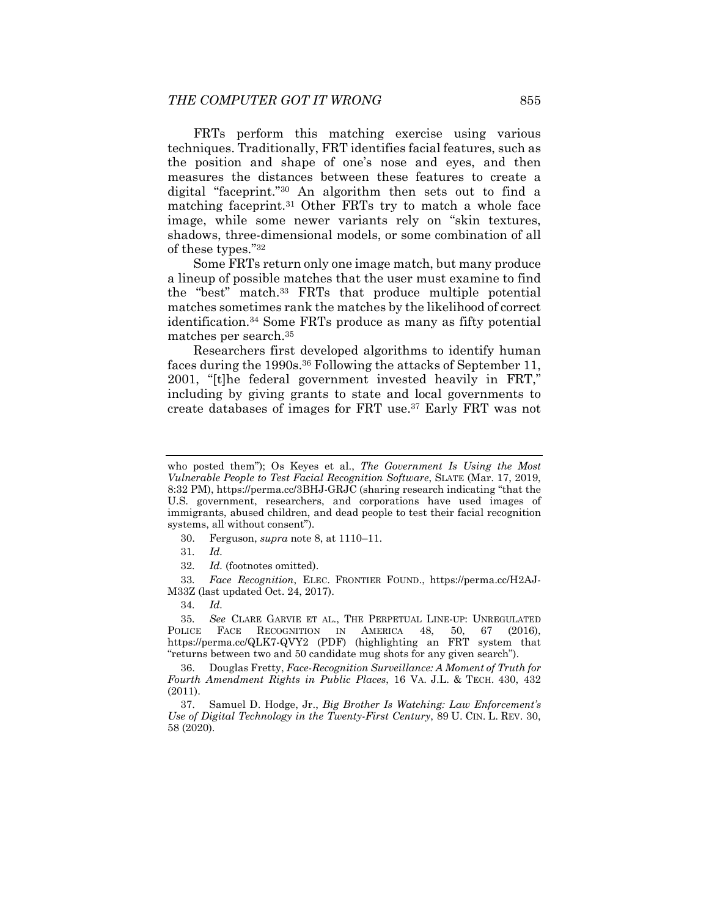FRTs perform this matching exercise using various techniques. Traditionally, FRT identifies facial features, such as the position and shape of one's nose and eyes, and then measures the distances between these features to create a digital "faceprint."[30] An algorithm then sets out to find a matching faceprint.[31] Other FRTs try to match a whole face image, while some newer variants rely on "skin textures, shadows, three-dimensional models, or some combination of all of these types."[32]

Some FRTs return only one image match, but many produce a lineup of possible matches that the user must examine to find the "best" match.[33] FRTs that produce multiple potential matches sometimes rank the matches by the likelihood of correct identification.[34] Some FRTs produce as many as fifty potential matches per search.[35]

Researchers first developed algorithms to identify human faces during the 1990s.[36] Following the attacks of September 11, 2001, "[t]he federal government invested heavily in FRT," including by giving grants to state and local governments to create databases of images for FRT use.[37] Early FRT was not

---

who posted them"); Os Keyes et al., *The Government Is Using the Most Vulnerable People to Test Facial Recognition Software*, SLATE (Mar. 17, 2019, 8:32 PM), https://perma.cc/3BHJ-GRJC (sharing research indicating "that the U.S. government, researchers, and corporations have used images of immigrants, abused children, and dead people to test their facial recognition systems, all without consent").

30. Ferguson, *supra* note 8, at 1110–11.

31. *Id.*

32. *Id.* (footnotes omitted).

33. *Face Recognition*, ELEC. FRONTIER FOUND., https://perma.cc/H2AJ-M33Z (last updated Oct. 24, 2017).

34. *Id.*

35. *See* CLARE GARVIE ET AL., THE PERPETUAL LINE-UP: UNREGULATED POLICE FACE RECOGNITION IN AMERICA 48, 50, 67 (2016), https://perma.cc/QLK7-QVY2 (PDF) (highlighting an FRT system that "returns between two and 50 candidate mug shots for any given search").

36. Douglas Fretty, *Face-Recognition Surveillance: A Moment of Truth for Fourth Amendment Rights in Public Places*, 16 VA. J.L. & TECH. 430, 432 (2011).

37. Samuel D. Hodge, Jr., *Big Brother Is Watching: Law Enforcement's Use of Digital Technology in the Twenty-First Century*, 89 U. CIN. L. REV. 30, 58 (2020).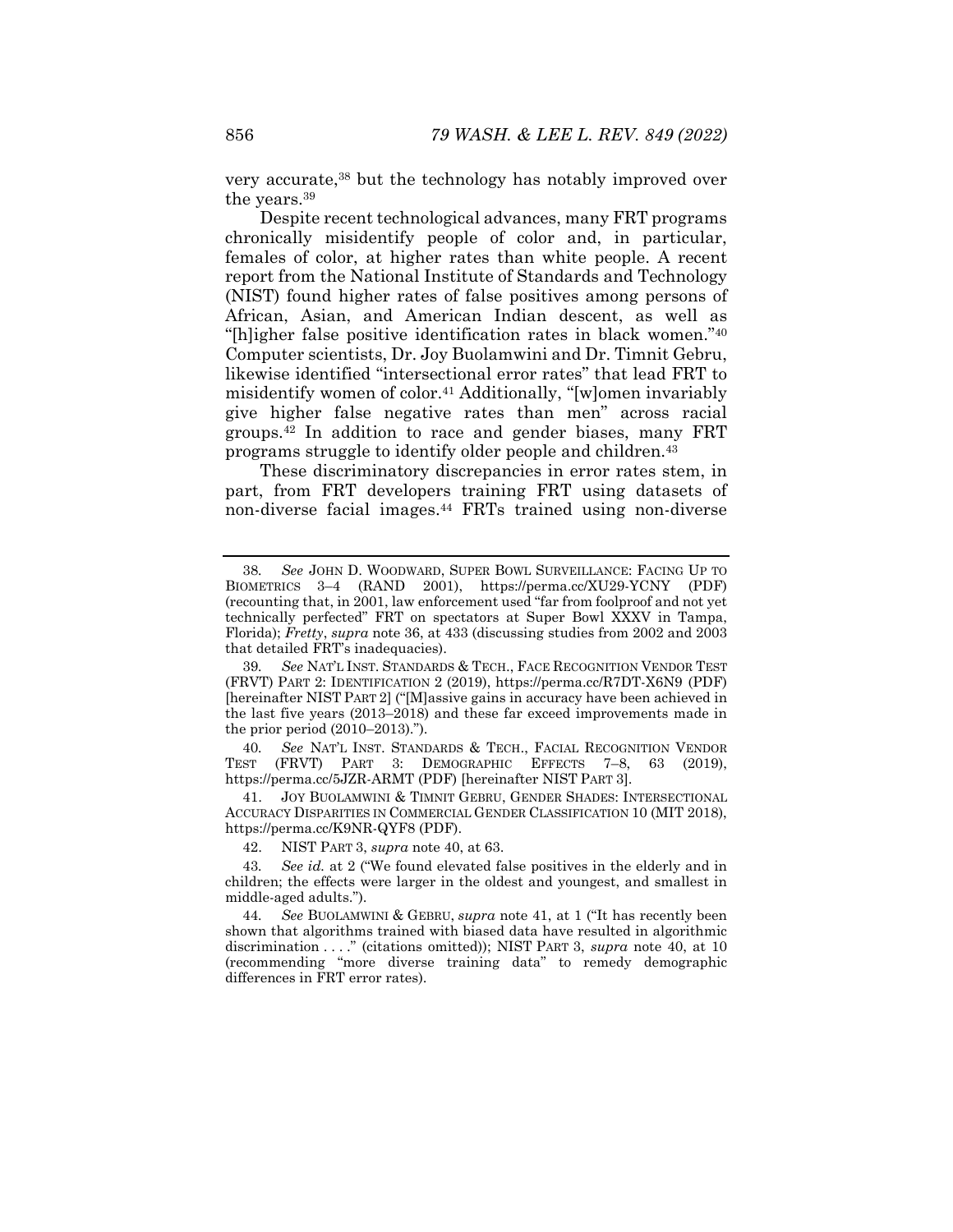very accurate,[38] but the technology has notably improved over the years.[39]

Despite recent technological advances, many FRT programs chronically misidentify people of color and, in particular, females of color, at higher rates than white people. A recent report from the National Institute of Standards and Technology (NIST) found higher rates of false positives among persons of African, Asian, and American Indian descent, as well as "[h]igher false positive identification rates in black women."[40] Computer scientists, Dr. Joy Buolamwini and Dr. Timnit Gebru, likewise identified "intersectional error rates" that lead FRT to misidentify women of color.[41] Additionally, "[w]omen invariably give higher false negative rates than men" across racial groups.[42] In addition to race and gender biases, many FRT programs struggle to identify older people and children.[43]

These discriminatory discrepancies in error rates stem, in part, from FRT developers training FRT using datasets of non-diverse facial images.[44] FRTs trained using non-diverse

---

38. *See* JOHN D. WOODWARD, SUPER BOWL SURVEILLANCE: FACING UP TO BIOMETRICS 3–4 (RAND 2001), https://perma.cc/XU29-YCNY (PDF) (recounting that, in 2001, law enforcement used "far from foolproof and not yet technically perfected" FRT on spectators at Super Bowl XXXV in Tampa, Florida); *Fretty*, *supra* note 36, at 433 (discussing studies from 2002 and 2003 that detailed FRT's inadequacies).

39. *See* NAT'L INST. STANDARDS & TECH., FACE RECOGNITION VENDOR TEST (FRVT) PART 2: IDENTIFICATION 2 (2019), https://perma.cc/R7DT-X6N9 (PDF) [hereinafter NIST PART 2] ("[M]assive gains in accuracy have been achieved in the last five years (2013–2018) and these far exceed improvements made in the prior period (2010–2013).").

40. *See* NAT'L INST. STANDARDS & TECH., FACIAL RECOGNITION VENDOR TEST (FRVT) PART 3: DEMOGRAPHIC EFFECTS 7–8, 63 (2019), https://perma.cc/5JZR-ARMT (PDF) [hereinafter NIST PART 3].

41. JOY BUOLAMWINI & TIMNIT GEBRU, GENDER SHADES: INTERSECTIONAL ACCURACY DISPARITIES IN COMMERCIAL GENDER CLASSIFICATION 10 (MIT 2018), https://perma.cc/K9NR-QYF8 (PDF).

42. NIST PART 3, *supra* note 40, at 63.

43. *See id.* at 2 ("We found elevated false positives in the elderly and in children; the effects were larger in the oldest and youngest, and smallest in middle-aged adults.").

44. *See* BUOLAMWINI & GEBRU, *supra* note 41, at 1 ("It has recently been shown that algorithms trained with biased data have resulted in algorithmic discrimination . . . ." (citations omitted)); NIST PART 3, *supra* note 40, at 10 (recommending "more diverse training data" to remedy demographic differences in FRT error rates).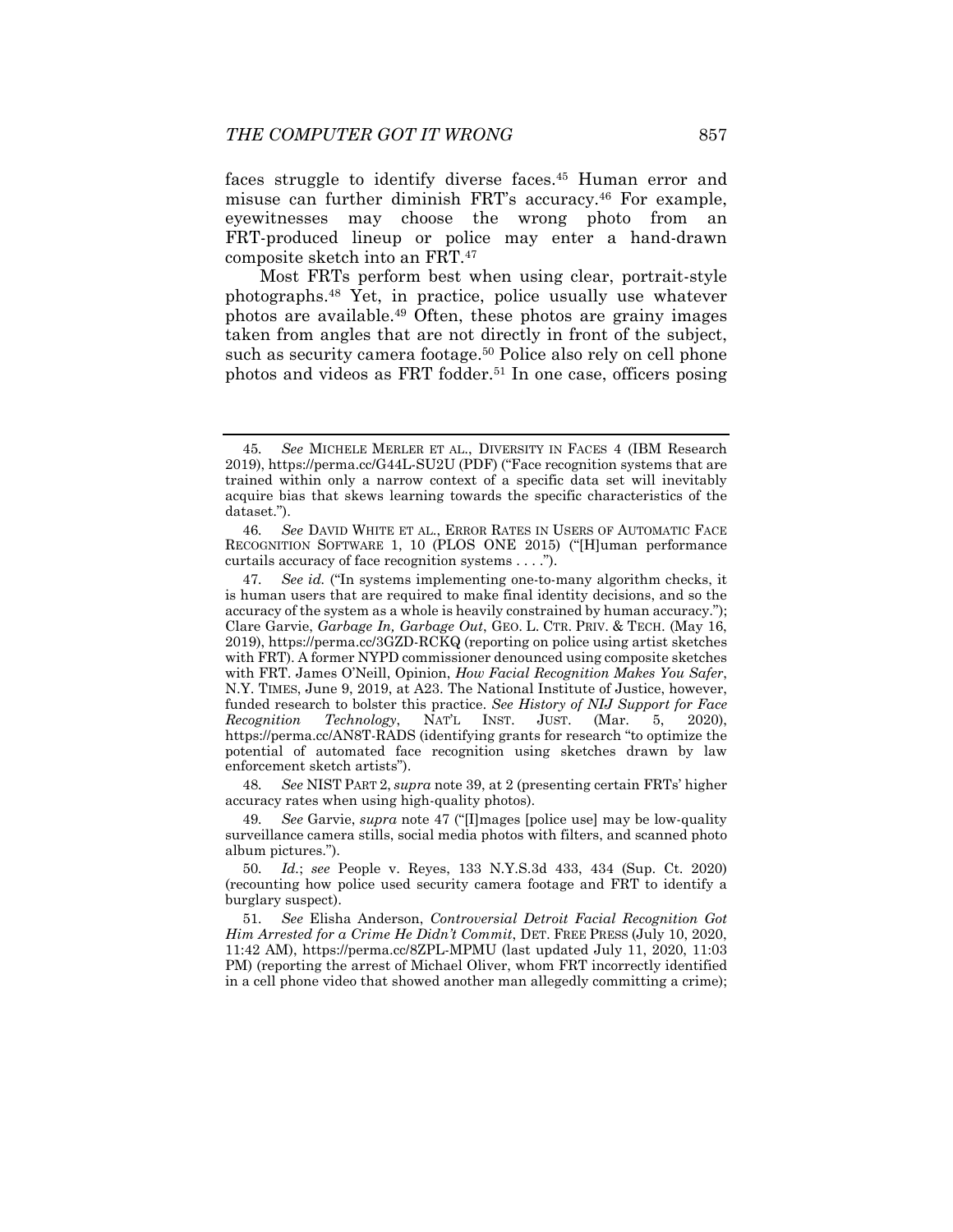faces struggle to identify diverse faces.[45] Human error and misuse can further diminish FRT's accuracy.[46] For example, eyewitnesses may choose the wrong photo from an FRT-produced lineup or police may enter a hand-drawn composite sketch into an FRT.[47]

Most FRTs perform best when using clear, portrait-style photographs.[48] Yet, in practice, police usually use whatever photos are available.[49] Often, these photos are grainy images taken from angles that are not directly in front of the subject, such as security camera footage.[50] Police also rely on cell phone photos and videos as FRT fodder.[51] In one case, officers posing

---

45. *See* MICHELE MERLER ET AL., DIVERSITY IN FACES 4 (IBM Research 2019), https://perma.cc/G44L-SU2U (PDF) ("Face recognition systems that are trained within only a narrow context of a specific data set will inevitably acquire bias that skews learning towards the specific characteristics of the dataset.").

46. *See* DAVID WHITE ET AL., ERROR RATES IN USERS OF AUTOMATIC FACE RECOGNITION SOFTWARE 1, 10 (PLOS ONE 2015) ("[H]uman performance curtails accuracy of face recognition systems . . . .").

47. *See id.* ("In systems implementing one-to-many algorithm checks, it is human users that are required to make final identity decisions, and so the accuracy of the system as a whole is heavily constrained by human accuracy."); Clare Garvie, *Garbage In, Garbage Out*, GEO. L. CTR. PRIV. & TECH. (May 16, 2019), https://perma.cc/3GZD-RCKQ (reporting on police using artist sketches with FRT). A former NYPD commissioner denounced using composite sketches with FRT. James O'Neill, Opinion, *How Facial Recognition Makes You Safer*, N.Y. TIMES, June 9, 2019, at A23. The National Institute of Justice, however, funded research to bolster this practice. *See History of NIJ Support for Face Recognition Technology*, NAT'L INST. JUST. (Mar. 5, 2020), https://perma.cc/AN8T-RADS (identifying grants for research "to optimize the potential of automated face recognition using sketches drawn by law enforcement sketch artists").

48. *See* NIST PART 2, *supra* note 39, at 2 (presenting certain FRTs' higher accuracy rates when using high-quality photos).

49. *See* Garvie, *supra* note 47 ("[I]mages [police use] may be low-quality surveillance camera stills, social media photos with filters, and scanned photo album pictures.").

50. *Id.*; *see* People v. Reyes, 133 N.Y.S.3d 433, 434 (Sup. Ct. 2020) (recounting how police used security camera footage and FRT to identify a burglary suspect).

51. *See* Elisha Anderson, *Controversial Detroit Facial Recognition Got Him Arrested for a Crime He Didn't Commit*, DET. FREE PRESS (July 10, 2020, 11:42 AM), https://perma.cc/8ZPL-MPMU (last updated July 11, 2020, 11:03 PM) (reporting the arrest of Michael Oliver, whom FRT incorrectly identified in a cell phone video that showed another man allegedly committing a crime);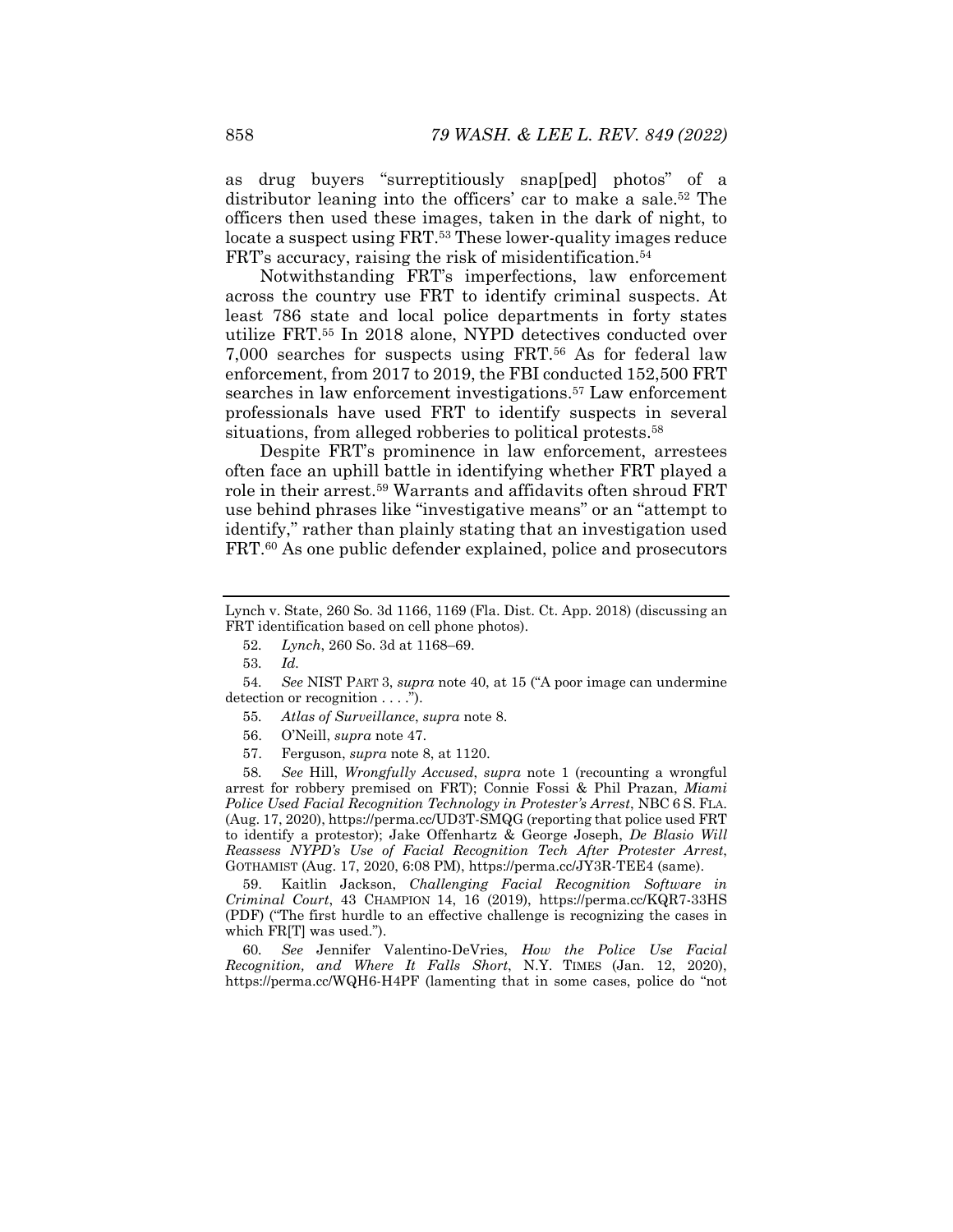as drug buyers "surreptitiously snap[ped] photos" of a distributor leaning into the officers' car to make a sale.[52] The officers then used these images, taken in the dark of night, to locate a suspect using FRT.[53] These lower-quality images reduce FRT's accuracy, raising the risk of misidentification.[54]

Notwithstanding FRT's imperfections, law enforcement across the country use FRT to identify criminal suspects. At least 786 state and local police departments in forty states utilize FRT.[55] In 2018 alone, NYPD detectives conducted over 7,000 searches for suspects using FRT.[56] As for federal law enforcement, from 2017 to 2019, the FBI conducted 152,500 FRT searches in law enforcement investigations.[57] Law enforcement professionals have used FRT to identify suspects in several situations, from alleged robberies to political protests.[58]

Despite FRT's prominence in law enforcement, arrestees often face an uphill battle in identifying whether FRT played a role in their arrest.[59] Warrants and affidavits often shroud FRT use behind phrases like "investigative means" or an "attempt to identify," rather than plainly stating that an investigation used FRT.[60] As one public defender explained, police and prosecutors

---

Lynch v. State, 260 So. 3d 1166, 1169 (Fla. Dist. Ct. App. 2018) (discussing an FRT identification based on cell phone photos).

52. *Lynch*, 260 So. 3d at 1168–69.

53. *Id.*

54. *See* NIST PART 3, *supra* note 40, at 15 ("A poor image can undermine detection or recognition . . . .").

55. *Atlas of Surveillance*, *supra* note 8.

56. O'Neill, *supra* note 47.

57. Ferguson, *supra* note 8, at 1120.

58. *See* Hill, *Wrongfully Accused*, *supra* note 1 (recounting a wrongful arrest for robbery premised on FRT); Connie Fossi & Phil Prazan, *Miami Police Used Facial Recognition Technology in Protester's Arrest*, NBC 6 S. FLA. (Aug. 17, 2020), https://perma.cc/UD3T-SMQG (reporting that police used FRT to identify a protestor); Jake Offenhartz & George Joseph, *De Blasio Will Reassess NYPD's Use of Facial Recognition Tech After Protester Arrest*, GOTHAMIST (Aug. 17, 2020, 6:08 PM), https://perma.cc/JY3R-TEE4 (same).

59. Kaitlin Jackson, *Challenging Facial Recognition Software in Criminal Court*, 43 CHAMPION 14, 16 (2019), https://perma.cc/KQR7-33HS (PDF) ("The first hurdle to an effective challenge is recognizing the cases in which FR[T] was used.").

60. *See* Jennifer Valentino-DeVries, *How the Police Use Facial Recognition, and Where It Falls Short*, N.Y. TIMES (Jan. 12, 2020), https://perma.cc/WQH6-H4PF (lamenting that in some cases, police do "not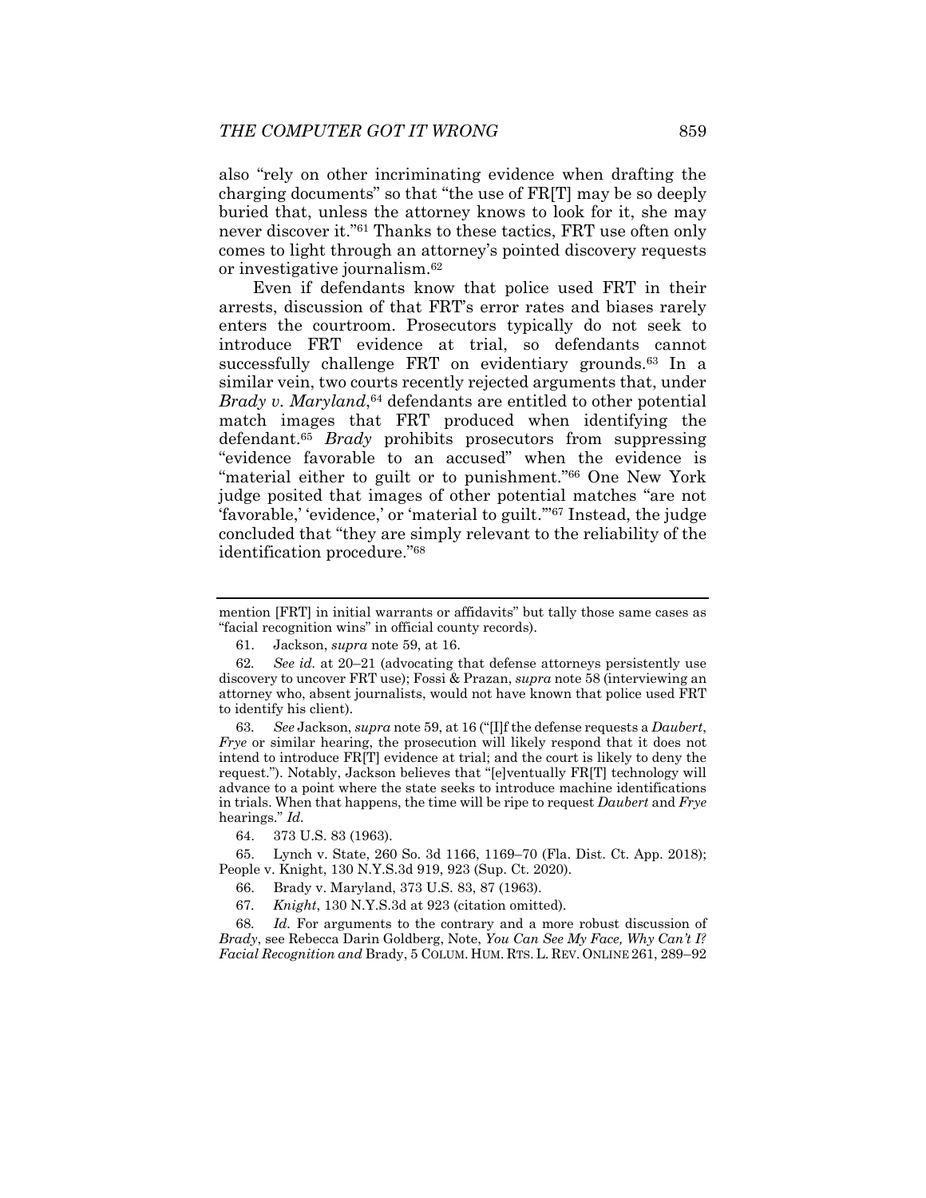also "rely on other incriminating evidence when drafting the charging documents" so that "the use of FR[T] may be so deeply buried that, unless the attorney knows to look for it, she may never discover it."[61] Thanks to these tactics, FRT use often only comes to light through an attorney's pointed discovery requests or investigative journalism.[62]

Even if defendants know that police used FRT in their arrests, discussion of that FRT's error rates and biases rarely enters the courtroom. Prosecutors typically do not seek to introduce FRT evidence at trial, so defendants cannot successfully challenge FRT on evidentiary grounds.[63] In a similar vein, two courts recently rejected arguments that, under *Brady v. Maryland*,[64] defendants are entitled to other potential match images that FRT produced when identifying the defendant.[65] *Brady* prohibits prosecutors from suppressing "evidence favorable to an accused" when the evidence is "material either to guilt or to punishment."[66] One New York judge posited that images of other potential matches "are not 'favorable,' 'evidence,' or 'material to guilt.'"[67] Instead, the judge concluded that "they are simply relevant to the reliability of the identification procedure."[68]

---

mention [FRT] in initial warrants or affidavits" but tally those same cases as "facial recognition wins" in official county records).

61. Jackson, *supra* note 59, at 16.

62. *See id.* at 20–21 (advocating that defense attorneys persistently use discovery to uncover FRT use); Fossi & Prazan, *supra* note 58 (interviewing an attorney who, absent journalists, would not have known that police used FRT to identify his client).

63. *See* Jackson, *supra* note 59, at 16 ("[I]f the defense requests a *Daubert*, *Frye* or similar hearing, the prosecution will likely respond that it does not intend to introduce FR[T] evidence at trial; and the court is likely to deny the request."). Notably, Jackson believes that "[e]ventually FR[T] technology will advance to a point where the state seeks to introduce machine identifications in trials. When that happens, the time will be ripe to request *Daubert* and *Frye* hearings." *Id.*

64. 373 U.S. 83 (1963).

65. Lynch v. State, 260 So. 3d 1166, 1169–70 (Fla. Dist. Ct. App. 2018); People v. Knight, 130 N.Y.S.3d 919, 923 (Sup. Ct. 2020).

66. Brady v. Maryland, 373 U.S. 83, 87 (1963).

67. *Knight*, 130 N.Y.S.3d at 923 (citation omitted).

68. *Id.* For arguments to the contrary and a more robust discussion of *Brady*, see Rebecca Darin Goldberg, Note, *You Can See My Face, Why Can't I? Facial Recognition and* Brady, 5 COLUM. HUM. RTS. L. REV. ONLINE 261, 289–92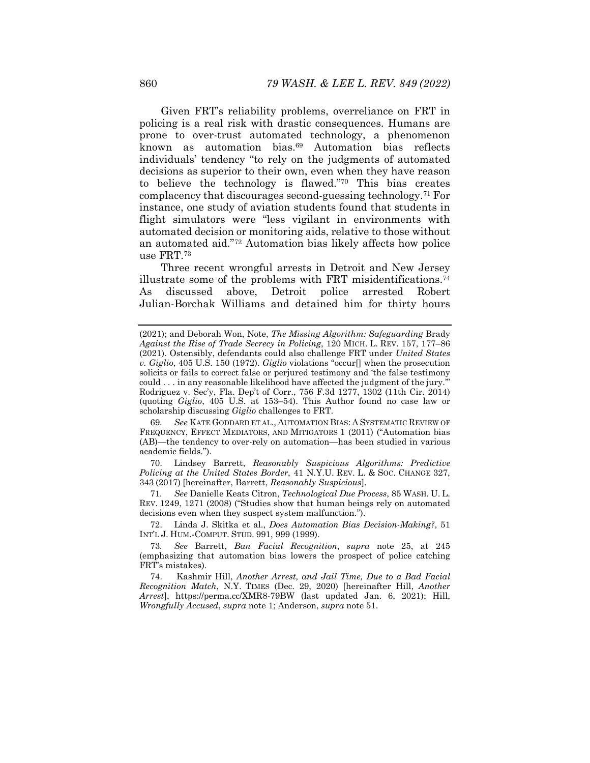Given FRT's reliability problems, overreliance on FRT in policing is a real risk with drastic consequences. Humans are prone to over-trust automated technology, a phenomenon known as automation bias.[69] Automation bias reflects individuals' tendency "to rely on the judgments of automated decisions as superior to their own, even when they have reason to believe the technology is flawed."[70] This bias creates complacency that discourages second-guessing technology.[71] For instance, one study of aviation students found that students in flight simulators were "less vigilant in environments with automated decision or monitoring aids, relative to those without an automated aid."[72] Automation bias likely affects how police use FRT.[73]

Three recent wrongful arrests in Detroit and New Jersey illustrate some of the problems with FRT misidentifications.[74] As discussed above, Detroit police arrested Robert Julian-Borchak Williams and detained him for thirty hours

---

(2021); and Deborah Won, Note, *The Missing Algorithm: Safeguarding* Brady *Against the Rise of Trade Secrecy in Policing*, 120 MICH. L. REV. 157, 177–86 (2021). Ostensibly, defendants could also challenge FRT under *United States v. Giglio*, 405 U.S. 150 (1972). *Giglio* violations "occur[] when the prosecution solicits or fails to correct false or perjured testimony and 'the false testimony could . . . in any reasonable likelihood have affected the judgment of the jury.'" Rodriguez v. Sec'y, Fla. Dep't of Corr., 756 F.3d 1277, 1302 (11th Cir. 2014) (quoting *Giglio*, 405 U.S. at 153–54). This Author found no case law or scholarship discussing *Giglio* challenges to FRT.

69. *See* KATE GODDARD ET AL., AUTOMATION BIAS: A SYSTEMATIC REVIEW OF FREQUENCY, EFFECT MEDIATORS, AND MITIGATORS 1 (2011) ("Automation bias (AB)—the tendency to over-rely on automation—has been studied in various academic fields.").

70. Lindsey Barrett, *Reasonably Suspicious Algorithms: Predictive Policing at the United States Border*, 41 N.Y.U. REV. L. & SOC. CHANGE 327, 343 (2017) [hereinafter, Barrett, *Reasonably Suspicious*].

71. *See* Danielle Keats Citron, *Technological Due Process*, 85 WASH. U. L. REV. 1249, 1271 (2008) ("Studies show that human beings rely on automated decisions even when they suspect system malfunction.").

72. Linda J. Skitka et al., *Does Automation Bias Decision-Making?*, 51 INT'L J. HUM.-COMPUT. STUD. 991, 999 (1999).

73. *See* Barrett, *Ban Facial Recognition*, *supra* note 25, at 245 (emphasizing that automation bias lowers the prospect of police catching FRT's mistakes).

74. Kashmir Hill, *Another Arrest, and Jail Time, Due to a Bad Facial Recognition Match*, N.Y. TIMES (Dec. 29, 2020) [hereinafter Hill, *Another Arrest*], https://perma.cc/XMR8-79BW (last updated Jan. 6, 2021); Hill, *Wrongfully Accused*, *supra* note 1; Anderson, *supra* note 51.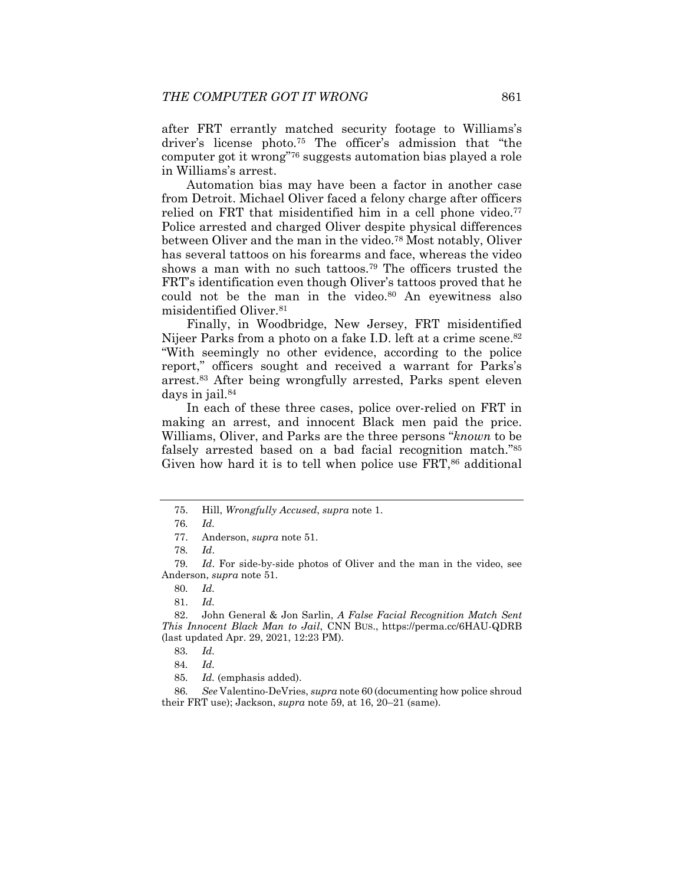after FRT errantly matched security footage to Williams's driver's license photo.[75] The officer's admission that "the computer got it wrong"[76] suggests automation bias played a role in Williams's arrest.

Automation bias may have been a factor in another case from Detroit. Michael Oliver faced a felony charge after officers relied on FRT that misidentified him in a cell phone video.[77] Police arrested and charged Oliver despite physical differences between Oliver and the man in the video.[78] Most notably, Oliver has several tattoos on his forearms and face, whereas the video shows a man with no such tattoos.[79] The officers trusted the FRT's identification even though Oliver's tattoos proved that he could not be the man in the video.[80] An eyewitness also misidentified Oliver.[81]

Finally, in Woodbridge, New Jersey, FRT misidentified Nijeer Parks from a photo on a fake I.D. left at a crime scene.[82] "With seemingly no other evidence, according to the police report," officers sought and received a warrant for Parks's arrest.[83] After being wrongfully arrested, Parks spent eleven days in jail.[84]

In each of these three cases, police over-relied on FRT in making an arrest, and innocent Black men paid the price. Williams, Oliver, and Parks are the three persons "*known* to be falsely arrested based on a bad facial recognition match."[85] Given how hard it is to tell when police use FRT,[86] additional

---

75. Hill, *Wrongfully Accused*, *supra* note 1.

76. *Id.*

77. Anderson, *supra* note 51.

78. *Id*.

79. *Id*. For side-by-side photos of Oliver and the man in the video, see Anderson, *supra* note 51.

80. *Id.*

81. *Id.*

82. John General & Jon Sarlin, *A False Facial Recognition Match Sent This Innocent Black Man to Jail*, CNN BUS., https://perma.cc/6HAU-QDRB (last updated Apr. 29, 2021, 12:23 PM).

83. *Id.*

84. *Id.*

85. *Id.* (emphasis added).

86. *See* Valentino-DeVries, *supra* note 60 (documenting how police shroud their FRT use); Jackson, *supra* note 59, at 16, 20–21 (same).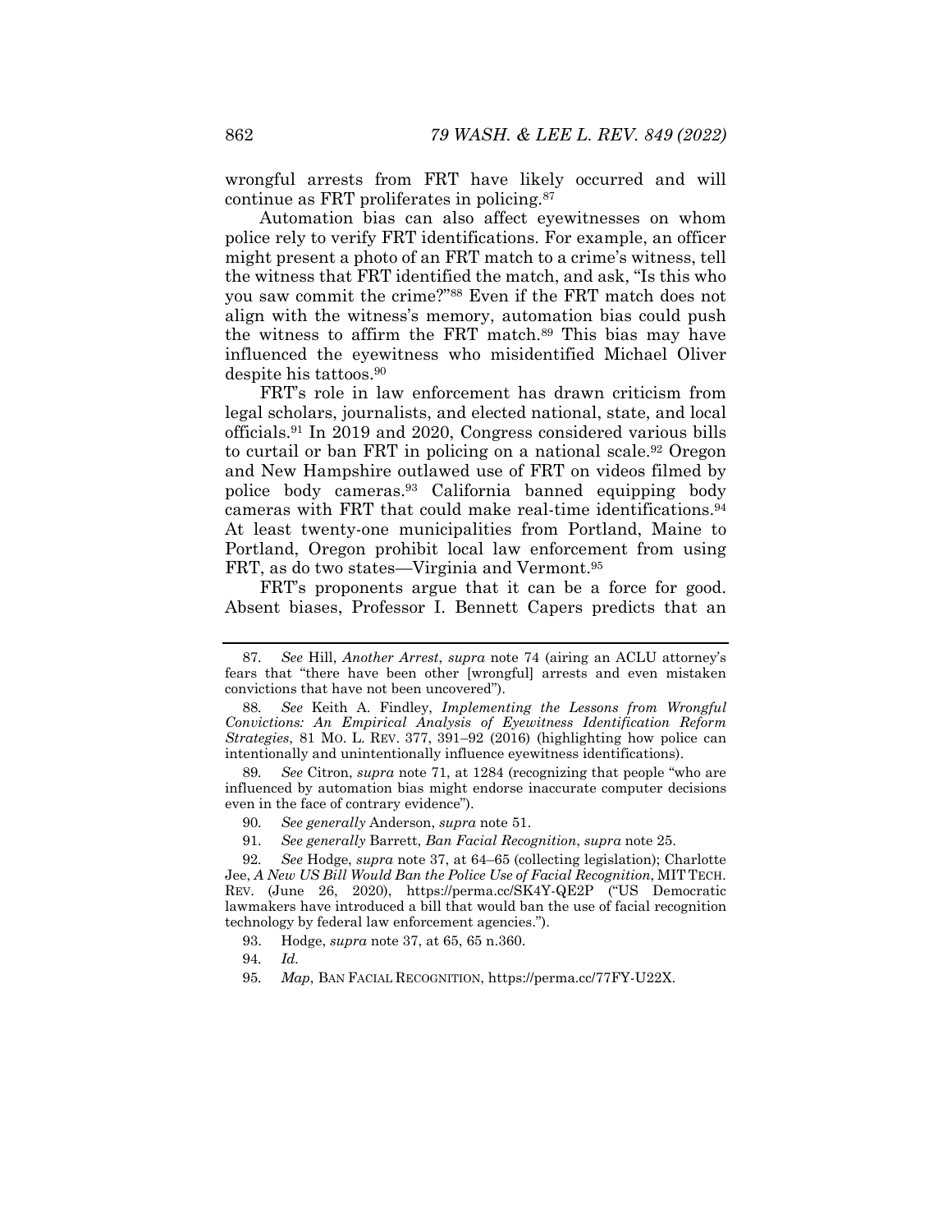wrongful arrests from FRT have likely occurred and will continue as FRT proliferates in policing.[87]

Automation bias can also affect eyewitnesses on whom police rely to verify FRT identifications. For example, an officer might present a photo of an FRT match to a crime's witness, tell the witness that FRT identified the match, and ask, "Is this who you saw commit the crime?"[88] Even if the FRT match does not align with the witness's memory, automation bias could push the witness to affirm the FRT match.[89] This bias may have influenced the eyewitness who misidentified Michael Oliver despite his tattoos.[90]

FRT's role in law enforcement has drawn criticism from legal scholars, journalists, and elected national, state, and local officials.[91] In 2019 and 2020, Congress considered various bills to curtail or ban FRT in policing on a national scale.[92] Oregon and New Hampshire outlawed use of FRT on videos filmed by police body cameras.[93] California banned equipping body cameras with FRT that could make real-time identifications.[94] At least twenty-one municipalities from Portland, Maine to Portland, Oregon prohibit local law enforcement from using FRT, as do two states—Virginia and Vermont.[95]

FRT's proponents argue that it can be a force for good. Absent biases, Professor I. Bennett Capers predicts that an

---

87. *See* Hill, *Another Arrest*, *supra* note 74 (airing an ACLU attorney's fears that "there have been other [wrongful] arrests and even mistaken convictions that have not been uncovered").

88. *See* Keith A. Findley, *Implementing the Lessons from Wrongful Convictions: An Empirical Analysis of Eyewitness Identification Reform Strategies*, 81 MO. L. REV. 377, 391–92 (2016) (highlighting how police can intentionally and unintentionally influence eyewitness identifications).

89. *See* Citron, *supra* note 71, at 1284 (recognizing that people "who are influenced by automation bias might endorse inaccurate computer decisions even in the face of contrary evidence").

90. *See generally* Anderson, *supra* note 51.

91. *See generally* Barrett, *Ban Facial Recognition*, *supra* note 25.

92. *See* Hodge, *supra* note 37, at 64–65 (collecting legislation); Charlotte Jee, *A New US Bill Would Ban the Police Use of Facial Recognition*, MIT TECH. REV. (June 26, 2020), https://perma.cc/SK4Y-QE2P ("US Democratic lawmakers have introduced a bill that would ban the use of facial recognition technology by federal law enforcement agencies.").

93. Hodge, *supra* note 37, at 65, 65 n.360.

94. *Id.*

95. *Map*, BAN FACIAL RECOGNITION, https://perma.cc/77FY-U22X.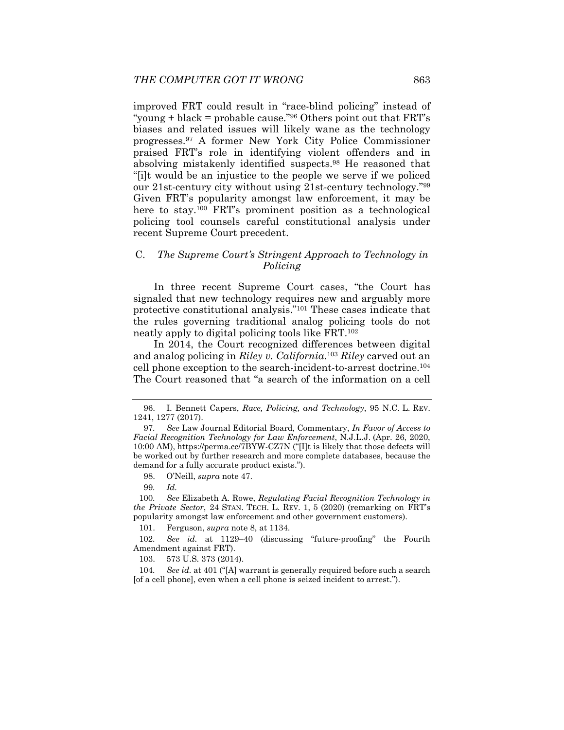improved FRT could result in "race-blind policing" instead of "young + black = probable cause."[96] Others point out that FRT's biases and related issues will likely wane as the technology progresses.[97] A former New York City Police Commissioner praised FRT's role in identifying violent offenders and in absolving mistakenly identified suspects.[98] He reasoned that "[i]t would be an injustice to the people we serve if we policed our 21st-century city without using 21st-century technology."[99] Given FRT's popularity amongst law enforcement, it may be here to stay.[100] FRT's prominent position as a technological policing tool counsels careful constitutional analysis under recent Supreme Court precedent.

### C. *The Supreme Court's Stringent Approach to Technology in Policing*

In three recent Supreme Court cases, "the Court has signaled that new technology requires new and arguably more protective constitutional analysis."[101] These cases indicate that the rules governing traditional analog policing tools do not neatly apply to digital policing tools like FRT.[102]

In 2014, the Court recognized differences between digital and analog policing in *Riley v. California*.[103] *Riley* carved out an cell phone exception to the search-incident-to-arrest doctrine.[104] The Court reasoned that "a search of the information on a cell

---

96. I. Bennett Capers, *Race, Policing, and Technology*, 95 N.C. L. REV. 1241, 1277 (2017).

97. *See* Law Journal Editorial Board, Commentary, *In Favor of Access to Facial Recognition Technology for Law Enforcement*, N.J.L.J. (Apr. 26, 2020, 10:00 AM), https://perma.cc/7BYW-CZ7N ("[I]t is likely that those defects will be worked out by further research and more complete databases, because the demand for a fully accurate product exists.").

98. O'Neill, *supra* note 47.

99. *Id.*

100. *See* Elizabeth A. Rowe, *Regulating Facial Recognition Technology in the Private Sector*, 24 STAN. TECH. L. REV. 1, 5 (2020) (remarking on FRT's popularity amongst law enforcement and other government customers).

101. Ferguson, *supra* note 8, at 1134.

102. *See id.* at 1129–40 (discussing "future-proofing" the Fourth Amendment against FRT).

103. 573 U.S. 373 (2014).

104. *See id.* at 401 ("[A] warrant is generally required before such a search [of a cell phone], even when a cell phone is seized incident to arrest.").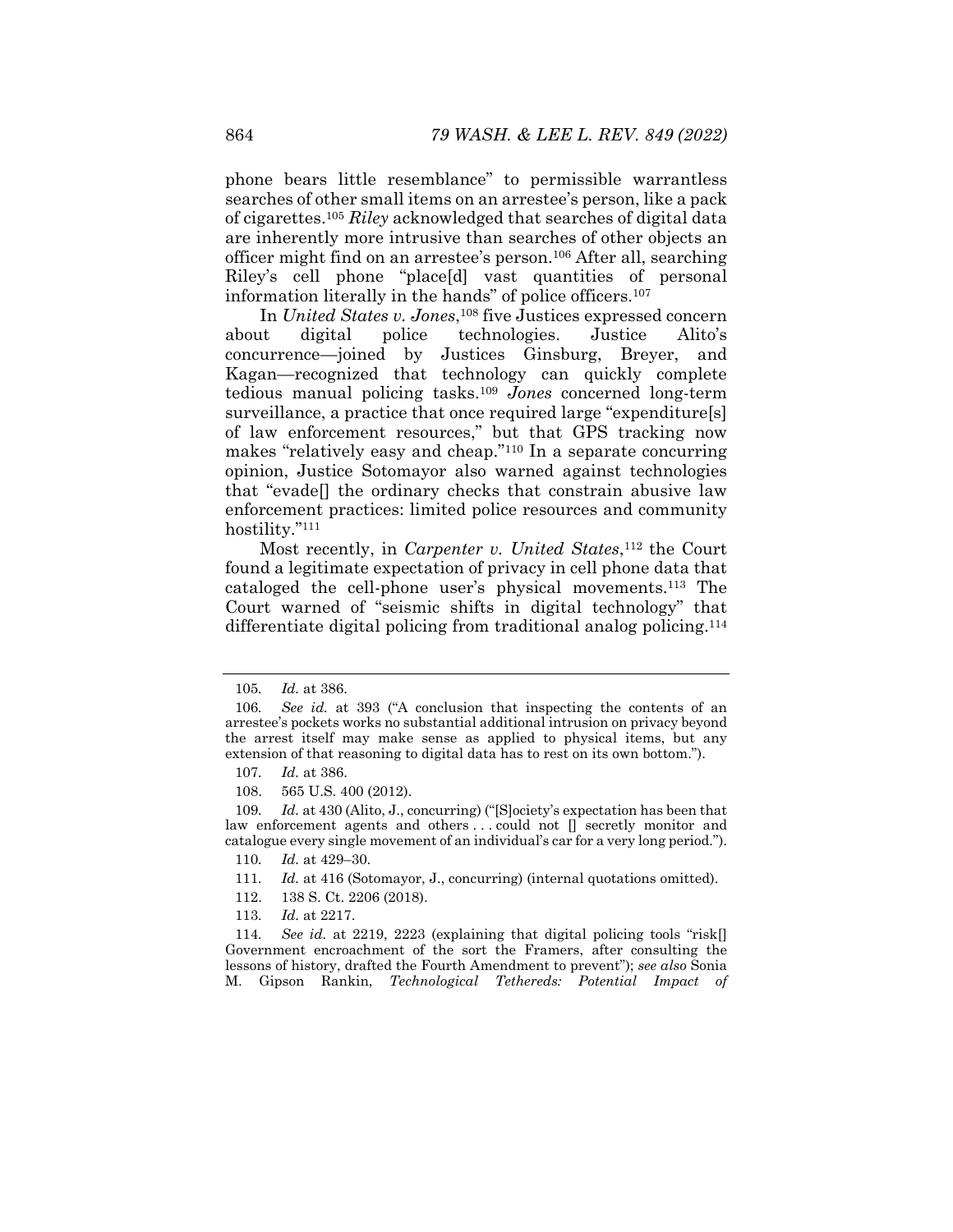phone bears little resemblance" to permissible warrantless searches of other small items on an arrestee's person, like a pack of cigarettes.[105] *Riley* acknowledged that searches of digital data are inherently more intrusive than searches of other objects an officer might find on an arrestee's person.[106] After all, searching Riley's cell phone "place[d] vast quantities of personal information literally in the hands" of police officers.[107]

In *United States v. Jones*,[108] five Justices expressed concern about digital police technologies. Justice Alito's concurrence—joined by Justices Ginsburg, Breyer, and Kagan—recognized that technology can quickly complete tedious manual policing tasks.[109] *Jones* concerned long-term surveillance, a practice that once required large "expenditure[s] of law enforcement resources," but that GPS tracking now makes "relatively easy and cheap."[110] In a separate concurring opinion, Justice Sotomayor also warned against technologies that "evade[] the ordinary checks that constrain abusive law enforcement practices: limited police resources and community hostility."[111]

Most recently, in *Carpenter v. United States*,[112] the Court found a legitimate expectation of privacy in cell phone data that cataloged the cell-phone user's physical movements.[113] The Court warned of "seismic shifts in digital technology" that differentiate digital policing from traditional analog policing.[114]

---

105. *Id.* at 386.

106. *See id.* at 393 ("A conclusion that inspecting the contents of an arrestee's pockets works no substantial additional intrusion on privacy beyond the arrest itself may make sense as applied to physical items, but any extension of that reasoning to digital data has to rest on its own bottom.").

107. *Id.* at 386.

108. 565 U.S. 400 (2012).

109. *Id.* at 430 (Alito, J., concurring) ("[S]ociety's expectation has been that law enforcement agents and others . . . could not [] secretly monitor and catalogue every single movement of an individual's car for a very long period.").

110. *Id.* at 429–30.

111. *Id.* at 416 (Sotomayor, J., concurring) (internal quotations omitted).

112. 138 S. Ct. 2206 (2018).

113. *Id.* at 2217.

114. *See id.* at 2219, 2223 (explaining that digital policing tools "risk[] Government encroachment of the sort the Framers, after consulting the lessons of history, drafted the Fourth Amendment to prevent"); *see also* Sonia M. Gipson Rankin, *Technological Tethereds: Potential Impact of*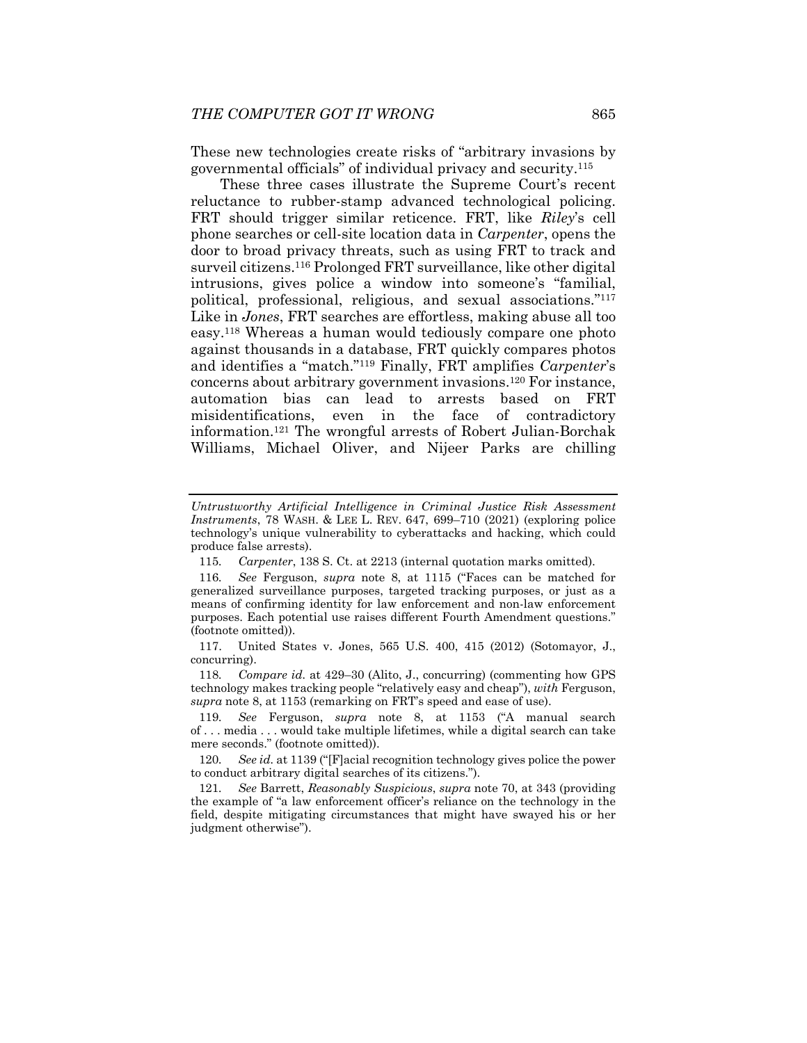These new technologies create risks of "arbitrary invasions by governmental officials" of individual privacy and security.[115]

These three cases illustrate the Supreme Court's recent reluctance to rubber-stamp advanced technological policing. FRT should trigger similar reticence. FRT, like *Riley*'s cell phone searches or cell-site location data in *Carpenter*, opens the door to broad privacy threats, such as using FRT to track and surveil citizens.[116] Prolonged FRT surveillance, like other digital intrusions, gives police a window into someone's "familial, political, professional, religious, and sexual associations."[117] Like in *Jones*, FRT searches are effortless, making abuse all too easy.[118] Whereas a human would tediously compare one photo against thousands in a database, FRT quickly compares photos and identifies a "match."[119] Finally, FRT amplifies *Carpenter*'s concerns about arbitrary government invasions.[120] For instance, automation bias can lead to arrests based on FRT misidentifications, even in the face of contradictory information.[121] The wrongful arrests of Robert Julian-Borchak Williams, Michael Oliver, and Nijeer Parks are chilling

---

*Untrustworthy Artificial Intelligence in Criminal Justice Risk Assessment Instruments*, 78 WASH. & LEE L. REV. 647, 699–710 (2021) (exploring police technology's unique vulnerability to cyberattacks and hacking, which could produce false arrests).

115. *Carpenter*, 138 S. Ct. at 2213 (internal quotation marks omitted).

116. *See* Ferguson, *supra* note 8, at 1115 ("Faces can be matched for generalized surveillance purposes, targeted tracking purposes, or just as a means of confirming identity for law enforcement and non-law enforcement purposes. Each potential use raises different Fourth Amendment questions." (footnote omitted)).

117. United States v. Jones, 565 U.S. 400, 415 (2012) (Sotomayor, J., concurring).

118. *Compare id.* at 429–30 (Alito, J., concurring) (commenting how GPS technology makes tracking people "relatively easy and cheap"), *with* Ferguson, *supra* note 8, at 1153 (remarking on FRT's speed and ease of use).

119. *See* Ferguson, *supra* note 8, at 1153 ("A manual search of . . . media . . . would take multiple lifetimes, while a digital search can take mere seconds." (footnote omitted)).

120. *See id.* at 1139 ("[F]acial recognition technology gives police the power to conduct arbitrary digital searches of its citizens.").

121. *See* Barrett, *Reasonably Suspicious*, *supra* note 70, at 343 (providing the example of "a law enforcement officer's reliance on the technology in the field, despite mitigating circumstances that might have swayed his or her judgment otherwise").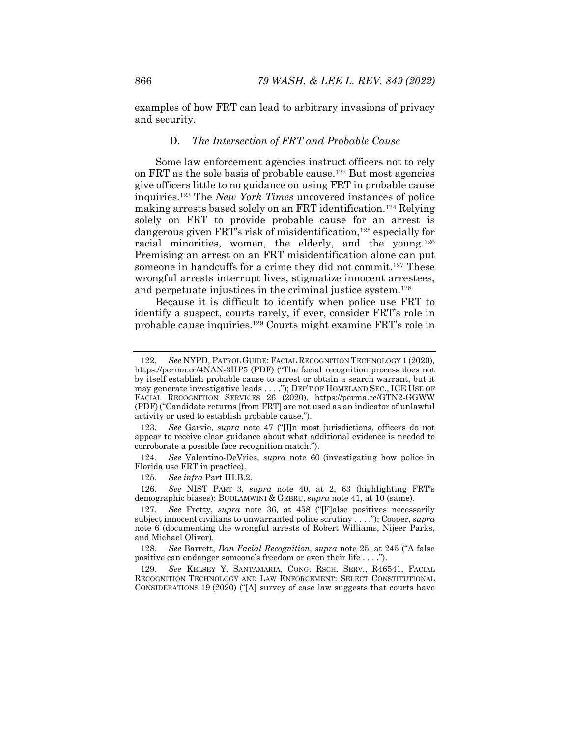examples of how FRT can lead to arbitrary invasions of privacy and security.

### D. *The Intersection of FRT and Probable Cause*

Some law enforcement agencies instruct officers not to rely on FRT as the sole basis of probable cause.[122] But most agencies give officers little to no guidance on using FRT in probable cause inquiries.[123] The *New York Times* uncovered instances of police making arrests based solely on an FRT identification.[124] Relying solely on FRT to provide probable cause for an arrest is dangerous given FRT's risk of misidentification,[125] especially for racial minorities, women, the elderly, and the young.[126] Premising an arrest on an FRT misidentification alone can put someone in handcuffs for a crime they did not commit.[127] These wrongful arrests interrupt lives, stigmatize innocent arrestees, and perpetuate injustices in the criminal justice system.[128]

Because it is difficult to identify when police use FRT to identify a suspect, courts rarely, if ever, consider FRT's role in probable cause inquiries.[129] Courts might examine FRT's role in

---

122. *See* NYPD, PATROL GUIDE: FACIAL RECOGNITION TECHNOLOGY 1 (2020), https://perma.cc/4NAN-3HP5 (PDF) ("The facial recognition process does not by itself establish probable cause to arrest or obtain a search warrant, but it may generate investigative leads . . . ."); DEP'T OF HOMELAND SEC., ICE USE OF FACIAL RECOGNITION SERVICES 26 (2020), https://perma.cc/GTN2-GGWW (PDF) ("Candidate returns [from FRT] are not used as an indicator of unlawful activity or used to establish probable cause.").

123. *See* Garvie, *supra* note 47 ("[I]n most jurisdictions, officers do not appear to receive clear guidance about what additional evidence is needed to corroborate a possible face recognition match.").

124. *See* Valentino-DeVries, *supra* note 60 (investigating how police in Florida use FRT in practice).

125. *See infra* Part III.B.2.

126. *See* NIST PART 3, *supra* note 40, at 2, 63 (highlighting FRT's demographic biases); BUOLAMWINI & GEBRU, *supra* note 41, at 10 (same).

127. *See* Fretty, *supra* note 36, at 458 ("[F]alse positives necessarily subject innocent civilians to unwarranted police scrutiny . . . ."); Cooper, *supra* note 6 (documenting the wrongful arrests of Robert Williams, Nijeer Parks, and Michael Oliver).

128. *See* Barrett, *Ban Facial Recognition*, *supra* note 25, at 245 ("A false positive can endanger someone's freedom or even their life . . . .").

129. *See* KELSEY Y. SANTAMARIA, CONG. RSCH. SERV., R46541, FACIAL RECOGNITION TECHNOLOGY AND LAW ENFORCEMENT: SELECT CONSTITUTIONAL CONSIDERATIONS 19 (2020) ("[A] survey of case law suggests that courts have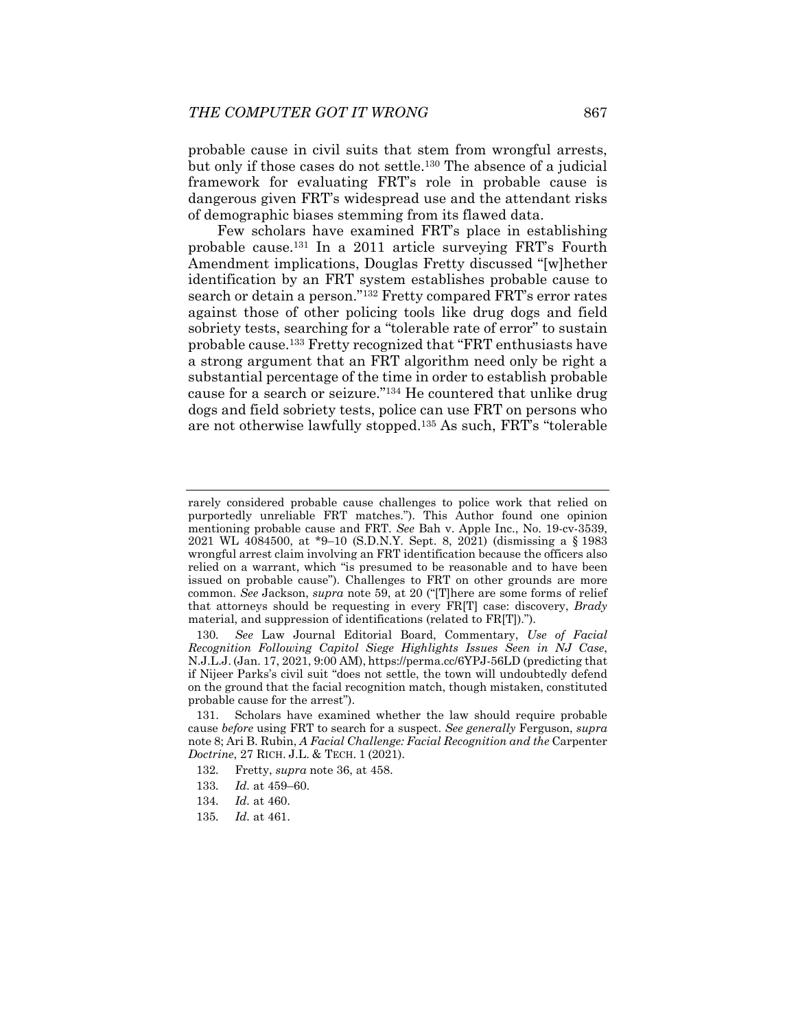probable cause in civil suits that stem from wrongful arrests, but only if those cases do not settle.[130] The absence of a judicial framework for evaluating FRT's role in probable cause is dangerous given FRT's widespread use and the attendant risks of demographic biases stemming from its flawed data.

Few scholars have examined FRT's place in establishing probable cause.[131] In a 2011 article surveying FRT's Fourth Amendment implications, Douglas Fretty discussed "[w]hether identification by an FRT system establishes probable cause to search or detain a person."[132] Fretty compared FRT's error rates against those of other policing tools like drug dogs and field sobriety tests, searching for a "tolerable rate of error" to sustain probable cause.[133] Fretty recognized that "FRT enthusiasts have a strong argument that an FRT algorithm need only be right a substantial percentage of the time in order to establish probable cause for a search or seizure."[134] He countered that unlike drug dogs and field sobriety tests, police can use FRT on persons who are not otherwise lawfully stopped.[135] As such, FRT's "tolerable

---

rarely considered probable cause challenges to police work that relied on purportedly unreliable FRT matches."). This Author found one opinion mentioning probable cause and FRT. *See* Bah v. Apple Inc., No. 19-cv-3539, 2021 WL 4084500, at *9–10 (S.D.N.Y. Sept. 8, 2021) (dismissing a § 1983 wrongful arrest claim involving an FRT identification because the officers also relied on a warrant, which "is presumed to be reasonable and to have been issued on probable cause"). Challenges to FRT on other grounds are more common. *See* Jackson, *supra* note 59, at 20 ("[T]here are some forms of relief that attorneys should be requesting in every FR[T] case: discovery, *Brady* material, and suppression of identifications (related to FR[T]).").

130. *See* Law Journal Editorial Board, Commentary, *Use of Facial Recognition Following Capitol Siege Highlights Issues Seen in NJ Case*, N.J.L.J. (Jan. 17, 2021, 9:00 AM), https://perma.cc/6YPJ-56LD (predicting that if Nijeer Parks's civil suit "does not settle, the town will undoubtedly defend on the ground that the facial recognition match, though mistaken, constituted probable cause for the arrest").

131. Scholars have examined whether the law should require probable cause *before* using FRT to search for a suspect. *See generally* Ferguson, *supra* note 8; Ari B. Rubin, *A Facial Challenge: Facial Recognition and the* Carpenter *Doctrine*, 27 RICH. J.L. & TECH. 1 (2021).

132. Fretty, *supra* note 36, at 458.

133. *Id.* at 459–60.

134. *Id.* at 460.

135. *Id.* at 461.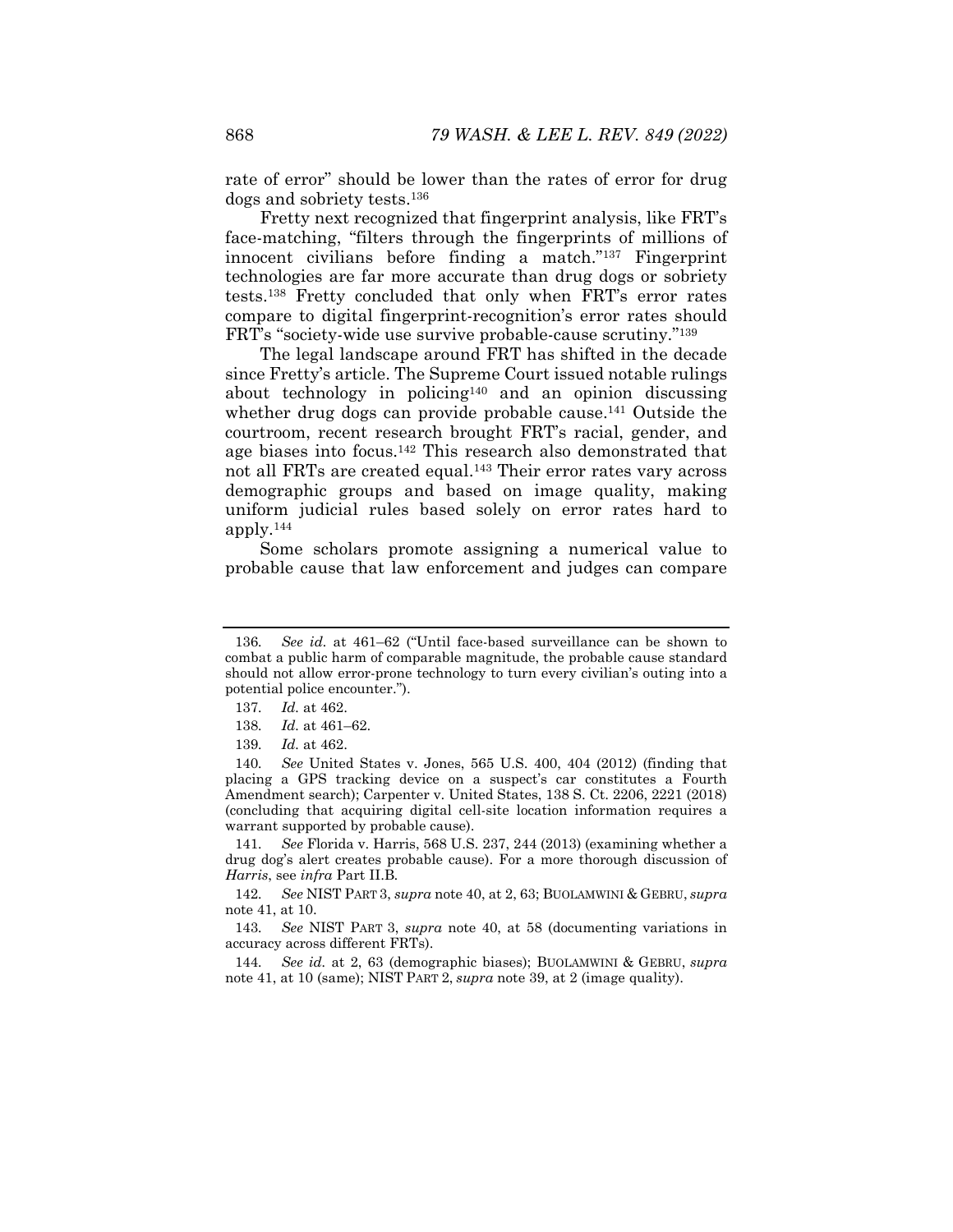rate of error" should be lower than the rates of error for drug dogs and sobriety tests.[136]

Fretty next recognized that fingerprint analysis, like FRT's face-matching, "filters through the fingerprints of millions of innocent civilians before finding a match."[137] Fingerprint technologies are far more accurate than drug dogs or sobriety tests.[138] Fretty concluded that only when FRT's error rates compare to digital fingerprint-recognition's error rates should FRT's "society-wide use survive probable-cause scrutiny."[139]

The legal landscape around FRT has shifted in the decade since Fretty's article. The Supreme Court issued notable rulings about technology in policing[140] and an opinion discussing whether drug dogs can provide probable cause.[141] Outside the courtroom, recent research brought FRT's racial, gender, and age biases into focus.[142] This research also demonstrated that not all FRTs are created equal.[143] Their error rates vary across demographic groups and based on image quality, making uniform judicial rules based solely on error rates hard to apply.[144]

Some scholars promote assigning a numerical value to probable cause that law enforcement and judges can compare

---

136. *See id.* at 461–62 ("Until face-based surveillance can be shown to combat a public harm of comparable magnitude, the probable cause standard should not allow error-prone technology to turn every civilian's outing into a potential police encounter.").

137. *Id.* at 462.

138. *Id.* at 461–62.

139. *Id.* at 462.

140. *See* United States v. Jones, 565 U.S. 400, 404 (2012) (finding that placing a GPS tracking device on a suspect's car constitutes a Fourth Amendment search); Carpenter v. United States, 138 S. Ct. 2206, 2221 (2018) (concluding that acquiring digital cell-site location information requires a warrant supported by probable cause).

141. *See* Florida v. Harris, 568 U.S. 237, 244 (2013) (examining whether a drug dog's alert creates probable cause). For a more thorough discussion of *Harris*, see *infra* Part II.B.

142. *See* NIST PART 3, *supra* note 40, at 2, 63; BUOLAMWINI & GEBRU, *supra* note 41, at 10.

143. *See* NIST PART 3, *supra* note 40, at 58 (documenting variations in accuracy across different FRTs).

144. *See id.* at 2, 63 (demographic biases); BUOLAMWINI & GEBRU, *supra* note 41, at 10 (same); NIST PART 2, *supra* note 39, at 2 (image quality).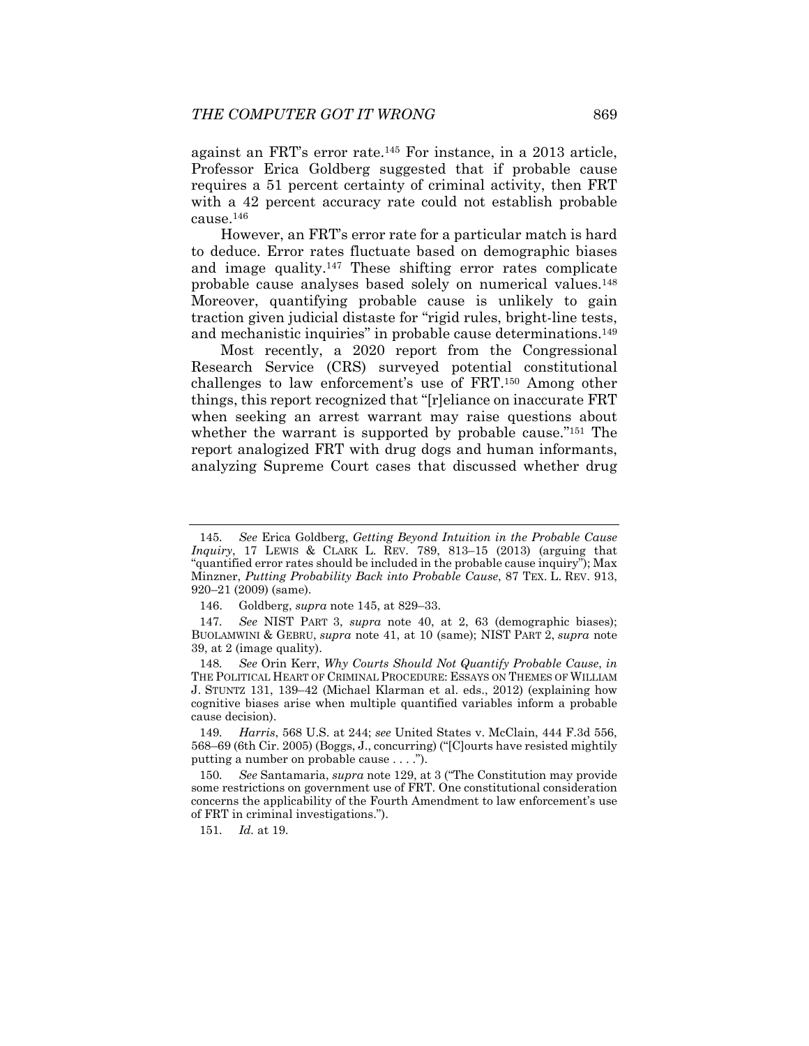against an FRT's error rate.[145] For instance, in a 2013 article, Professor Erica Goldberg suggested that if probable cause requires a 51 percent certainty of criminal activity, then FRT with a 42 percent accuracy rate could not establish probable cause.[146]

However, an FRT's error rate for a particular match is hard to deduce. Error rates fluctuate based on demographic biases and image quality.[147] These shifting error rates complicate probable cause analyses based solely on numerical values.[148] Moreover, quantifying probable cause is unlikely to gain traction given judicial distaste for "rigid rules, bright-line tests, and mechanistic inquiries" in probable cause determinations.[149]

Most recently, a 2020 report from the Congressional Research Service (CRS) surveyed potential constitutional challenges to law enforcement's use of FRT.[150] Among other things, this report recognized that "[r]eliance on inaccurate FRT when seeking an arrest warrant may raise questions about whether the warrant is supported by probable cause."[151] The report analogized FRT with drug dogs and human informants, analyzing Supreme Court cases that discussed whether drug

---

145. *See* Erica Goldberg, *Getting Beyond Intuition in the Probable Cause Inquiry*, 17 LEWIS & CLARK L. REV. 789, 813–15 (2013) (arguing that "quantified error rates should be included in the probable cause inquiry"); Max Minzner, *Putting Probability Back into Probable Cause*, 87 TEX. L. REV. 913, 920–21 (2009) (same).

146. Goldberg, *supra* note 145, at 829–33.

147. *See* NIST PART 3, *supra* note 40, at 2, 63 (demographic biases); BUOLAMWINI & GEBRU, *supra* note 41, at 10 (same); NIST PART 2, *supra* note 39, at 2 (image quality).

148. *See* Orin Kerr, *Why Courts Should Not Quantify Probable Cause*, *in* THE POLITICAL HEART OF CRIMINAL PROCEDURE: ESSAYS ON THEMES OF WILLIAM J. STUNTZ 131, 139–42 (Michael Klarman et al. eds., 2012) (explaining how cognitive biases arise when multiple quantified variables inform a probable cause decision).

149. *Harris*, 568 U.S. at 244; *see* United States v. McClain, 444 F.3d 556, 568–69 (6th Cir. 2005) (Boggs, J., concurring) ("[C]ourts have resisted mightily putting a number on probable cause . . . .").

150. *See* Santamaria, *supra* note 129, at 3 ("The Constitution may provide some restrictions on government use of FRT. One constitutional consideration concerns the applicability of the Fourth Amendment to law enforcement's use of FRT in criminal investigations.").

151. *Id.* at 19.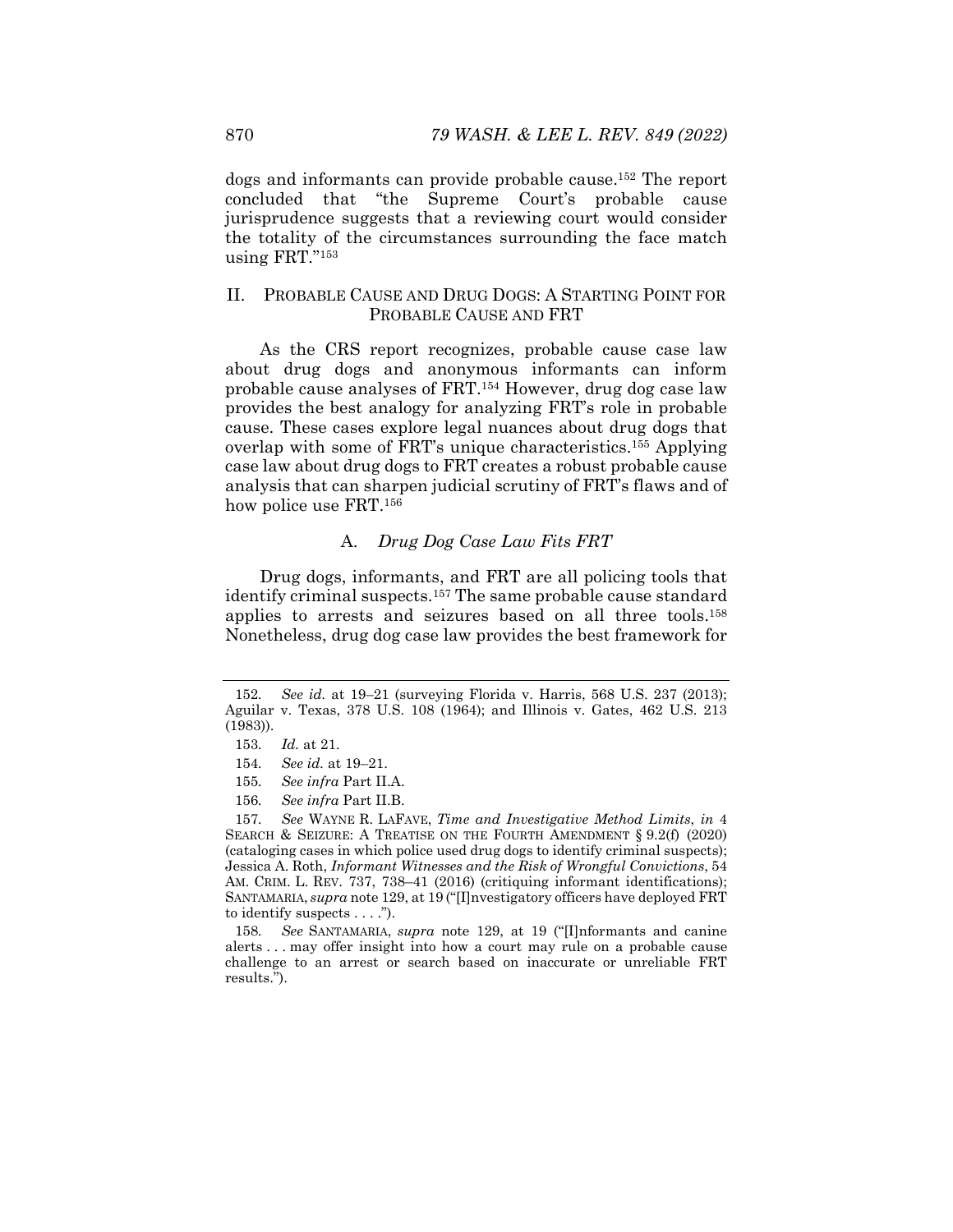dogs and informants can provide probable cause.[152] The report concluded that "the Supreme Court's probable cause jurisprudence suggests that a reviewing court would consider the totality of the circumstances surrounding the face match using FRT."[153]

## II. PROBABLE CAUSE AND DRUG DOGS: A STARTING POINT FOR PROBABLE CAUSE AND FRT

As the CRS report recognizes, probable cause case law about drug dogs and anonymous informants can inform probable cause analyses of FRT.[154] However, drug dog case law provides the best analogy for analyzing FRT's role in probable cause. These cases explore legal nuances about drug dogs that overlap with some of FRT's unique characteristics.[155] Applying case law about drug dogs to FRT creates a robust probable cause analysis that can sharpen judicial scrutiny of FRT's flaws and of how police use FRT.[156]

### A. *Drug Dog Case Law Fits FRT*

Drug dogs, informants, and FRT are all policing tools that identify criminal suspects.[157] The same probable cause standard applies to arrests and seizures based on all three tools.[158] Nonetheless, drug dog case law provides the best framework for

---

152. *See id.* at 19–21 (surveying Florida v. Harris, 568 U.S. 237 (2013); Aguilar v. Texas, 378 U.S. 108 (1964); and Illinois v. Gates, 462 U.S. 213 (1983)).

153. *Id.* at 21.

154. *See id.* at 19–21.

155. *See infra* Part II.A.

156. *See infra* Part II.B.

157. *See* WAYNE R. LAFAVE, *Time and Investigative Method Limits*, *in* 4 SEARCH & SEIZURE: A TREATISE ON THE FOURTH AMENDMENT § 9.2(f) (2020) (cataloging cases in which police used drug dogs to identify criminal suspects); Jessica A. Roth, *Informant Witnesses and the Risk of Wrongful Convictions*, 54 AM. CRIM. L. REV. 737, 738–41 (2016) (critiquing informant identifications); SANTAMARIA, *supra* note 129, at 19 ("[I]nvestigatory officers have deployed FRT to identify suspects . . . .").

158. *See* SANTAMARIA, *supra* note 129, at 19 ("[I]nformants and canine alerts . . . may offer insight into how a court may rule on a probable cause challenge to an arrest or search based on inaccurate or unreliable FRT results.").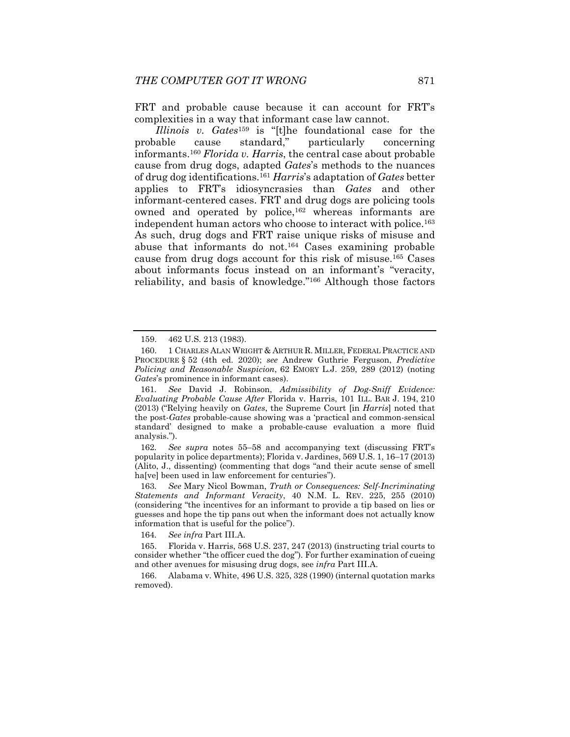FRT and probable cause because it can account for FRT's complexities in a way that informant case law cannot.

*Illinois v. Gates*[159] is "[t]he foundational case for the probable cause standard," particularly concerning informants.[160] *Florida v. Harris*, the central case about probable cause from drug dogs, adapted *Gates*'s methods to the nuances of drug dog identifications.[161] *Harris*'s adaptation of *Gates* better applies to FRT's idiosyncrasies than *Gates* and other informant-centered cases. FRT and drug dogs are policing tools owned and operated by police,[162] whereas informants are independent human actors who choose to interact with police.[163] As such, drug dogs and FRT raise unique risks of misuse and abuse that informants do not.[164] Cases examining probable cause from drug dogs account for this risk of misuse.[165] Cases about informants focus instead on an informant's "veracity, reliability, and basis of knowledge."[166] Although those factors

---

159. 462 U.S. 213 (1983).

160. 1 CHARLES ALAN WRIGHT & ARTHUR R. MILLER, FEDERAL PRACTICE AND PROCEDURE § 52 (4th ed. 2020); *see* Andrew Guthrie Ferguson, *Predictive Policing and Reasonable Suspicion*, 62 EMORY L.J. 259, 289 (2012) (noting *Gates*'s prominence in informant cases).

161. *See* David J. Robinson, *Admissibility of Dog-Sniff Evidence: Evaluating Probable Cause After* Florida v. Harris, 101 ILL. BAR J. 194, 210 (2013) ("Relying heavily on *Gates*, the Supreme Court [in *Harris*] noted that the post-*Gates* probable-cause showing was a 'practical and common-sensical standard' designed to make a probable-cause evaluation a more fluid analysis.").

162. *See supra* notes 55–58 and accompanying text (discussing FRT's popularity in police departments); Florida v. Jardines, 569 U.S. 1, 16–17 (2013) (Alito, J., dissenting) (commenting that dogs "and their acute sense of smell ha[ve] been used in law enforcement for centuries").

163. *See* Mary Nicol Bowman, *Truth or Consequences: Self-Incriminating Statements and Informant Veracity*, 40 N.M. L. REV. 225, 255 (2010) (considering "the incentives for an informant to provide a tip based on lies or guesses and hope the tip pans out when the informant does not actually know information that is useful for the police").

164. *See infra* Part III.A.

165. Florida v. Harris, 568 U.S. 237, 247 (2013) (instructing trial courts to consider whether "the officer cued the dog"). For further examination of cueing and other avenues for misusing drug dogs, see *infra* Part III.A.

166. Alabama v. White, 496 U.S. 325, 328 (1990) (internal quotation marks removed).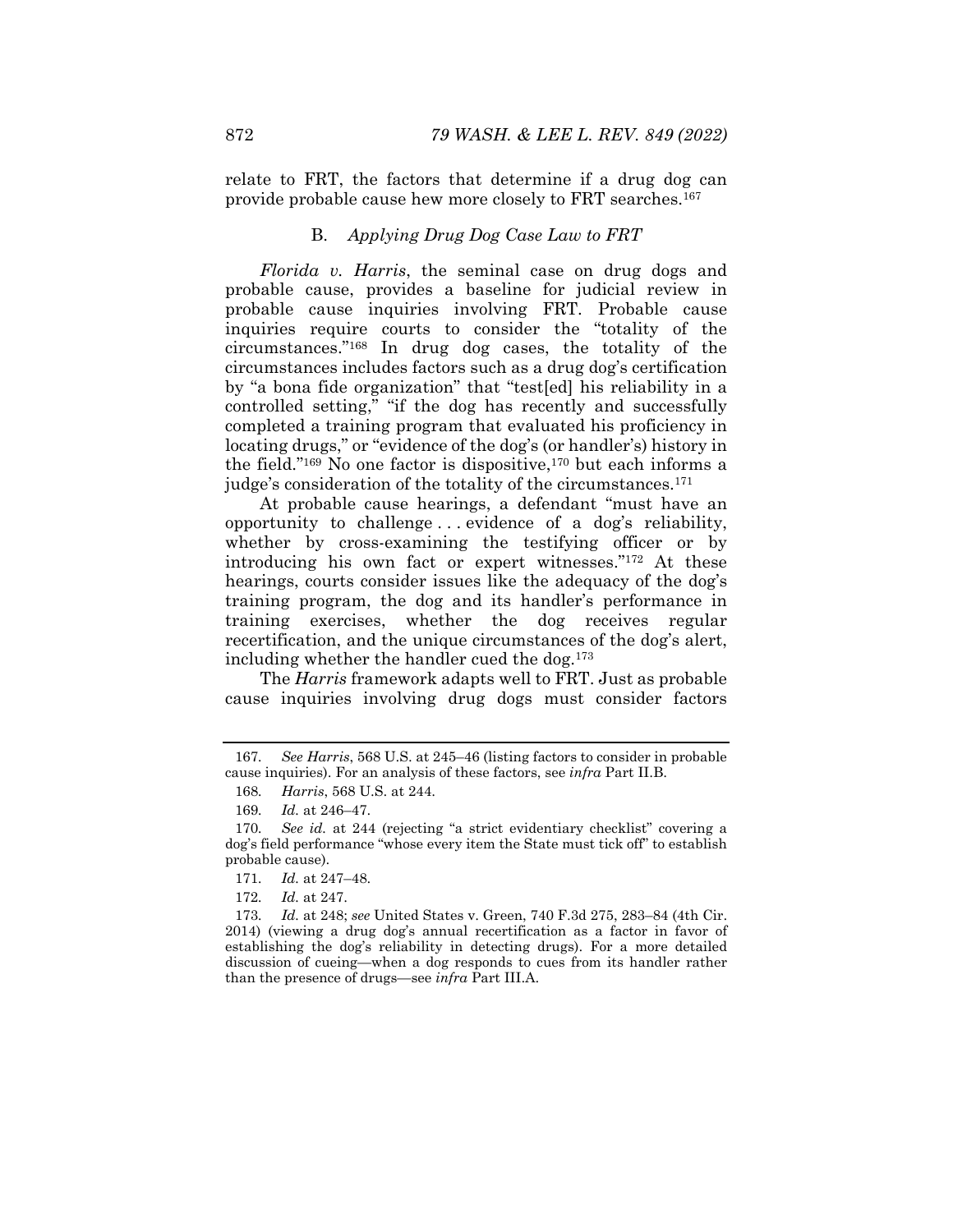relate to FRT, the factors that determine if a drug dog can provide probable cause hew more closely to FRT searches.[167]

### B. *Applying Drug Dog Case Law to FRT*

*Florida v. Harris*, the seminal case on drug dogs and probable cause, provides a baseline for judicial review in probable cause inquiries involving FRT. Probable cause inquiries require courts to consider the "totality of the circumstances."[168] In drug dog cases, the totality of the circumstances includes factors such as a drug dog's certification by "a bona fide organization" that "test[ed] his reliability in a controlled setting," "if the dog has recently and successfully completed a training program that evaluated his proficiency in locating drugs," or "evidence of the dog's (or handler's) history in the field."[169] No one factor is dispositive,[170] but each informs a judge's consideration of the totality of the circumstances.[171]

At probable cause hearings, a defendant "must have an opportunity to challenge . . . evidence of a dog's reliability, whether by cross-examining the testifying officer or by introducing his own fact or expert witnesses."[172] At these hearings, courts consider issues like the adequacy of the dog's training program, the dog and its handler's performance in training exercises, whether the dog receives regular recertification, and the unique circumstances of the dog's alert, including whether the handler cued the dog.[173]

The *Harris* framework adapts well to FRT. Just as probable cause inquiries involving drug dogs must consider factors

---

167. *See Harris*, 568 U.S. at 245–46 (listing factors to consider in probable cause inquiries). For an analysis of these factors, see *infra* Part II.B.

168. *Harris*, 568 U.S. at 244.

169. *Id.* at 246–47.

170. *See id.* at 244 (rejecting "a strict evidentiary checklist" covering a dog's field performance "whose every item the State must tick off" to establish probable cause).

171. *Id.* at 247–48.

172. *Id.* at 247.

173. *Id.* at 248; *see* United States v. Green, 740 F.3d 275, 283–84 (4th Cir. 2014) (viewing a drug dog's annual recertification as a factor in favor of establishing the dog's reliability in detecting drugs). For a more detailed discussion of cueing—when a dog responds to cues from its handler rather than the presence of drugs—see *infra* Part III.A.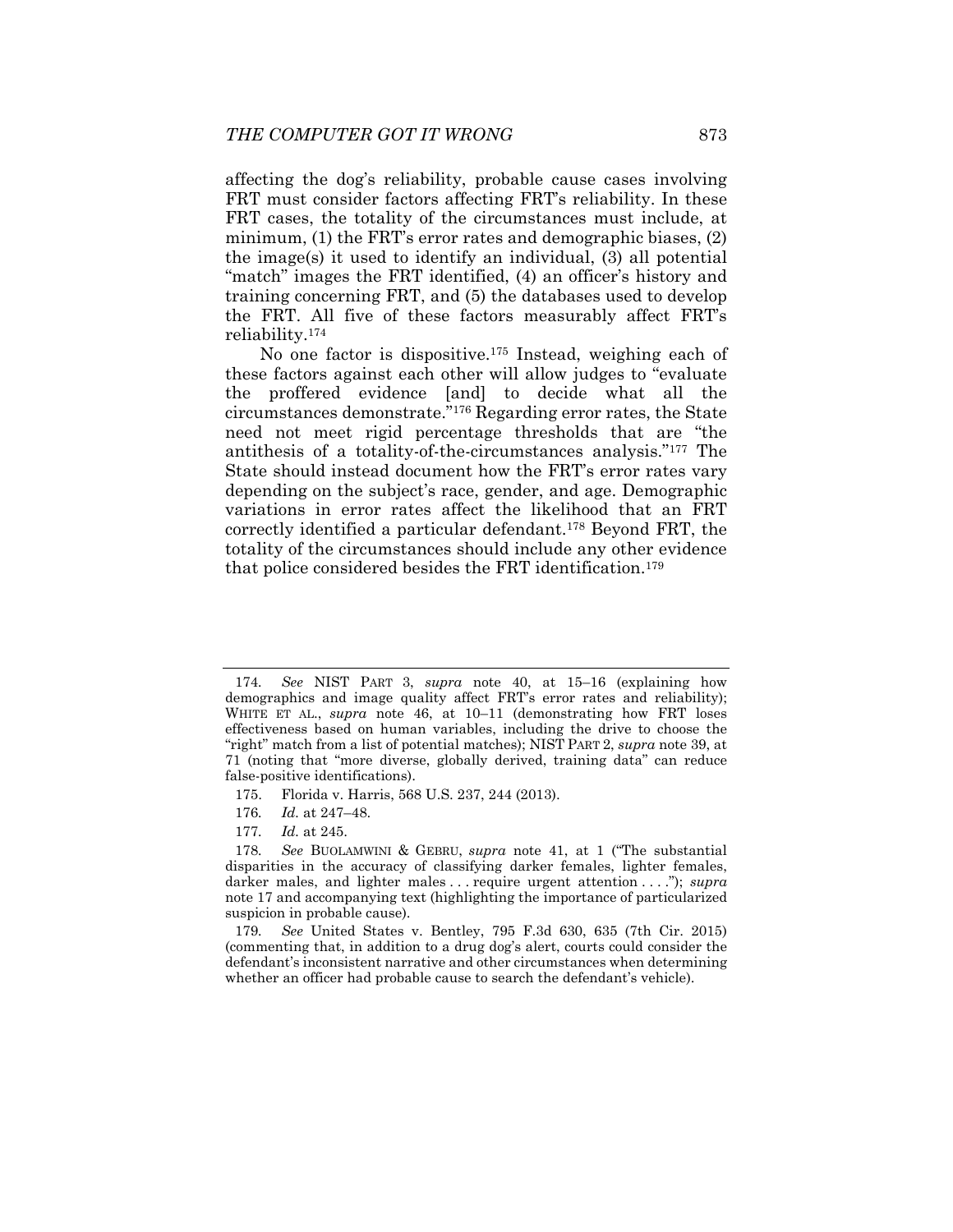affecting the dog's reliability, probable cause cases involving FRT must consider factors affecting FRT's reliability. In these FRT cases, the totality of the circumstances must include, at minimum, (1) the FRT's error rates and demographic biases, (2) the image(s) it used to identify an individual, (3) all potential "match" images the FRT identified, (4) an officer's history and training concerning FRT, and (5) the databases used to develop the FRT. All five of these factors measurably affect FRT's reliability.[174]

No one factor is dispositive.[175] Instead, weighing each of these factors against each other will allow judges to "evaluate the proffered evidence [and] to decide what all the circumstances demonstrate."[176] Regarding error rates, the State need not meet rigid percentage thresholds that are "the antithesis of a totality-of-the-circumstances analysis."[177] The State should instead document how the FRT's error rates vary depending on the subject's race, gender, and age. Demographic variations in error rates affect the likelihood that an FRT correctly identified a particular defendant.[178] Beyond FRT, the totality of the circumstances should include any other evidence that police considered besides the FRT identification.[179]

---

174. *See* NIST PART 3, *supra* note 40, at 15–16 (explaining how demographics and image quality affect FRT's error rates and reliability); WHITE ET AL., *supra* note 46, at 10–11 (demonstrating how FRT loses effectiveness based on human variables, including the drive to choose the "right" match from a list of potential matches); NIST PART 2, *supra* note 39, at 71 (noting that "more diverse, globally derived, training data" can reduce false-positive identifications).

175. Florida v. Harris, 568 U.S. 237, 244 (2013).

176. *Id.* at 247–48.

177. *Id.* at 245.

178. *See* BUOLAMWINI & GEBRU, *supra* note 41, at 1 ("The substantial disparities in the accuracy of classifying darker females, lighter females, darker males, and lighter males . . . require urgent attention . . . ."); *supra* note 17 and accompanying text (highlighting the importance of particularized suspicion in probable cause).

179. *See* United States v. Bentley, 795 F.3d 630, 635 (7th Cir. 2015) (commenting that, in addition to a drug dog's alert, courts could consider the defendant's inconsistent narrative and other circumstances when determining whether an officer had probable cause to search the defendant's vehicle).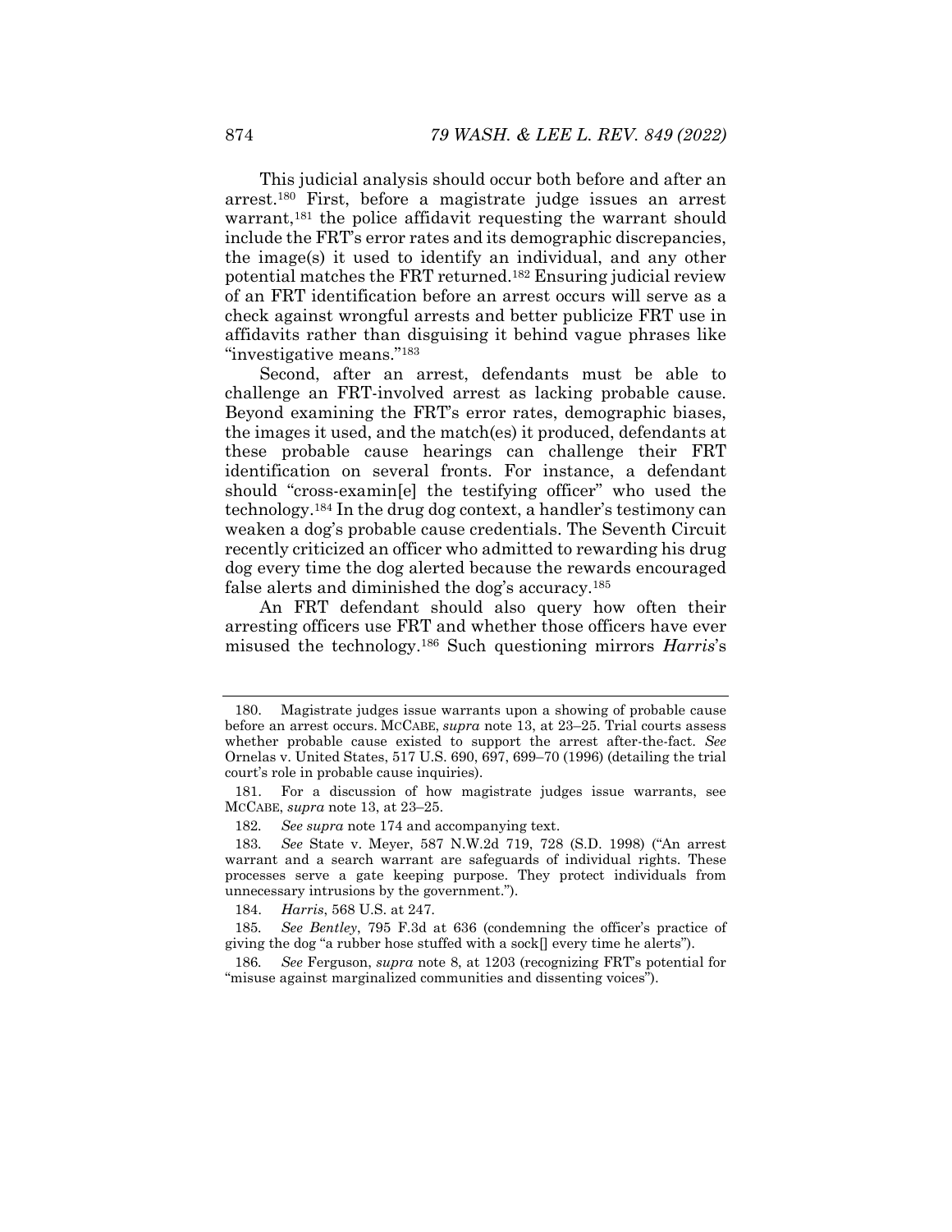This judicial analysis should occur both before and after an arrest.[180] First, before a magistrate judge issues an arrest warrant,[181] the police affidavit requesting the warrant should include the FRT's error rates and its demographic discrepancies, the image(s) it used to identify an individual, and any other potential matches the FRT returned.[182] Ensuring judicial review of an FRT identification before an arrest occurs will serve as a check against wrongful arrests and better publicize FRT use in affidavits rather than disguising it behind vague phrases like "investigative means."[183]

Second, after an arrest, defendants must be able to challenge an FRT-involved arrest as lacking probable cause. Beyond examining the FRT's error rates, demographic biases, the images it used, and the match(es) it produced, defendants at these probable cause hearings can challenge their FRT identification on several fronts. For instance, a defendant should "cross-examin[e] the testifying officer" who used the technology.[184] In the drug dog context, a handler's testimony can weaken a dog's probable cause credentials. The Seventh Circuit recently criticized an officer who admitted to rewarding his drug dog every time the dog alerted because the rewards encouraged false alerts and diminished the dog's accuracy.[185]

An FRT defendant should also query how often their arresting officers use FRT and whether those officers have ever misused the technology.[186] Such questioning mirrors *Harris*'s

---

180. Magistrate judges issue warrants upon a showing of probable cause before an arrest occurs. MCCABE, *supra* note 13, at 23–25. Trial courts assess whether probable cause existed to support the arrest after-the-fact. *See* Ornelas v. United States, 517 U.S. 690, 697, 699–70 (1996) (detailing the trial court's role in probable cause inquiries).

181. For a discussion of how magistrate judges issue warrants, see MCCABE, *supra* note 13, at 23–25.

182. *See supra* note 174 and accompanying text.

183. *See* State v. Meyer, 587 N.W.2d 719, 728 (S.D. 1998) ("An arrest warrant and a search warrant are safeguards of individual rights. These processes serve a gate keeping purpose. They protect individuals from unnecessary intrusions by the government.").

184. *Harris*, 568 U.S. at 247.

185. *See Bentley*, 795 F.3d at 636 (condemning the officer's practice of giving the dog "a rubber hose stuffed with a sock[] every time he alerts").

186. *See* Ferguson, *supra* note 8, at 1203 (recognizing FRT's potential for "misuse against marginalized communities and dissenting voices").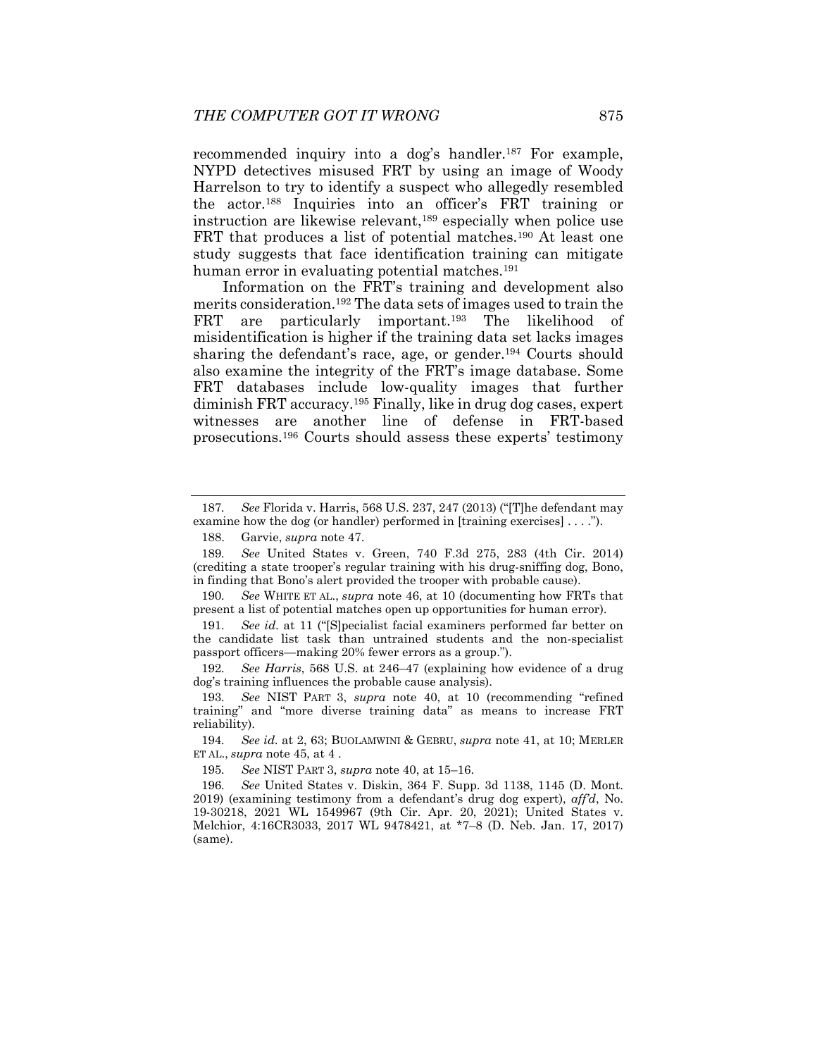recommended inquiry into a dog's handler.[187] For example, NYPD detectives misused FRT by using an image of Woody Harrelson to try to identify a suspect who allegedly resembled the actor.[188] Inquiries into an officer's FRT training or instruction are likewise relevant,[189] especially when police use FRT that produces a list of potential matches.[190] At least one study suggests that face identification training can mitigate human error in evaluating potential matches.[191]

Information on the FRT's training and development also merits consideration.[192] The data sets of images used to train the FRT are particularly important.[193] The likelihood of misidentification is higher if the training data set lacks images sharing the defendant's race, age, or gender.[194] Courts should also examine the integrity of the FRT's image database. Some FRT databases include low-quality images that further diminish FRT accuracy.[195] Finally, like in drug dog cases, expert witnesses are another line of defense in FRT-based prosecutions.[196] Courts should assess these experts' testimony

---

187. *See* Florida v. Harris, 568 U.S. 237, 247 (2013) ("[T]he defendant may examine how the dog (or handler) performed in [training exercises] . . . .").

188. Garvie, *supra* note 47.

189. *See* United States v. Green, 740 F.3d 275, 283 (4th Cir. 2014) (crediting a state trooper's regular training with his drug-sniffing dog, Bono, in finding that Bono's alert provided the trooper with probable cause).

190. *See* WHITE ET AL., *supra* note 46, at 10 (documenting how FRTs that present a list of potential matches open up opportunities for human error).

191. *See id.* at 11 ("[S]pecialist facial examiners performed far better on the candidate list task than untrained students and the non-specialist passport officers—making 20% fewer errors as a group.").

192. *See Harris*, 568 U.S. at 246–47 (explaining how evidence of a drug dog's training influences the probable cause analysis).

193. *See* NIST PART 3, *supra* note 40, at 10 (recommending "refined training" and "more diverse training data" as means to increase FRT reliability).

194. *See id.* at 2, 63; BUOLAMWINI & GEBRU, *supra* note 41, at 10; MERLER ET AL., *supra* note 45, at 4 .

195. *See* NIST PART 3, *supra* note 40, at 15–16.

196. *See* United States v. Diskin, 364 F. Supp. 3d 1138, 1145 (D. Mont. 2019) (examining testimony from a defendant's drug dog expert), *aff'd*, No. 19-30218, 2021 WL 1549967 (9th Cir. Apr. 20, 2021); United States v. Melchior, 4:16CR3033, 2017 WL 9478421, at *7–8 (D. Neb. Jan. 17, 2017) (same).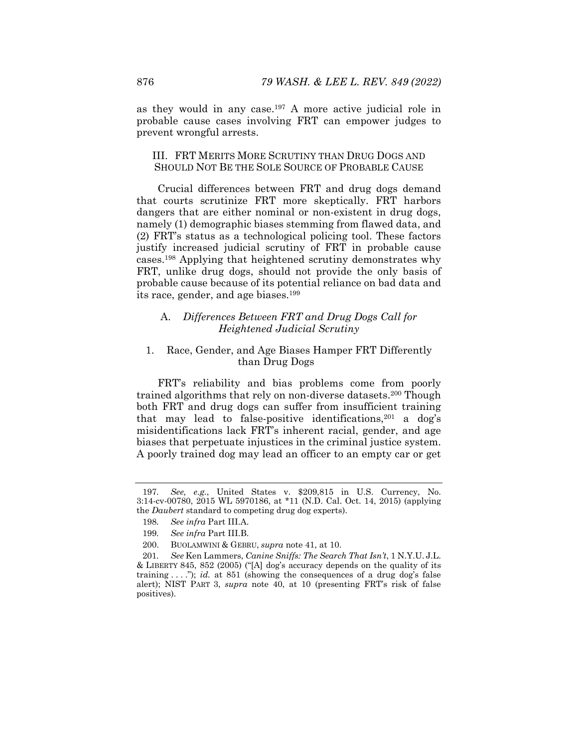as they would in any case.[197] A more active judicial role in probable cause cases involving FRT can empower judges to prevent wrongful arrests.

## III. FRT Merits More Scrutiny than Drug Dogs and Should Not Be the Sole Source of Probable Cause

Crucial differences between FRT and drug dogs demand that courts scrutinize FRT more skeptically. FRT harbors dangers that are either nominal or non-existent in drug dogs, namely (1) demographic biases stemming from flawed data, and (2) FRT's status as a technological policing tool. These factors justify increased judicial scrutiny of FRT in probable cause cases.[198] Applying that heightened scrutiny demonstrates why FRT, unlike drug dogs, should not provide the only basis of probable cause because of its potential reliance on bad data and its race, gender, and age biases.[199]

### A. *Differences Between FRT and Drug Dogs Call for Heightened Judicial Scrutiny*

#### 1. Race, Gender, and Age Biases Hamper FRT Differently than Drug Dogs

FRT's reliability and bias problems come from poorly trained algorithms that rely on non-diverse datasets.[200] Though both FRT and drug dogs can suffer from insufficient training that may lead to false-positive identifications,[201] a dog's misidentifications lack FRT's inherent racial, gender, and age biases that perpetuate injustices in the criminal justice system. A poorly trained dog may lead an officer to an empty car or get

---

197. *See, e.g.*, United States v. $209,815 in U.S. Currency, No. 3:14-cv-00780, 2015 WL 5970186, at *11 (N.D. Cal. Oct. 14, 2015) (applying the *Daubert* standard to competing drug dog experts).

198. *See infra* Part III.A.

199. *See infra* Part III.B.

200. Buolamwini & Gebru, *supra* note 41, at 10.

201. *See* Ken Lammers, *Canine Sniffs: The Search That Isn't*, 1 N.Y.U. J.L. & Liberty 845, 852 (2005) ("[A] dog's accuracy depends on the quality of its training . . . ."); *id.* at 851 (showing the consequences of a drug dog's false alert); NIST Part 3, *supra* note 40, at 10 (presenting FRT's risk of false positives).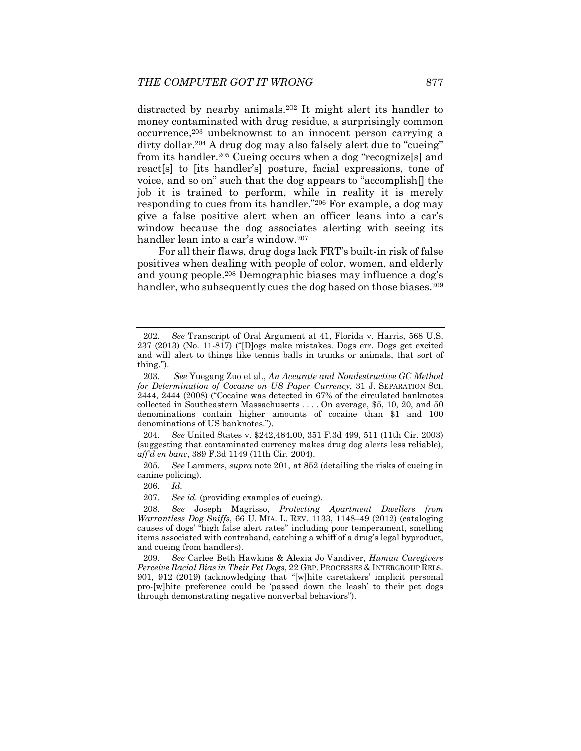distracted by nearby animals.[202] It might alert its handler to money contaminated with drug residue, a surprisingly common occurrence,[203] unbeknownst to an innocent person carrying a dirty dollar.[204] A drug dog may also falsely alert due to "cueing" from its handler.[205] Cueing occurs when a dog "recognize[s] and react[s] to [its handler's] posture, facial expressions, tone of voice, and so on" such that the dog appears to "accomplish[] the job it is trained to perform, while in reality it is merely responding to cues from its handler."[206] For example, a dog may give a false positive alert when an officer leans into a car's window because the dog associates alerting with seeing its handler lean into a car's window.[207]

For all their flaws, drug dogs lack FRT's built-in risk of false positives when dealing with people of color, women, and elderly and young people.[208] Demographic biases may influence a dog's handler, who subsequently cues the dog based on those biases.[209]

---

202. *See* Transcript of Oral Argument at 41, Florida v. Harris, 568 U.S. 237 (2013) (No. 11-817) ("[D]ogs make mistakes. Dogs err. Dogs get excited and will alert to things like tennis balls in trunks or animals, that sort of thing.").

203. *See* Yuegang Zuo et al., *An Accurate and Nondestructive GC Method for Determination of Cocaine on US Paper Currency*, 31 J. SEPARATION SCI. 2444, 2444 (2008) ("Cocaine was detected in 67% of the circulated banknotes collected in Southeastern Massachusetts . . . . On average, $5, 10, 20, and 50 denominations contain higher amounts of cocaine than $1 and 100 denominations of US banknotes.").

204. *See* United States v. $242,484.00, 351 F.3d 499, 511 (11th Cir. 2003) (suggesting that contaminated currency makes drug dog alerts less reliable), *aff'd en banc*, 389 F.3d 1149 (11th Cir. 2004).

205. *See* Lammers, *supra* note 201, at 852 (detailing the risks of cueing in canine policing).

206. *Id.*

207. *See id.* (providing examples of cueing).

208. *See* Joseph Magrisso, *Protecting Apartment Dwellers from Warrantless Dog Sniffs*, 66 U. MIA. L. REV. 1133, 1148–49 (2012) (cataloging causes of dogs' "high false alert rates" including poor temperament, smelling items associated with contraband, catching a whiff of a drug's legal byproduct, and cueing from handlers).

209. *See* Carlee Beth Hawkins & Alexia Jo Vandiver, *Human Caregivers Perceive Racial Bias in Their Pet Dogs*, 22 GRP. PROCESSES & INTERGROUP RELS. 901, 912 (2019) (acknowledging that "[w]hite caretakers' implicit personal pro-[w]hite preference could be 'passed down the leash' to their pet dogs through demonstrating negative nonverbal behaviors").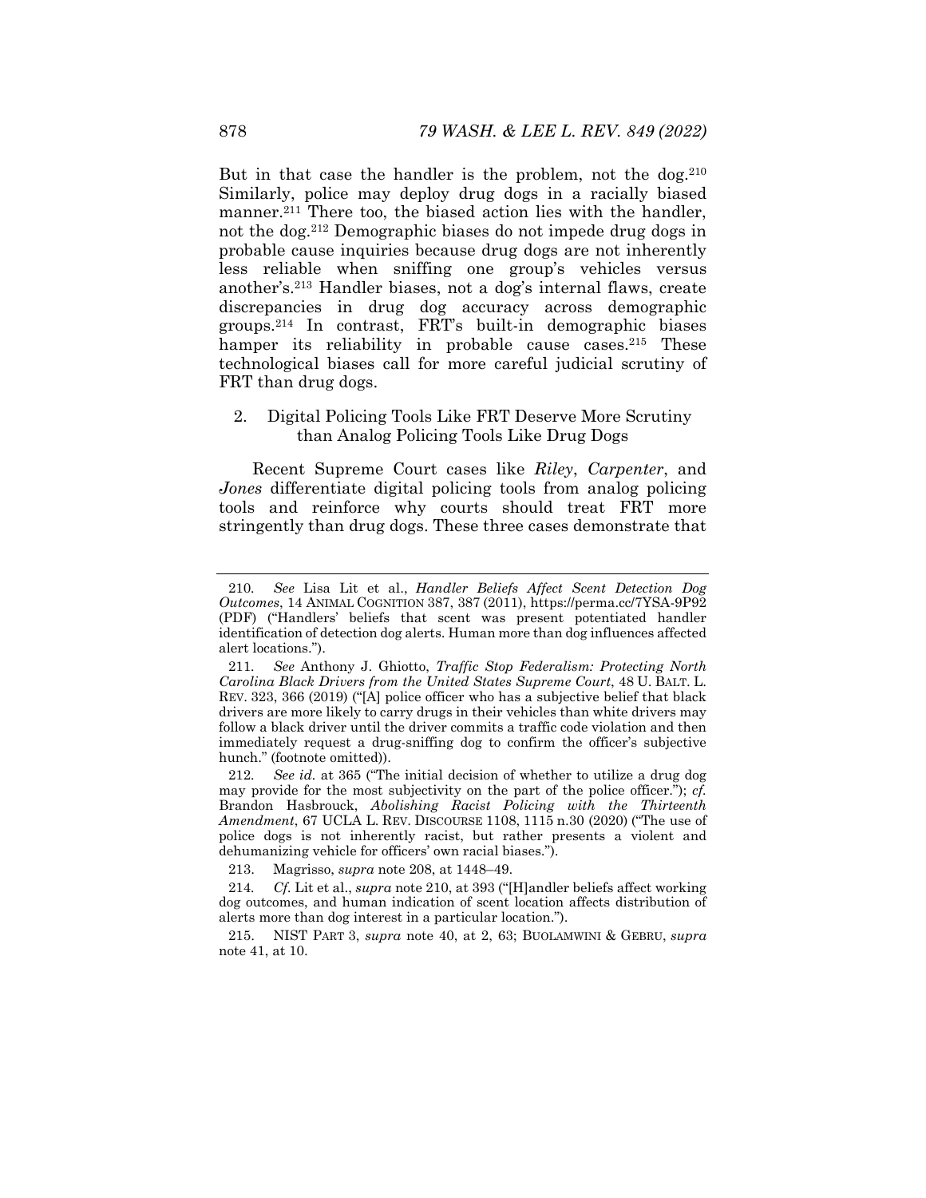But in that case the handler is the problem, not the dog.[210] Similarly, police may deploy drug dogs in a racially biased manner.[211] There too, the biased action lies with the handler, not the dog.[212] Demographic biases do not impede drug dogs in probable cause inquiries because drug dogs are not inherently less reliable when sniffing one group's vehicles versus another's.[213] Handler biases, not a dog's internal flaws, create discrepancies in drug dog accuracy across demographic groups.[214] In contrast, FRT's built-in demographic biases hamper its reliability in probable cause cases.[215] These technological biases call for more careful judicial scrutiny of FRT than drug dogs.

### 2. Digital Policing Tools Like FRT Deserve More Scrutiny than Analog Policing Tools Like Drug Dogs

Recent Supreme Court cases like *Riley*, *Carpenter*, and *Jones* differentiate digital policing tools from analog policing tools and reinforce why courts should treat FRT more stringently than drug dogs. These three cases demonstrate that

---

210. *See* Lisa Lit et al., *Handler Beliefs Affect Scent Detection Dog Outcomes*, 14 ANIMAL COGNITION 387, 387 (2011), https://perma.cc/7YSA-9P92 (PDF) ("Handlers' beliefs that scent was present potentiated handler identification of detection dog alerts. Human more than dog influences affected alert locations.").

211. *See* Anthony J. Ghiotto, *Traffic Stop Federalism: Protecting North Carolina Black Drivers from the United States Supreme Court*, 48 U. BALT. L. REV. 323, 366 (2019) ("[A] police officer who has a subjective belief that black drivers are more likely to carry drugs in their vehicles than white drivers may follow a black driver until the driver commits a traffic code violation and then immediately request a drug-sniffing dog to confirm the officer's subjective hunch." (footnote omitted)).

212. *See id.* at 365 ("The initial decision of whether to utilize a drug dog may provide for the most subjectivity on the part of the police officer."); *cf.* Brandon Hasbrouck, *Abolishing Racist Policing with the Thirteenth Amendment*, 67 UCLA L. REV. DISCOURSE 1108, 1115 n.30 (2020) ("The use of police dogs is not inherently racist, but rather presents a violent and dehumanizing vehicle for officers' own racial biases.").

213. Magrisso, *supra* note 208, at 1448–49.

214. *Cf.* Lit et al., *supra* note 210, at 393 ("[H]andler beliefs affect working dog outcomes, and human indication of scent location affects distribution of alerts more than dog interest in a particular location.").

215. NIST PART 3, *supra* note 40, at 2, 63; BUOLAMWINI & GEBRU, *supra* note 41, at 10.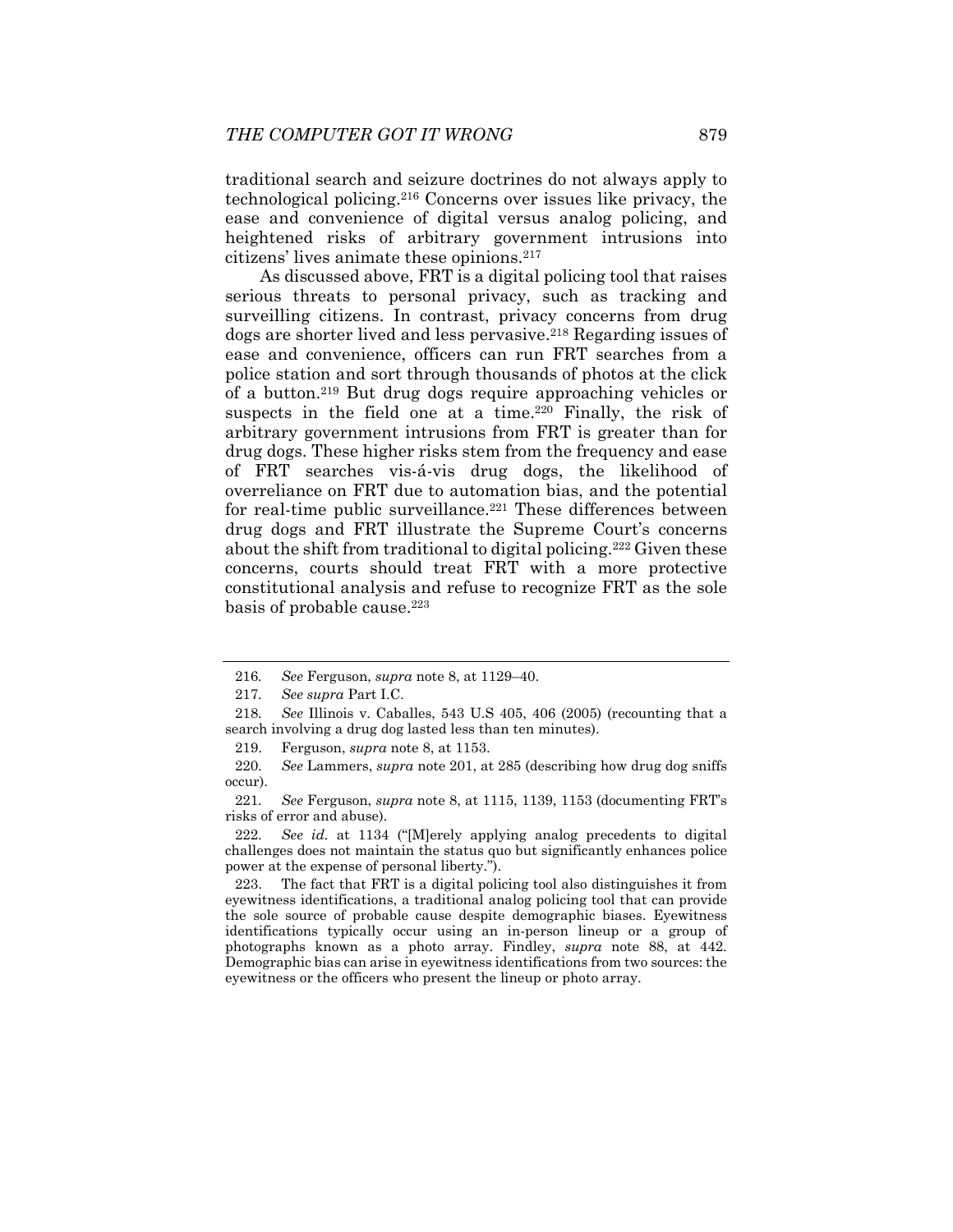traditional search and seizure doctrines do not always apply to technological policing.[216] Concerns over issues like privacy, the ease and convenience of digital versus analog policing, and heightened risks of arbitrary government intrusions into citizens' lives animate these opinions.[217]

As discussed above, FRT is a digital policing tool that raises serious threats to personal privacy, such as tracking and surveilling citizens. In contrast, privacy concerns from drug dogs are shorter lived and less pervasive.[218] Regarding issues of ease and convenience, officers can run FRT searches from a police station and sort through thousands of photos at the click of a button.[219] But drug dogs require approaching vehicles or suspects in the field one at a time.[220] Finally, the risk of arbitrary government intrusions from FRT is greater than for drug dogs. These higher risks stem from the frequency and ease of FRT searches vis-á-vis drug dogs, the likelihood of overreliance on FRT due to automation bias, and the potential for real-time public surveillance.[221] These differences between drug dogs and FRT illustrate the Supreme Court's concerns about the shift from traditional to digital policing.[222] Given these concerns, courts should treat FRT with a more protective constitutional analysis and refuse to recognize FRT as the sole basis of probable cause.[223]

---

216. *See* Ferguson, *supra* note 8, at 1129–40.

217. *See supra* Part I.C.

218. *See* Illinois v. Caballes, 543 U.S 405, 406 (2005) (recounting that a search involving a drug dog lasted less than ten minutes).

219. Ferguson, *supra* note 8, at 1153.

220. *See* Lammers, *supra* note 201, at 285 (describing how drug dog sniffs occur).

221. *See* Ferguson, *supra* note 8, at 1115, 1139, 1153 (documenting FRT's risks of error and abuse).

222. *See id.* at 1134 ("[M]erely applying analog precedents to digital challenges does not maintain the status quo but significantly enhances police power at the expense of personal liberty.").

223. The fact that FRT is a digital policing tool also distinguishes it from eyewitness identifications, a traditional analog policing tool that can provide the sole source of probable cause despite demographic biases. Eyewitness identifications typically occur using an in-person lineup or a group of photographs known as a photo array. Findley, *supra* note 88, at 442. Demographic bias can arise in eyewitness identifications from two sources: the eyewitness or the officers who present the lineup or photo array.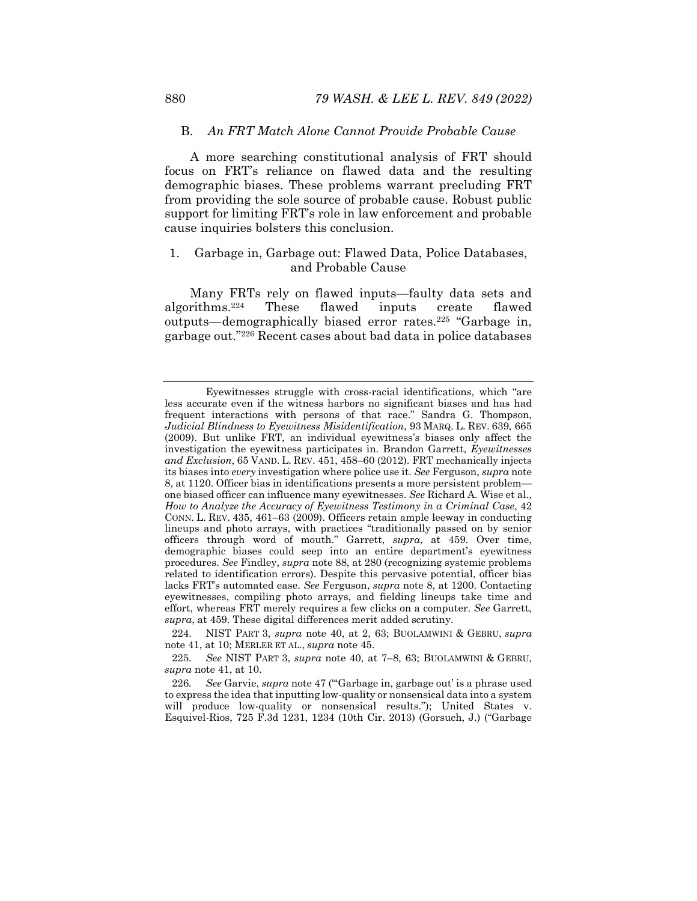### B. *An FRT Match Alone Cannot Provide Probable Cause*

A more searching constitutional analysis of FRT should focus on FRT's reliance on flawed data and the resulting demographic biases. These problems warrant precluding FRT from providing the sole source of probable cause. Robust public support for limiting FRT's role in law enforcement and probable cause inquiries bolsters this conclusion.

#### 1. Garbage in, Garbage out: Flawed Data, Police Databases, and Probable Cause

Many FRTs rely on flawed inputs—faulty data sets and algorithms.[224] These flawed inputs create flawed outputs—demographically biased error rates.[225] "Garbage in, garbage out."[226] Recent cases about bad data in police databases

---

Eyewitnesses struggle with cross-racial identifications, which "are less accurate even if the witness harbors no significant biases and has had frequent interactions with persons of that race." Sandra G. Thompson, *Judicial Blindness to Eyewitness Misidentification*, 93 MARQ. L. REV. 639, 665 (2009). But unlike FRT, an individual eyewitness's biases only affect the investigation the eyewitness participates in. Brandon Garrett, *Eyewitnesses and Exclusion*, 65 VAND. L. REV. 451, 458–60 (2012). FRT mechanically injects its biases into *every* investigation where police use it. *See* Ferguson, *supra* note 8, at 1120. Officer bias in identifications presents a more persistent problem—one biased officer can influence many eyewitnesses. *See* Richard A. Wise et al., *How to Analyze the Accuracy of Eyewitness Testimony in a Criminal Case*, 42 CONN. L. REV. 435, 461–63 (2009). Officers retain ample leeway in conducting lineups and photo arrays, with practices "traditionally passed on by senior officers through word of mouth." Garrett, *supra*, at 459. Over time, demographic biases could seep into an entire department's eyewitness procedures. *See* Findley, *supra* note 88, at 280 (recognizing systemic problems related to identification errors). Despite this pervasive potential, officer bias lacks FRT's automated ease. *See* Ferguson, *supra* note 8, at 1200. Contacting eyewitnesses, compiling photo arrays, and fielding lineups take time and effort, whereas FRT merely requires a few clicks on a computer. *See* Garrett, *supra*, at 459. These digital differences merit added scrutiny.

224. NIST PART 3, *supra* note 40, at 2, 63; BUOLAMWINI & GEBRU, *supra* note 41, at 10; MERLER ET AL., *supra* note 45.

225. *See* NIST PART 3, *supra* note 40, at 7–8, 63; BUOLAMWINI & GEBRU, *supra* note 41, at 10.

226. *See* Garvie, *supra* note 47 ("'Garbage in, garbage out' is a phrase used to express the idea that inputting low-quality or nonsensical data into a system will produce low-quality or nonsensical results."); United States v. Esquivel-Rios, 725 F.3d 1231, 1234 (10th Cir. 2013) (Gorsuch, J.) ("Garbage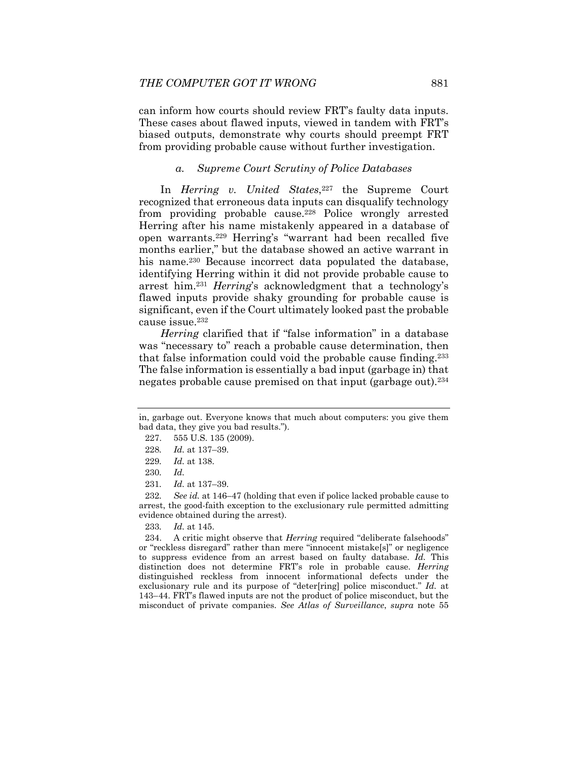can inform how courts should review FRT's faulty data inputs. These cases about flawed inputs, viewed in tandem with FRT's biased outputs, demonstrate why courts should preempt FRT from providing probable cause without further investigation.

#### *a. Supreme Court Scrutiny of Police Databases*

In *Herring v. United States*,[227] the Supreme Court recognized that erroneous data inputs can disqualify technology from providing probable cause.[228] Police wrongly arrested Herring after his name mistakenly appeared in a database of open warrants.[229] Herring's "warrant had been recalled five months earlier," but the database showed an active warrant in his name.[230] Because incorrect data populated the database, identifying Herring within it did not provide probable cause to arrest him.[231] *Herring*'s acknowledgment that a technology's flawed inputs provide shaky grounding for probable cause is significant, even if the Court ultimately looked past the probable cause issue.[232]

*Herring* clarified that if "false information" in a database was "necessary to" reach a probable cause determination, then that false information could void the probable cause finding.[233] The false information is essentially a bad input (garbage in) that negates probable cause premised on that input (garbage out).[234]

---

in, garbage out. Everyone knows that much about computers: you give them bad data, they give you bad results.").

227. 555 U.S. 135 (2009).

228. *Id.* at 137–39.

229. *Id.* at 138.

230. *Id.*

231. *Id.* at 137–39.

232. *See id.* at 146–47 (holding that even if police lacked probable cause to arrest, the good-faith exception to the exclusionary rule permitted admitting evidence obtained during the arrest).

233. *Id.* at 145.

234. A critic might observe that *Herring* required "deliberate falsehoods" or "reckless disregard" rather than mere "innocent mistake[s]" or negligence to suppress evidence from an arrest based on faulty database. *Id.* This distinction does not determine FRT's role in probable cause. *Herring* distinguished reckless from innocent informational defects under the exclusionary rule and its purpose of "deter[ring] police misconduct." *Id.* at 143–44. FRT's flawed inputs are not the product of police misconduct, but the misconduct of private companies. *See Atlas of Surveillance*, *supra* note 55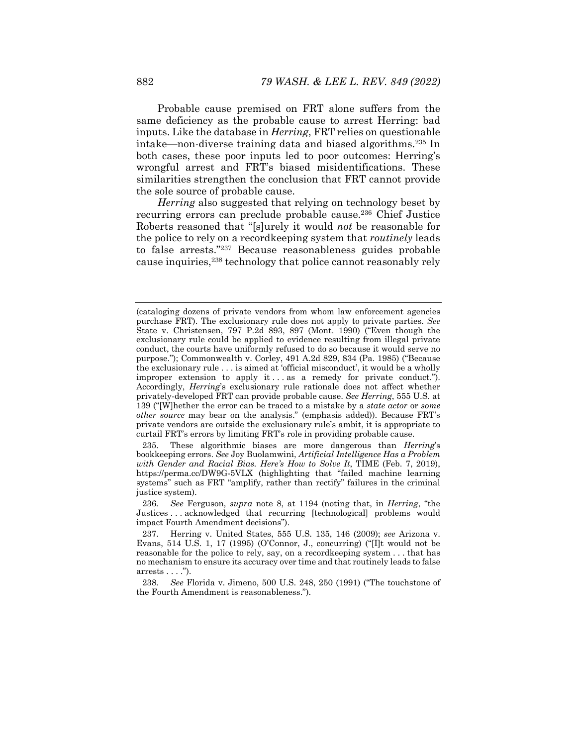Probable cause premised on FRT alone suffers from the same deficiency as the probable cause to arrest Herring: bad inputs. Like the database in *Herring*, FRT relies on questionable intake—non-diverse training data and biased algorithms.[235] In both cases, these poor inputs led to poor outcomes: Herring's wrongful arrest and FRT's biased misidentifications. These similarities strengthen the conclusion that FRT cannot provide the sole source of probable cause.

*Herring* also suggested that relying on technology beset by recurring errors can preclude probable cause.[236] Chief Justice Roberts reasoned that "[s]urely it would *not* be reasonable for the police to rely on a recordkeeping system that *routinely* leads to false arrests."[237] Because reasonableness guides probable cause inquiries,[238] technology that police cannot reasonably rely

---

(cataloging dozens of private vendors from whom law enforcement agencies purchase FRT). The exclusionary rule does not apply to private parties. *See* State v. Christensen, 797 P.2d 893, 897 (Mont. 1990) ("Even though the exclusionary rule could be applied to evidence resulting from illegal private conduct, the courts have uniformly refused to do so because it would serve no purpose."); Commonwealth v. Corley, 491 A.2d 829, 834 (Pa. 1985) ("Because the exclusionary rule . . . is aimed at 'official misconduct', it would be a wholly improper extension to apply it . . . as a remedy for private conduct."). Accordingly, *Herring*'s exclusionary rule rationale does not affect whether privately-developed FRT can provide probable cause. *See Herring*, 555 U.S. at 139 ("[W]hether the error can be traced to a mistake by a *state actor* or *some other source* may bear on the analysis." (emphasis added)). Because FRT's private vendors are outside the exclusionary rule's ambit, it is appropriate to curtail FRT's errors by limiting FRT's role in providing probable cause.

235. These algorithmic biases are more dangerous than *Herring*'s bookkeeping errors. *See* Joy Buolamwini, *Artificial Intelligence Has a Problem with Gender and Racial Bias. Here's How to Solve It*, TIME (Feb. 7, 2019), https://perma.cc/DW9G-5VLX (highlighting that "failed machine learning systems" such as FRT "amplify, rather than rectify" failures in the criminal justice system).

236. *See* Ferguson, *supra* note 8, at 1194 (noting that, in *Herring*, "the Justices . . . acknowledged that recurring [technological] problems would impact Fourth Amendment decisions").

237. Herring v. United States, 555 U.S. 135, 146 (2009); *see* Arizona v. Evans, 514 U.S. 1, 17 (1995) (O'Connor, J., concurring) ("[I]t would not be reasonable for the police to rely, say, on a recordkeeping system . . . that has no mechanism to ensure its accuracy over time and that routinely leads to false arrests . . . .").

238. *See* Florida v. Jimeno, 500 U.S. 248, 250 (1991) ("The touchstone of the Fourth Amendment is reasonableness.").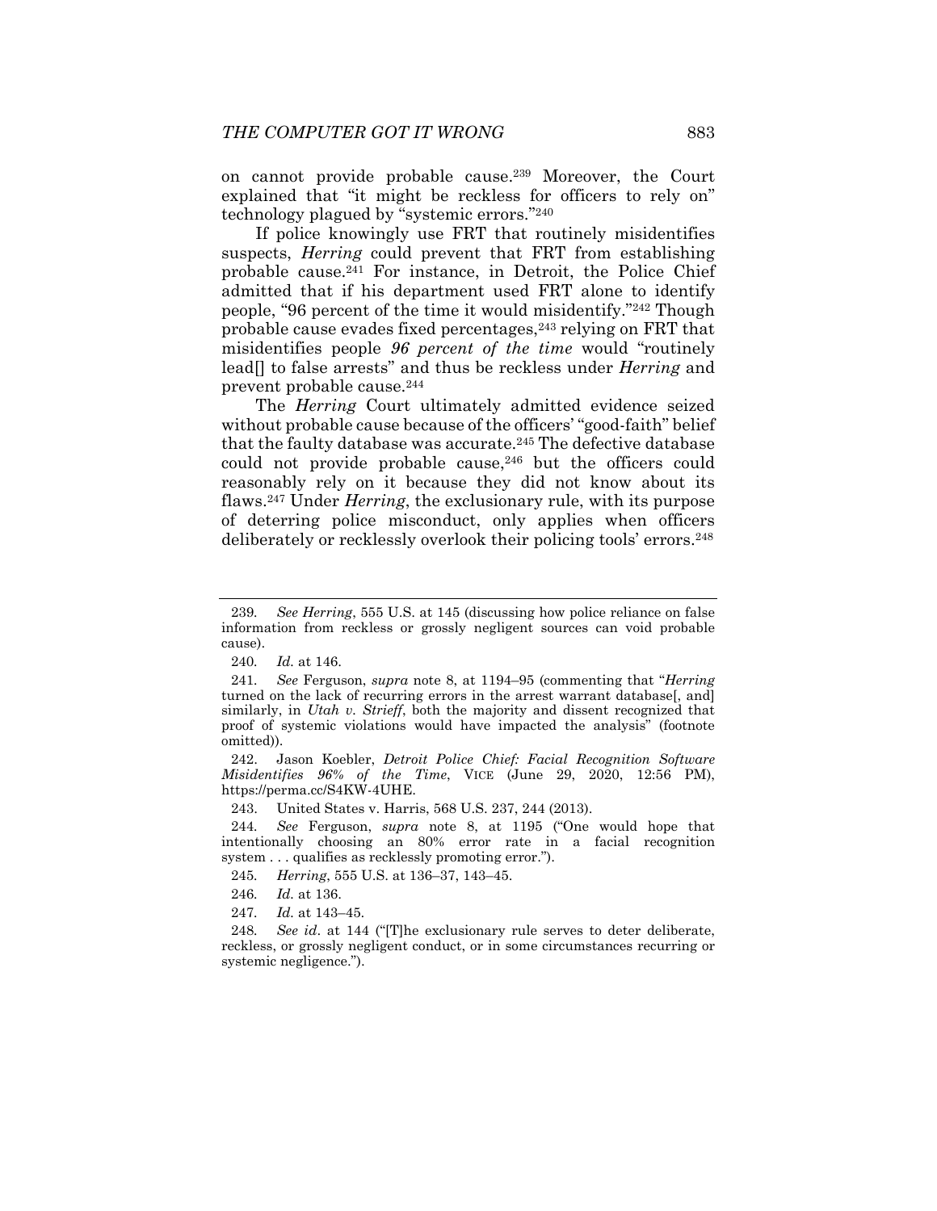on cannot provide probable cause.[239] Moreover, the Court explained that "it might be reckless for officers to rely on" technology plagued by "systemic errors."[240]

If police knowingly use FRT that routinely misidentifies suspects, *Herring* could prevent that FRT from establishing probable cause.[241] For instance, in Detroit, the Police Chief admitted that if his department used FRT alone to identify people, "96 percent of the time it would misidentify."[242] Though probable cause evades fixed percentages,[243] relying on FRT that misidentifies people *96 percent of the time* would "routinely lead[] to false arrests" and thus be reckless under *Herring* and prevent probable cause.[244]

The *Herring* Court ultimately admitted evidence seized without probable cause because of the officers' "good-faith" belief that the faulty database was accurate.[245] The defective database could not provide probable cause,[246] but the officers could reasonably rely on it because they did not know about its flaws.[247] Under *Herring*, the exclusionary rule, with its purpose of deterring police misconduct, only applies when officers deliberately or recklessly overlook their policing tools' errors.[248]

---

239. *See Herring*, 555 U.S. at 145 (discussing how police reliance on false information from reckless or grossly negligent sources can void probable cause).

240. *Id.* at 146.

241. *See* Ferguson, *supra* note 8, at 1194–95 (commenting that "*Herring* turned on the lack of recurring errors in the arrest warrant database[, and] similarly, in *Utah v. Strieff*, both the majority and dissent recognized that proof of systemic violations would have impacted the analysis" (footnote omitted)).

242. Jason Koebler, *Detroit Police Chief: Facial Recognition Software Misidentifies 96% of the Time*, VICE (June 29, 2020, 12:56 PM), https://perma.cc/S4KW-4UHE.

243. United States v. Harris, 568 U.S. 237, 244 (2013).

244. *See* Ferguson, *supra* note 8, at 1195 ("One would hope that intentionally choosing an 80% error rate in a facial recognition system . . . qualifies as recklessly promoting error.").

245. *Herring*, 555 U.S. at 136–37, 143–45.

246. *Id.* at 136.

247. *Id.* at 143–45.

248. *See id*. at 144 ("[T]he exclusionary rule serves to deter deliberate, reckless, or grossly negligent conduct, or in some circumstances recurring or systemic negligence.").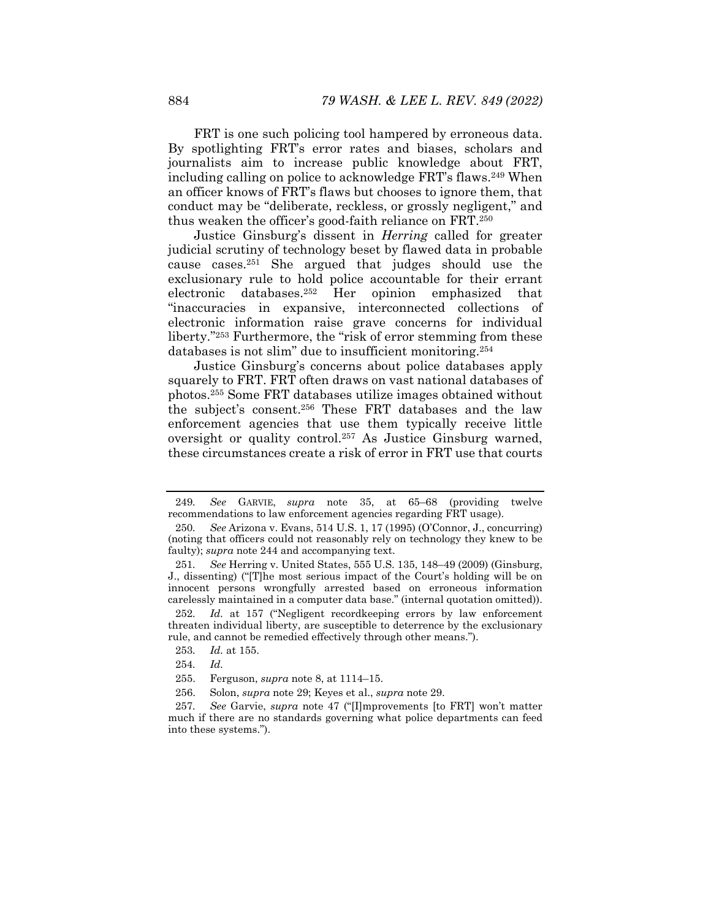FRT is one such policing tool hampered by erroneous data. By spotlighting FRT's error rates and biases, scholars and journalists aim to increase public knowledge about FRT, including calling on police to acknowledge FRT's flaws.[249] When an officer knows of FRT's flaws but chooses to ignore them, that conduct may be "deliberate, reckless, or grossly negligent," and thus weaken the officer's good-faith reliance on FRT.[250]

Justice Ginsburg's dissent in *Herring* called for greater judicial scrutiny of technology beset by flawed data in probable cause cases.[251] She argued that judges should use the exclusionary rule to hold police accountable for their errant electronic databases.[252] Her opinion emphasized that "inaccuracies in expansive, interconnected collections of electronic information raise grave concerns for individual liberty."[253] Furthermore, the "risk of error stemming from these databases is not slim" due to insufficient monitoring.[254]

Justice Ginsburg's concerns about police databases apply squarely to FRT. FRT often draws on vast national databases of photos.[255] Some FRT databases utilize images obtained without the subject's consent.[256] These FRT databases and the law enforcement agencies that use them typically receive little oversight or quality control.[257] As Justice Ginsburg warned, these circumstances create a risk of error in FRT use that courts

---

249. *See* GARVIE, *supra* note 35, at 65–68 (providing twelve recommendations to law enforcement agencies regarding FRT usage).

250. *See* Arizona v. Evans, 514 U.S. 1, 17 (1995) (O'Connor, J., concurring) (noting that officers could not reasonably rely on technology they knew to be faulty); *supra* note 244 and accompanying text.

251. *See* Herring v. United States, 555 U.S. 135, 148–49 (2009) (Ginsburg, J., dissenting) ("[T]he most serious impact of the Court's holding will be on innocent persons wrongfully arrested based on erroneous information carelessly maintained in a computer data base." (internal quotation omitted)).

252. *Id.* at 157 ("Negligent recordkeeping errors by law enforcement threaten individual liberty, are susceptible to deterrence by the exclusionary rule, and cannot be remedied effectively through other means.").

253. *Id.* at 155.

254. *Id.*

255. Ferguson, *supra* note 8, at 1114–15.

256. Solon, *supra* note 29; Keyes et al., *supra* note 29.

257. *See* Garvie, *supra* note 47 ("[I]mprovements [to FRT] won't matter much if there are no standards governing what police departments can feed into these systems.").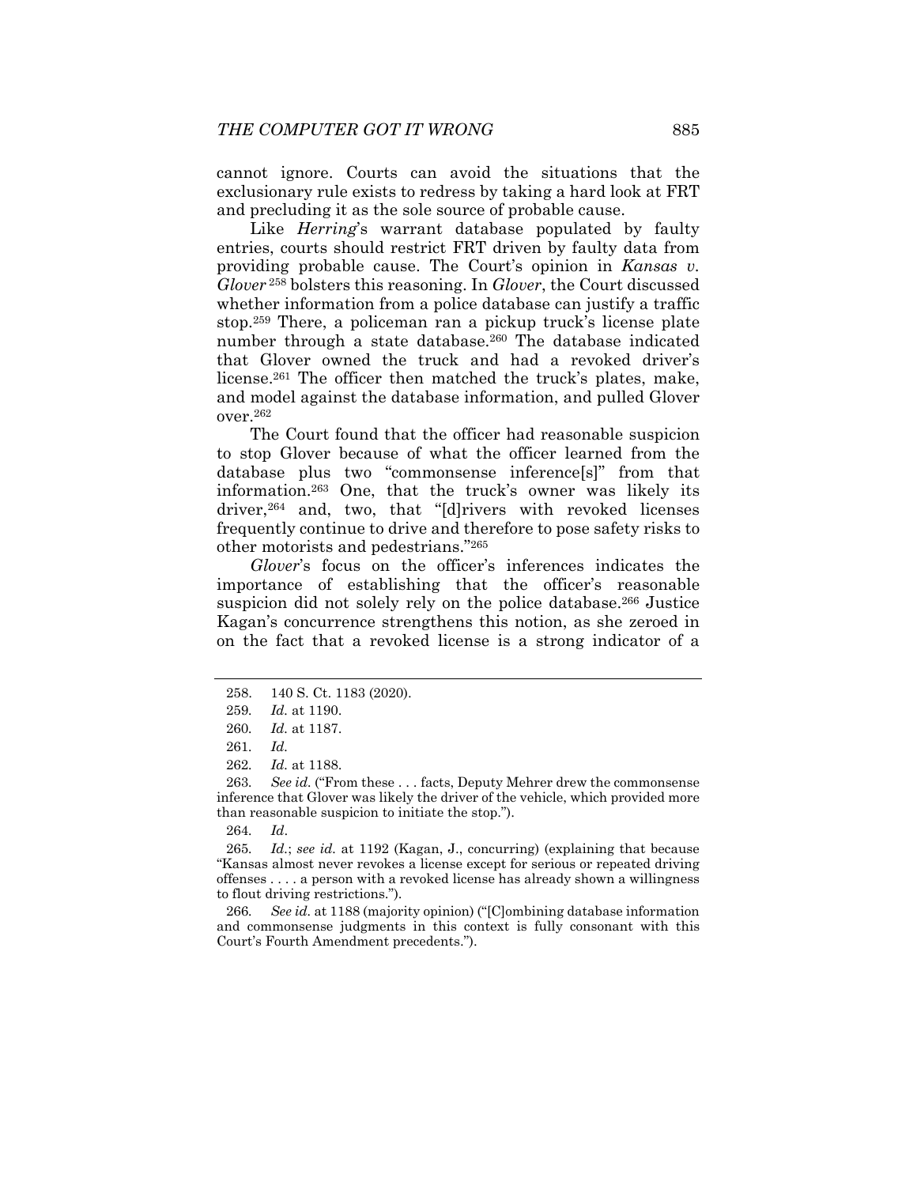cannot ignore. Courts can avoid the situations that the exclusionary rule exists to redress by taking a hard look at FRT and precluding it as the sole source of probable cause.

Like *Herring*'s warrant database populated by faulty entries, courts should restrict FRT driven by faulty data from providing probable cause. The Court's opinion in *Kansas v. Glover*[258] bolsters this reasoning. In *Glover*, the Court discussed whether information from a police database can justify a traffic stop.[259] There, a policeman ran a pickup truck's license plate number through a state database.[260] The database indicated that Glover owned the truck and had a revoked driver's license.[261] The officer then matched the truck's plates, make, and model against the database information, and pulled Glover over.[262]

The Court found that the officer had reasonable suspicion to stop Glover because of what the officer learned from the database plus two "commonsense inference[s]" from that information.[263] One, that the truck's owner was likely its driver,[264] and, two, that "[d]rivers with revoked licenses frequently continue to drive and therefore to pose safety risks to other motorists and pedestrians."[265]

*Glover*'s focus on the officer's inferences indicates the importance of establishing that the officer's reasonable suspicion did not solely rely on the police database.[266] Justice Kagan's concurrence strengthens this notion, as she zeroed in on the fact that a revoked license is a strong indicator of a

---

258. 140 S. Ct. 1183 (2020).

259. *Id.* at 1190.

260. *Id.* at 1187.

261. *Id.*

262. *Id.* at 1188.

263. *See id.* ("From these . . . facts, Deputy Mehrer drew the commonsense inference that Glover was likely the driver of the vehicle, which provided more than reasonable suspicion to initiate the stop.").

264. *Id*.

265. *Id.*; *see id.* at 1192 (Kagan, J., concurring) (explaining that because "Kansas almost never revokes a license except for serious or repeated driving offenses . . . . a person with a revoked license has already shown a willingness to flout driving restrictions.").

266. *See id.* at 1188 (majority opinion) ("[C]ombining database information and commonsense judgments in this context is fully consonant with this Court's Fourth Amendment precedents.").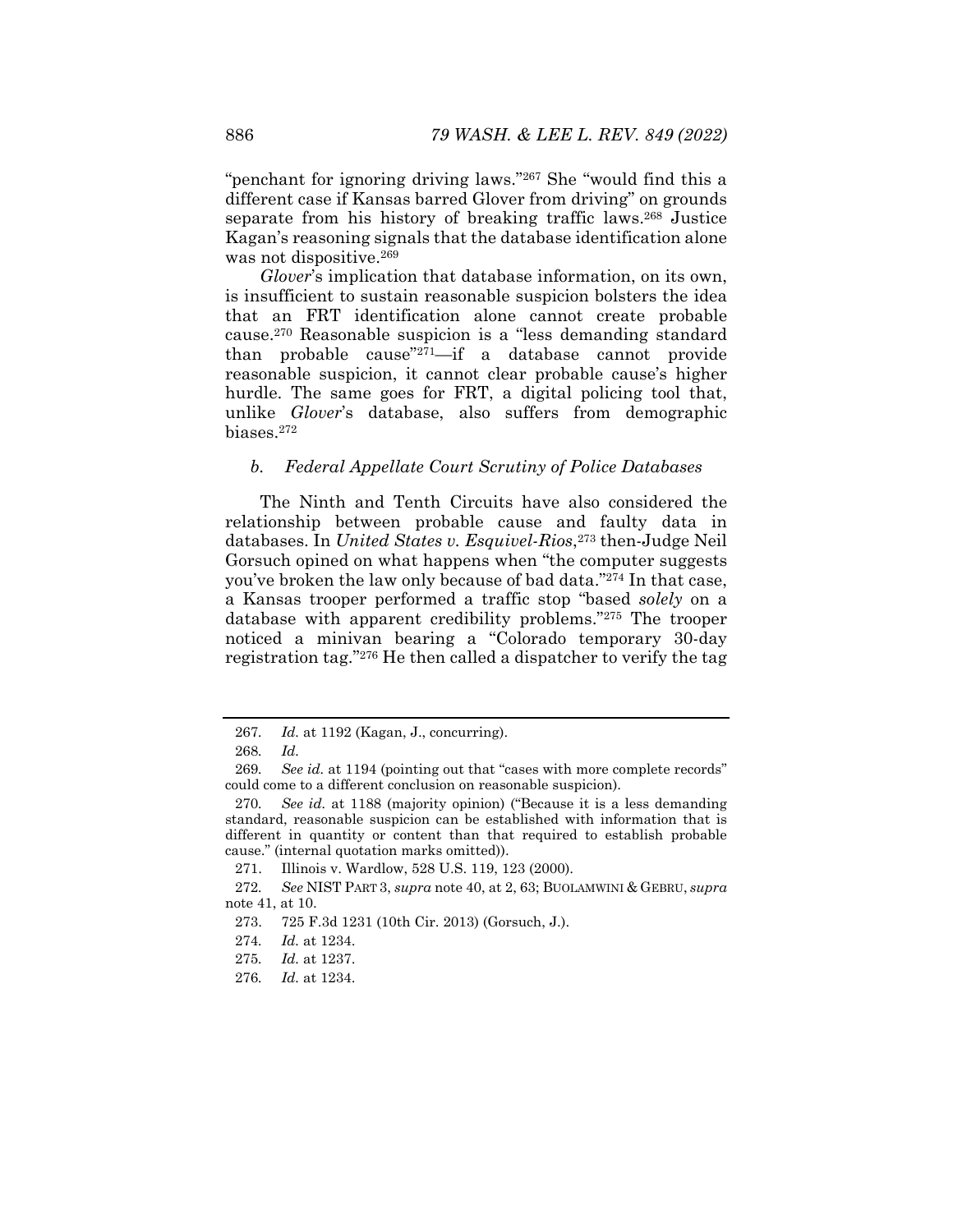"penchant for ignoring driving laws."[267] She "would find this a different case if Kansas barred Glover from driving" on grounds separate from his history of breaking traffic laws.[268] Justice Kagan's reasoning signals that the database identification alone was not dispositive.[269]

*Glover*'s implication that database information, on its own, is insufficient to sustain reasonable suspicion bolsters the idea that an FRT identification alone cannot create probable cause.[270] Reasonable suspicion is a "less demanding standard than probable cause"[271]—if a database cannot provide reasonable suspicion, it cannot clear probable cause's higher hurdle. The same goes for FRT, a digital policing tool that, unlike *Glover*'s database, also suffers from demographic biases.[272]

### *b. Federal Appellate Court Scrutiny of Police Databases*

The Ninth and Tenth Circuits have also considered the relationship between probable cause and faulty data in databases. In *United States v. Esquivel-Rios*,[273] then-Judge Neil Gorsuch opined on what happens when "the computer suggests you've broken the law only because of bad data."[274] In that case, a Kansas trooper performed a traffic stop "based *solely* on a database with apparent credibility problems."[275] The trooper noticed a minivan bearing a "Colorado temporary 30-day registration tag."[276] He then called a dispatcher to verify the tag

---

267. *Id.* at 1192 (Kagan, J., concurring).

268. *Id.*

269. *See id.* at 1194 (pointing out that "cases with more complete records" could come to a different conclusion on reasonable suspicion).

270. *See id.* at 1188 (majority opinion) ("Because it is a less demanding standard, reasonable suspicion can be established with information that is different in quantity or content than that required to establish probable cause." (internal quotation marks omitted)).

271. Illinois v. Wardlow, 528 U.S. 119, 123 (2000).

272. *See* NIST PART 3, *supra* note 40, at 2, 63; BUOLAMWINI & GEBRU, *supra* note 41, at 10.

273. 725 F.3d 1231 (10th Cir. 2013) (Gorsuch, J.).

274. *Id.* at 1234.

275. *Id.* at 1237.

276. *Id.* at 1234.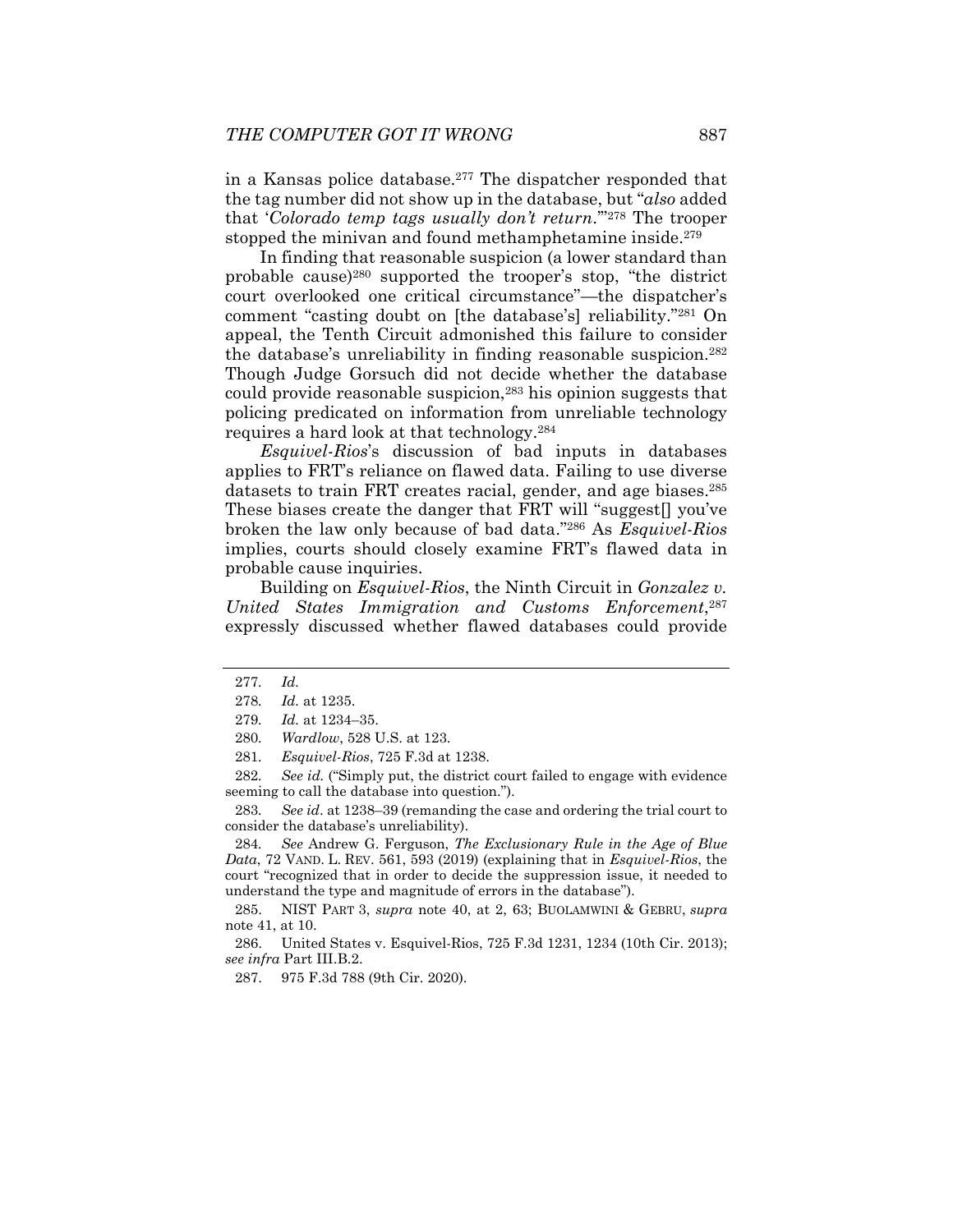in a Kansas police database.[277] The dispatcher responded that the tag number did not show up in the database, but "*also* added that '*Colorado temp tags usually don't return*.'"[278] The trooper stopped the minivan and found methamphetamine inside.[279]

In finding that reasonable suspicion (a lower standard than probable cause)[280] supported the trooper's stop, "the district court overlooked one critical circumstance"—the dispatcher's comment "casting doubt on [the database's] reliability."[281] On appeal, the Tenth Circuit admonished this failure to consider the database's unreliability in finding reasonable suspicion.[282] Though Judge Gorsuch did not decide whether the database could provide reasonable suspicion,[283] his opinion suggests that policing predicated on information from unreliable technology requires a hard look at that technology.[284]

*Esquivel-Rios*'s discussion of bad inputs in databases applies to FRT's reliance on flawed data. Failing to use diverse datasets to train FRT creates racial, gender, and age biases.[285] These biases create the danger that FRT will "suggest[] you've broken the law only because of bad data."[286] As *Esquivel-Rios* implies, courts should closely examine FRT's flawed data in probable cause inquiries.

Building on *Esquivel-Rios*, the Ninth Circuit in *Gonzalez v. United States Immigration and Customs Enforcement*,[287] expressly discussed whether flawed databases could provide

---

277. *Id.*

278. *Id.* at 1235.

279. *Id.* at 1234–35.

280. *Wardlow*, 528 U.S. at 123.

281. *Esquivel-Rios*, 725 F.3d at 1238.

282. *See id.* ("Simply put, the district court failed to engage with evidence seeming to call the database into question.").

283. *See id*. at 1238–39 (remanding the case and ordering the trial court to consider the database's unreliability).

284. *See* Andrew G. Ferguson, *The Exclusionary Rule in the Age of Blue Data*, 72 VAND. L. REV. 561, 593 (2019) (explaining that in *Esquivel-Rios*, the court "recognized that in order to decide the suppression issue, it needed to understand the type and magnitude of errors in the database").

285. NIST PART 3, *supra* note 40, at 2, 63; BUOLAMWINI & GEBRU, *supra* note 41, at 10.

286. United States v. Esquivel-Rios, 725 F.3d 1231, 1234 (10th Cir. 2013); *see infra* Part III.B.2.

287. 975 F.3d 788 (9th Cir. 2020).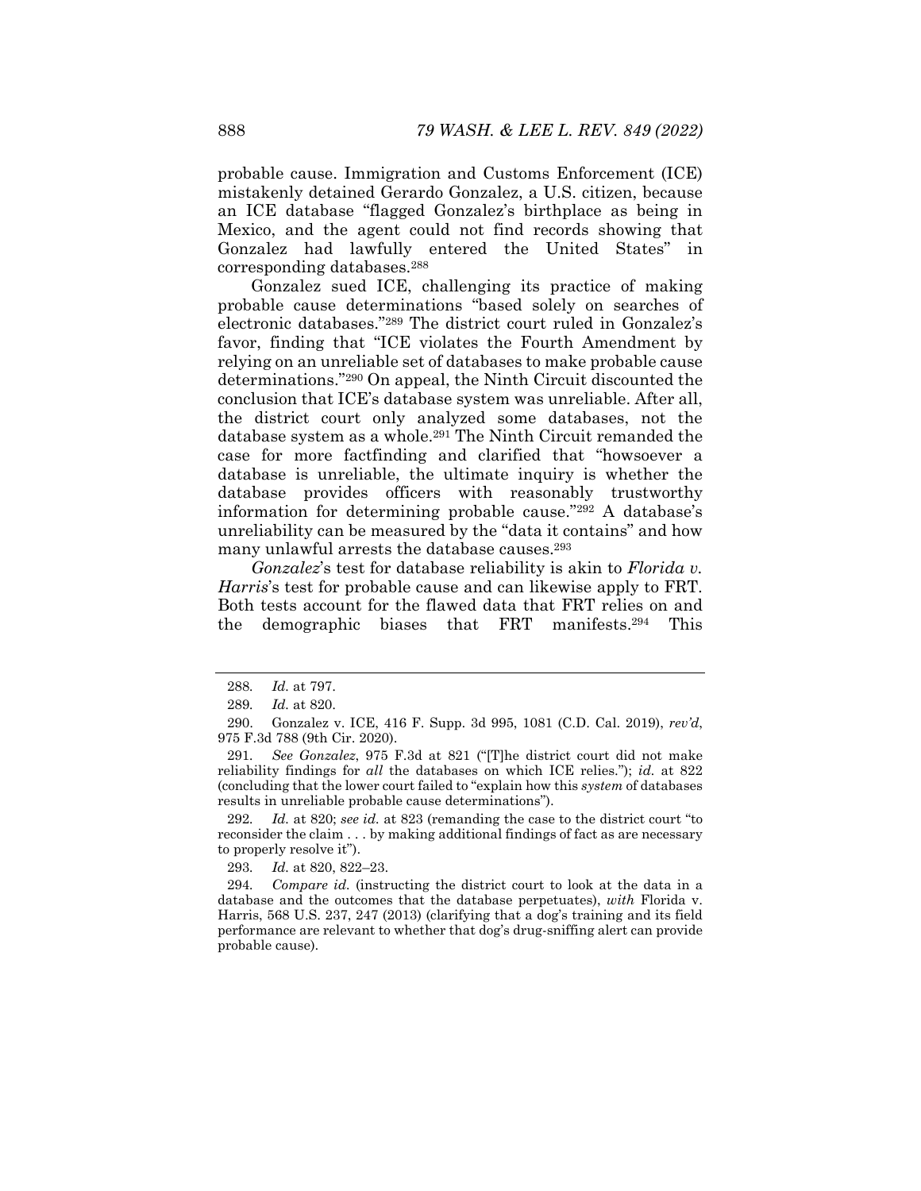probable cause. Immigration and Customs Enforcement (ICE) mistakenly detained Gerardo Gonzalez, a U.S. citizen, because an ICE database "flagged Gonzalez's birthplace as being in Mexico, and the agent could not find records showing that Gonzalez had lawfully entered the United States" in corresponding databases.[288]

Gonzalez sued ICE, challenging its practice of making probable cause determinations "based solely on searches of electronic databases."[289] The district court ruled in Gonzalez's favor, finding that "ICE violates the Fourth Amendment by relying on an unreliable set of databases to make probable cause determinations."[290] On appeal, the Ninth Circuit discounted the conclusion that ICE's database system was unreliable. After all, the district court only analyzed some databases, not the database system as a whole.[291] The Ninth Circuit remanded the case for more factfinding and clarified that "howsoever a database is unreliable, the ultimate inquiry is whether the database provides officers with reasonably trustworthy information for determining probable cause."[292] A database's unreliability can be measured by the "data it contains" and how many unlawful arrests the database causes.[293]

*Gonzalez*'s test for database reliability is akin to *Florida v. Harris*'s test for probable cause and can likewise apply to FRT. Both tests account for the flawed data that FRT relies on and the demographic biases that FRT manifests.[294] This

---

288. *Id.* at 797.

289. *Id.* at 820.

290. Gonzalez v. ICE, 416 F. Supp. 3d 995, 1081 (C.D. Cal. 2019), *rev'd*, 975 F.3d 788 (9th Cir. 2020).

291. *See Gonzalez*, 975 F.3d at 821 ("[T]he district court did not make reliability findings for *all* the databases on which ICE relies."); *id.* at 822 (concluding that the lower court failed to "explain how this *system* of databases results in unreliable probable cause determinations").

292. *Id.* at 820; *see id.* at 823 (remanding the case to the district court "to reconsider the claim . . . by making additional findings of fact as are necessary to properly resolve it").

293. *Id.* at 820, 822–23.

294. *Compare id.* (instructing the district court to look at the data in a database and the outcomes that the database perpetuates), *with* Florida v. Harris, 568 U.S. 237, 247 (2013) (clarifying that a dog's training and its field performance are relevant to whether that dog's drug-sniffing alert can provide probable cause).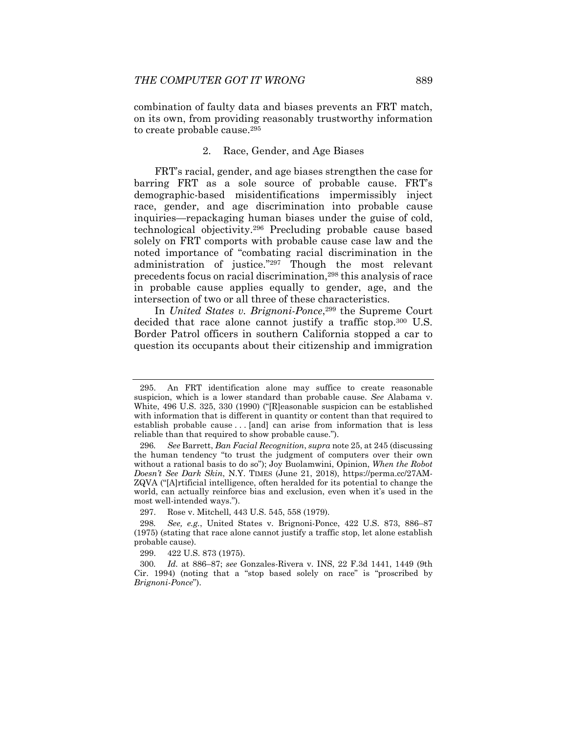combination of faulty data and biases prevents an FRT match, on its own, from providing reasonably trustworthy information to create probable cause.[295]

#### 2. Race, Gender, and Age Biases

FRT's racial, gender, and age biases strengthen the case for barring FRT as a sole source of probable cause. FRT's demographic-based misidentifications impermissibly inject race, gender, and age discrimination into probable cause inquiries—repackaging human biases under the guise of cold, technological objectivity.[296] Precluding probable cause based solely on FRT comports with probable cause case law and the noted importance of "combating racial discrimination in the administration of justice."[297] Though the most relevant precedents focus on racial discrimination,[298] this analysis of race in probable cause applies equally to gender, age, and the intersection of two or all three of these characteristics.

In *United States v. Brignoni-Ponce*,[299] the Supreme Court decided that race alone cannot justify a traffic stop.[300] U.S. Border Patrol officers in southern California stopped a car to question its occupants about their citizenship and immigration

---

295. An FRT identification alone may suffice to create reasonable suspicion, which is a lower standard than probable cause. *See* Alabama v. White, 496 U.S. 325, 330 (1990) ("[R]easonable suspicion can be established with information that is different in quantity or content than that required to establish probable cause . . . [and] can arise from information that is less reliable than that required to show probable cause.").

296. *See* Barrett, *Ban Facial Recognition*, *supra* note 25, at 245 (discussing the human tendency "to trust the judgment of computers over their own without a rational basis to do so"); Joy Buolamwini, Opinion, *When the Robot Doesn't See Dark Skin*, N.Y. TIMES (June 21, 2018), https://perma.cc/27AM-ZQVA ("[A]rtificial intelligence, often heralded for its potential to change the world, can actually reinforce bias and exclusion, even when it's used in the most well-intended ways.").

297. Rose v. Mitchell, 443 U.S. 545, 558 (1979).

298. *See, e.g.*, United States v. Brignoni-Ponce, 422 U.S. 873, 886–87 (1975) (stating that race alone cannot justify a traffic stop, let alone establish probable cause).

299. 422 U.S. 873 (1975).

300. *Id.* at 886–87; *see* Gonzales-Rivera v. INS, 22 F.3d 1441, 1449 (9th Cir. 1994) (noting that a "stop based solely on race" is "proscribed by *Brignoni-Ponce*").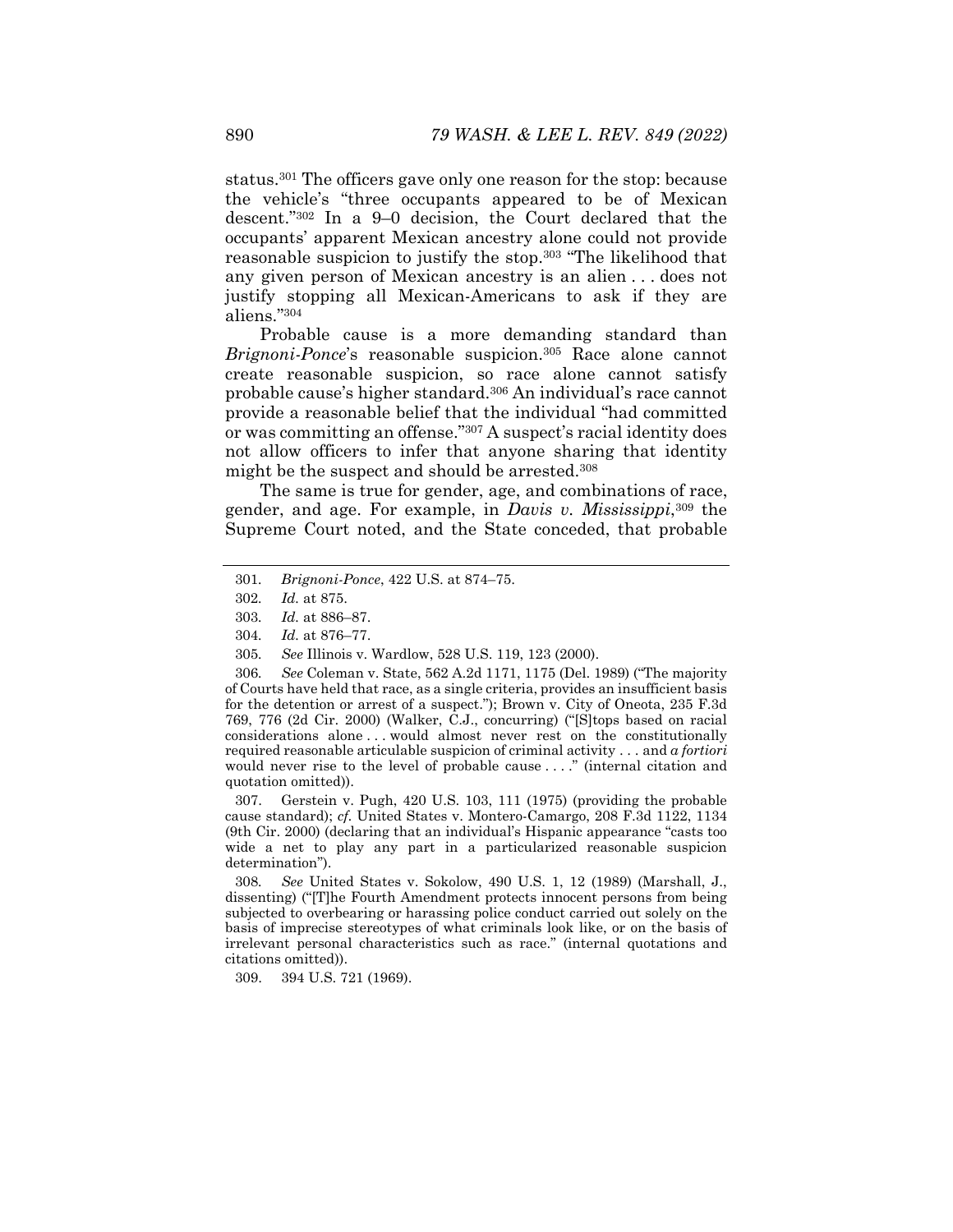status.[301] The officers gave only one reason for the stop: because the vehicle's "three occupants appeared to be of Mexican descent."[302] In a 9–0 decision, the Court declared that the occupants' apparent Mexican ancestry alone could not provide reasonable suspicion to justify the stop.[303] "The likelihood that any given person of Mexican ancestry is an alien . . . does not justify stopping all Mexican-Americans to ask if they are aliens."[304]

Probable cause is a more demanding standard than *Brignoni-Ponce*'s reasonable suspicion.[305] Race alone cannot create reasonable suspicion, so race alone cannot satisfy probable cause's higher standard.[306] An individual's race cannot provide a reasonable belief that the individual "had committed or was committing an offense."[307] A suspect's racial identity does not allow officers to infer that anyone sharing that identity might be the suspect and should be arrested.[308]

The same is true for gender, age, and combinations of race, gender, and age. For example, in *Davis v. Mississippi*,[309] the Supreme Court noted, and the State conceded, that probable

---

301. *Brignoni-Ponce*, 422 U.S. at 874–75.

302. *Id.* at 875.

303. *Id.* at 886–87.

304. *Id.* at 876–77.

305. *See* Illinois v. Wardlow, 528 U.S. 119, 123 (2000).

306. *See* Coleman v. State, 562 A.2d 1171, 1175 (Del. 1989) ("The majority of Courts have held that race, as a single criteria, provides an insufficient basis for the detention or arrest of a suspect."); Brown v. City of Oneota, 235 F.3d 769, 776 (2d Cir. 2000) (Walker, C.J., concurring) ("[S]tops based on racial considerations alone . . . would almost never rest on the constitutionally required reasonable articulable suspicion of criminal activity . . . and *a fortiori* would never rise to the level of probable cause . . . ." (internal citation and quotation omitted)).

307. Gerstein v. Pugh, 420 U.S. 103, 111 (1975) (providing the probable cause standard); *cf.* United States v. Montero-Camargo, 208 F.3d 1122, 1134 (9th Cir. 2000) (declaring that an individual's Hispanic appearance "casts too wide a net to play any part in a particularized reasonable suspicion determination").

308. *See* United States v. Sokolow, 490 U.S. 1, 12 (1989) (Marshall, J., dissenting) ("[T]he Fourth Amendment protects innocent persons from being subjected to overbearing or harassing police conduct carried out solely on the basis of imprecise stereotypes of what criminals look like, or on the basis of irrelevant personal characteristics such as race." (internal quotations and citations omitted)).

309. 394 U.S. 721 (1969).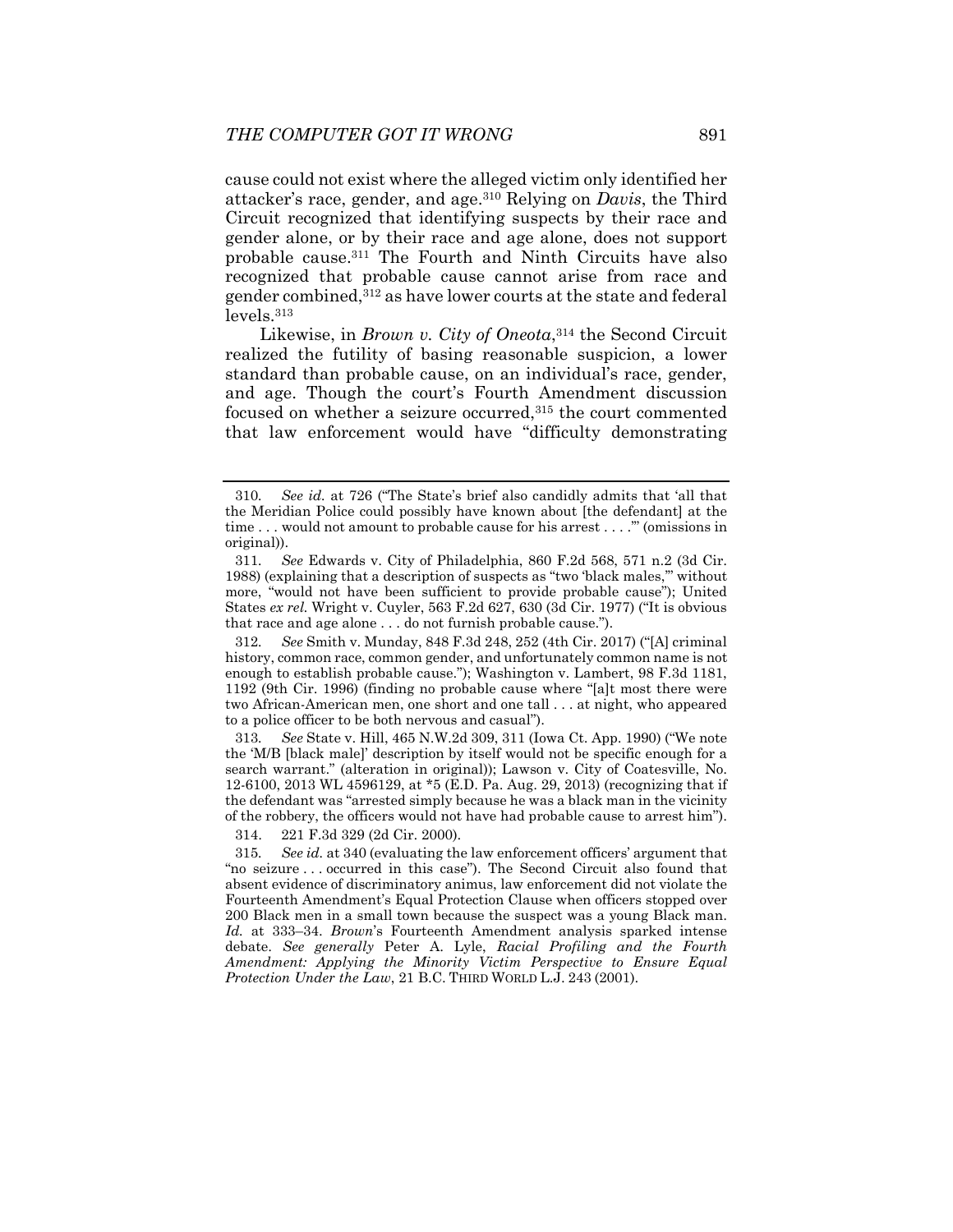cause could not exist where the alleged victim only identified her attacker's race, gender, and age.[310] Relying on *Davis*, the Third Circuit recognized that identifying suspects by their race and gender alone, or by their race and age alone, does not support probable cause.[311] The Fourth and Ninth Circuits have also recognized that probable cause cannot arise from race and gender combined,[312] as have lower courts at the state and federal levels.[313]

Likewise, in *Brown v. City of Oneota*,[314] the Second Circuit realized the futility of basing reasonable suspicion, a lower standard than probable cause, on an individual's race, gender, and age. Though the court's Fourth Amendment discussion focused on whether a seizure occurred,[315] the court commented that law enforcement would have "difficulty demonstrating

---

310. *See id.* at 726 ("The State's brief also candidly admits that 'all that the Meridian Police could possibly have known about [the defendant] at the time . . . would not amount to probable cause for his arrest . . . .'" (omissions in original)).

311. *See* Edwards v. City of Philadelphia, 860 F.2d 568, 571 n.2 (3d Cir. 1988) (explaining that a description of suspects as "two 'black males,'" without more, "would not have been sufficient to provide probable cause"); United States *ex rel.* Wright v. Cuyler, 563 F.2d 627, 630 (3d Cir. 1977) ("It is obvious that race and age alone . . . do not furnish probable cause.").

312. *See* Smith v. Munday, 848 F.3d 248, 252 (4th Cir. 2017) ("[A] criminal history, common race, common gender, and unfortunately common name is not enough to establish probable cause."); Washington v. Lambert, 98 F.3d 1181, 1192 (9th Cir. 1996) (finding no probable cause where "[a]t most there were two African-American men, one short and one tall . . . at night, who appeared to a police officer to be both nervous and casual").

313. *See* State v. Hill, 465 N.W.2d 309, 311 (Iowa Ct. App. 1990) ("We note the 'M/B [black male]' description by itself would not be specific enough for a search warrant." (alteration in original)); Lawson v. City of Coatesville, No. 12-6100, 2013 WL 4596129, at *5 (E.D. Pa. Aug. 29, 2013) (recognizing that if the defendant was "arrested simply because he was a black man in the vicinity of the robbery, the officers would not have had probable cause to arrest him").

314. 221 F.3d 329 (2d Cir. 2000).

315. *See id.* at 340 (evaluating the law enforcement officers' argument that "no seizure . . . occurred in this case"). The Second Circuit also found that absent evidence of discriminatory animus, law enforcement did not violate the Fourteenth Amendment's Equal Protection Clause when officers stopped over 200 Black men in a small town because the suspect was a young Black man. *Id.* at 333–34. *Brown*'s Fourteenth Amendment analysis sparked intense debate. *See generally* Peter A. Lyle, *Racial Profiling and the Fourth Amendment: Applying the Minority Victim Perspective to Ensure Equal Protection Under the Law*, 21 B.C. THIRD WORLD L.J. 243 (2001).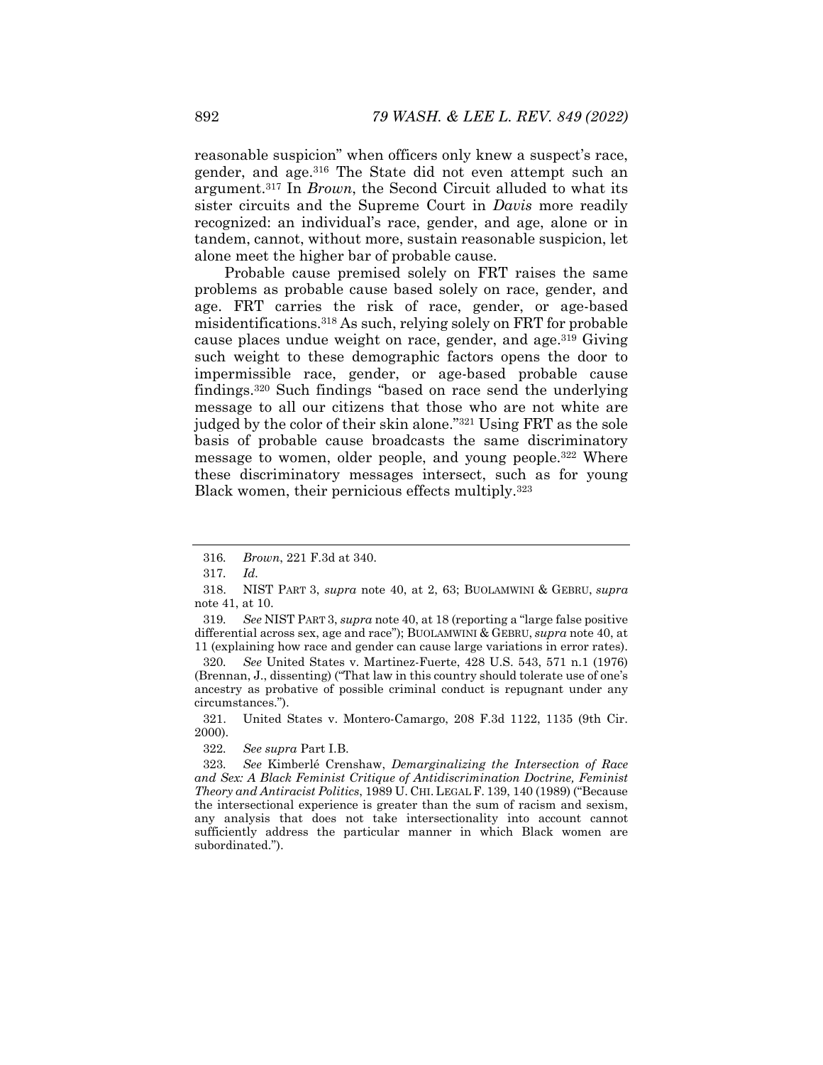reasonable suspicion" when officers only knew a suspect's race, gender, and age.[316] The State did not even attempt such an argument.[317] In *Brown*, the Second Circuit alluded to what its sister circuits and the Supreme Court in *Davis* more readily recognized: an individual's race, gender, and age, alone or in tandem, cannot, without more, sustain reasonable suspicion, let alone meet the higher bar of probable cause.

Probable cause premised solely on FRT raises the same problems as probable cause based solely on race, gender, and age. FRT carries the risk of race, gender, or age-based misidentifications.[318] As such, relying solely on FRT for probable cause places undue weight on race, gender, and age.[319] Giving such weight to these demographic factors opens the door to impermissible race, gender, or age-based probable cause findings.[320] Such findings "based on race send the underlying message to all our citizens that those who are not white are judged by the color of their skin alone."[321] Using FRT as the sole basis of probable cause broadcasts the same discriminatory message to women, older people, and young people.[322] Where these discriminatory messages intersect, such as for young Black women, their pernicious effects multiply.[323]

---

316. *Brown*, 221 F.3d at 340.

317. *Id.*

318. NIST PART 3, *supra* note 40, at 2, 63; BUOLAMWINI & GEBRU, *supra* note 41, at 10.

319. *See* NIST PART 3, *supra* note 40, at 18 (reporting a "large false positive differential across sex, age and race"); BUOLAMWINI & GEBRU, *supra* note 40, at 11 (explaining how race and gender can cause large variations in error rates).

320. *See* United States v. Martinez-Fuerte, 428 U.S. 543, 571 n.1 (1976) (Brennan, J., dissenting) ("That law in this country should tolerate use of one's ancestry as probative of possible criminal conduct is repugnant under any circumstances.").

321. United States v. Montero-Camargo, 208 F.3d 1122, 1135 (9th Cir. 2000).

322. *See supra* Part I.B.

323. *See* Kimberlé Crenshaw, *Demarginalizing the Intersection of Race and Sex: A Black Feminist Critique of Antidiscrimination Doctrine, Feminist Theory and Antiracist Politics*, 1989 U. CHI. LEGAL F. 139, 140 (1989) ("Because the intersectional experience is greater than the sum of racism and sexism, any analysis that does not take intersectionality into account cannot sufficiently address the particular manner in which Black women are subordinated.").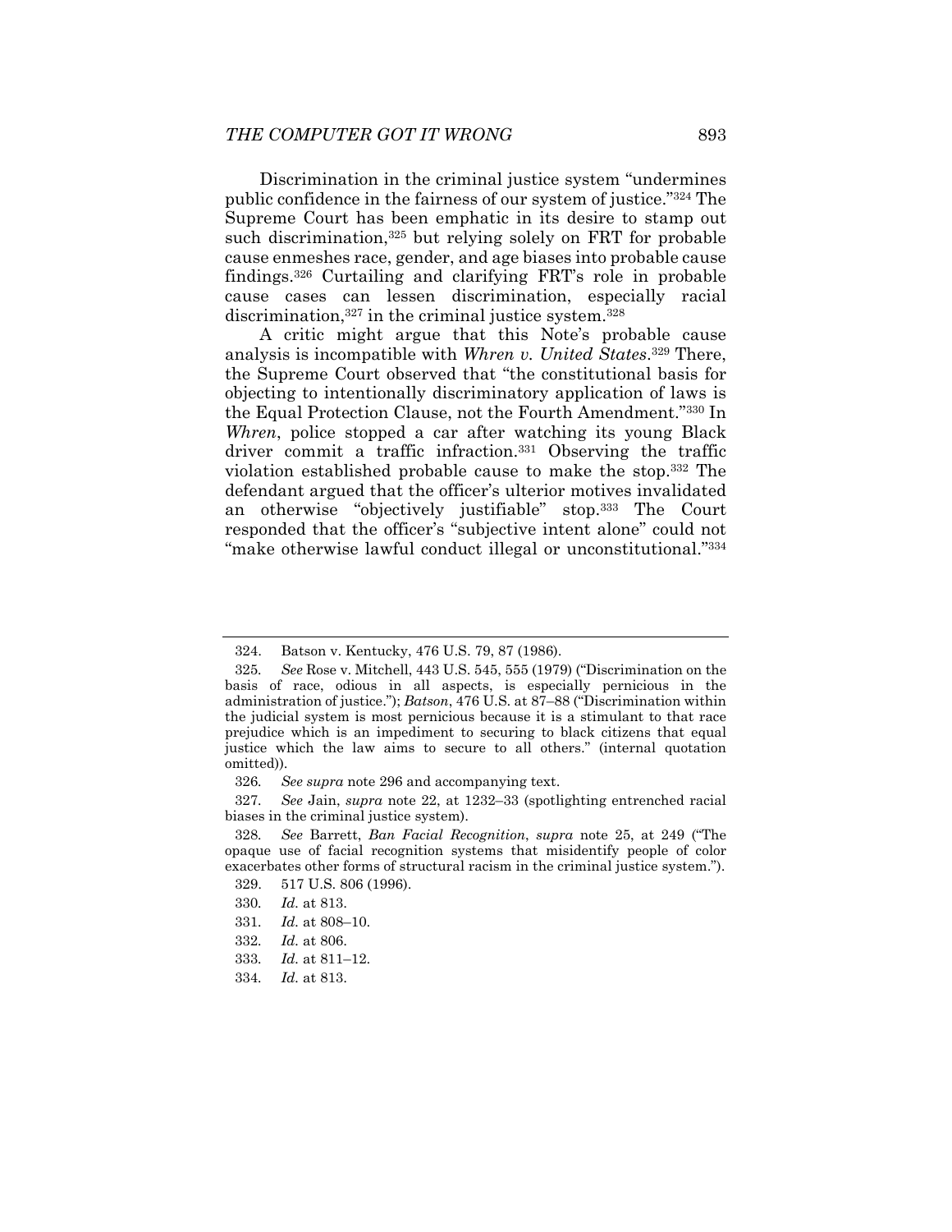Discrimination in the criminal justice system "undermines public confidence in the fairness of our system of justice."[324] The Supreme Court has been emphatic in its desire to stamp out such discrimination,[325] but relying solely on FRT for probable cause enmeshes race, gender, and age biases into probable cause findings.[326] Curtailing and clarifying FRT's role in probable cause cases can lessen discrimination, especially racial discrimination,[327] in the criminal justice system.[328]

A critic might argue that this Note's probable cause analysis is incompatible with *Whren v. United States*.[329] There, the Supreme Court observed that "the constitutional basis for objecting to intentionally discriminatory application of laws is the Equal Protection Clause, not the Fourth Amendment."[330] In *Whren*, police stopped a car after watching its young Black driver commit a traffic infraction.[331] Observing the traffic violation established probable cause to make the stop.[332] The defendant argued that the officer's ulterior motives invalidated an otherwise "objectively justifiable" stop.[333] The Court responded that the officer's "subjective intent alone" could not "make otherwise lawful conduct illegal or unconstitutional."[334]

---

324. Batson v. Kentucky, 476 U.S. 79, 87 (1986).

325. *See* Rose v. Mitchell, 443 U.S. 545, 555 (1979) ("Discrimination on the basis of race, odious in all aspects, is especially pernicious in the administration of justice."); *Batson*, 476 U.S. at 87–88 ("Discrimination within the judicial system is most pernicious because it is a stimulant to that race prejudice which is an impediment to securing to black citizens that equal justice which the law aims to secure to all others." (internal quotation omitted)).

326. *See supra* note 296 and accompanying text.

327. *See* Jain, *supra* note 22, at 1232–33 (spotlighting entrenched racial biases in the criminal justice system).

328. *See* Barrett, *Ban Facial Recognition*, *supra* note 25, at 249 ("The opaque use of facial recognition systems that misidentify people of color exacerbates other forms of structural racism in the criminal justice system.").

329. 517 U.S. 806 (1996).

330. *Id.* at 813.

331. *Id.* at 808–10.

332. *Id.* at 806.

333. *Id.* at 811–12.

334. *Id.* at 813.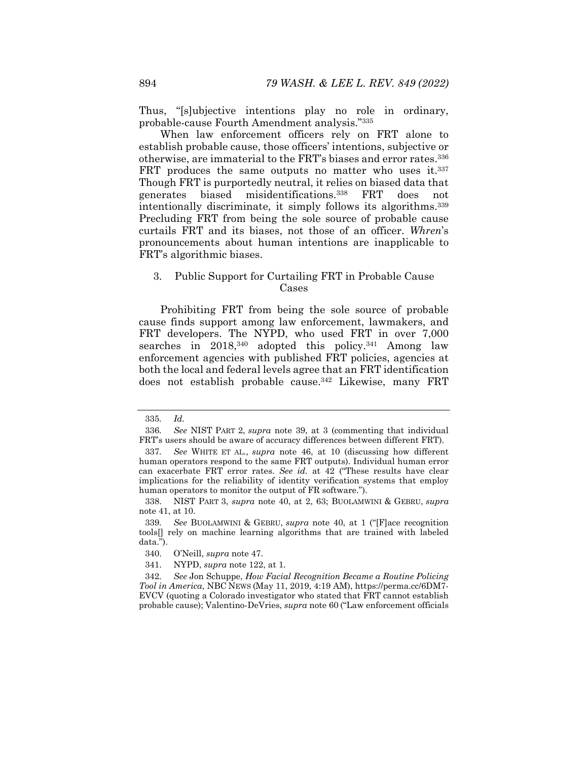Thus, "[s]ubjective intentions play no role in ordinary, probable-cause Fourth Amendment analysis."[335]

When law enforcement officers rely on FRT alone to establish probable cause, those officers' intentions, subjective or otherwise, are immaterial to the FRT's biases and error rates.[336] FRT produces the same outputs no matter who uses it.[337] Though FRT is purportedly neutral, it relies on biased data that generates biased misidentifications.[338] FRT does not intentionally discriminate, it simply follows its algorithms.[339] Precluding FRT from being the sole source of probable cause curtails FRT and its biases, not those of an officer. *Whren*'s pronouncements about human intentions are inapplicable to FRT's algorithmic biases.

### 3. Public Support for Curtailing FRT in Probable Cause Cases

Prohibiting FRT from being the sole source of probable cause finds support among law enforcement, lawmakers, and FRT developers. The NYPD, who used FRT in over 7,000 searches in 2018,[340] adopted this policy.[341] Among law enforcement agencies with published FRT policies, agencies at both the local and federal levels agree that an FRT identification does not establish probable cause.[342] Likewise, many FRT

---

335. *Id.*

336. *See* NIST PART 2, *supra* note 39, at 3 (commenting that individual FRT's users should be aware of accuracy differences between different FRT).

337. *See* WHITE ET AL., *supra* note 46, at 10 (discussing how different human operators respond to the same FRT outputs). Individual human error can exacerbate FRT error rates. *See id.* at 42 ("These results have clear implications for the reliability of identity verification systems that employ human operators to monitor the output of FR software.").

338. NIST PART 3, *supra* note 40, at 2, 63; BUOLAMWINI & GEBRU, *supra* note 41, at 10.

339. *See* BUOLAMWINI & GEBRU, *supra* note 40, at 1 ("[F]ace recognition tools[] rely on machine learning algorithms that are trained with labeled data.").

340. O'Neill, *supra* note 47.

341. NYPD, *supra* note 122, at 1.

342. *See* Jon Schuppe, *How Facial Recognition Became a Routine Policing Tool in America*, NBC NEWS (May 11, 2019, 4:19 AM), https://perma.cc/6DM7-EVCV (quoting a Colorado investigator who stated that FRT cannot establish probable cause); Valentino-DeVries, *supra* note 60 ("Law enforcement officials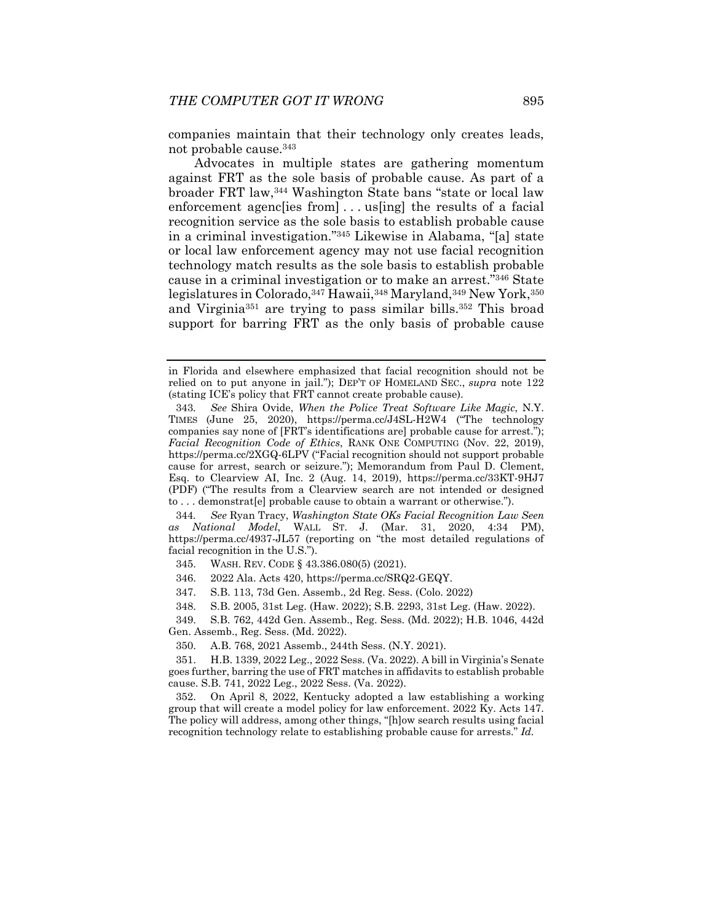companies maintain that their technology only creates leads, not probable cause.[343]

Advocates in multiple states are gathering momentum against FRT as the sole basis of probable cause. As part of a broader FRT law,[344] Washington State bans "state or local law enforcement agenc[ies from] . . . us[ing] the results of a facial recognition service as the sole basis to establish probable cause in a criminal investigation."[345] Likewise in Alabama, "[a] state or local law enforcement agency may not use facial recognition technology match results as the sole basis to establish probable cause in a criminal investigation or to make an arrest."[346] State legislatures in Colorado,[347] Hawaii,[348] Maryland,[349] New York,[350] and Virginia[351] are trying to pass similar bills.[352] This broad support for barring FRT as the only basis of probable cause

---

in Florida and elsewhere emphasized that facial recognition should not be relied on to put anyone in jail."); DEP'T OF HOMELAND SEC., *supra* note 122 (stating ICE's policy that FRT cannot create probable cause).

343. *See* Shira Ovide, *When the Police Treat Software Like Magic*, N.Y. TIMES (June 25, 2020), https://perma.cc/J4SL-H2W4 ("The technology companies say none of [FRT's identifications are] probable cause for arrest."); *Facial Recognition Code of Ethics*, RANK ONE COMPUTING (Nov. 22, 2019), https://perma.cc/2XGQ-6LPV ("Facial recognition should not support probable cause for arrest, search or seizure."); Memorandum from Paul D. Clement, Esq. to Clearview AI, Inc. 2 (Aug. 14, 2019), https://perma.cc/33KT-9HJ7 (PDF) ("The results from a Clearview search are not intended or designed to . . . demonstrat[e] probable cause to obtain a warrant or otherwise.").

344. *See* Ryan Tracy, *Washington State OKs Facial Recognition Law Seen as National Model*, WALL ST. J. (Mar. 31, 2020, 4:34 PM), https://perma.cc/4937-JL57 (reporting on "the most detailed regulations of facial recognition in the U.S.").

345. WASH. REV. CODE § 43.386.080(5) (2021).

346. 2022 Ala. Acts 420, https://perma.cc/SRQ2-GEQY.

347. S.B. 113, 73d Gen. Assemb., 2d Reg. Sess. (Colo. 2022)

348. S.B. 2005, 31st Leg. (Haw. 2022); S.B. 2293, 31st Leg. (Haw. 2022).

349. S.B. 762, 442d Gen. Assemb., Reg. Sess. (Md. 2022); H.B. 1046, 442d Gen. Assemb., Reg. Sess. (Md. 2022).

350. A.B. 768, 2021 Assemb., 244th Sess. (N.Y. 2021).

351. H.B. 1339, 2022 Leg., 2022 Sess. (Va. 2022). A bill in Virginia's Senate goes further, barring the use of FRT matches in affidavits to establish probable cause. S.B. 741, 2022 Leg., 2022 Sess. (Va. 2022).

352. On April 8, 2022, Kentucky adopted a law establishing a working group that will create a model policy for law enforcement. 2022 Ky. Acts 147. The policy will address, among other things, "[h]ow search results using facial recognition technology relate to establishing probable cause for arrests." *Id.*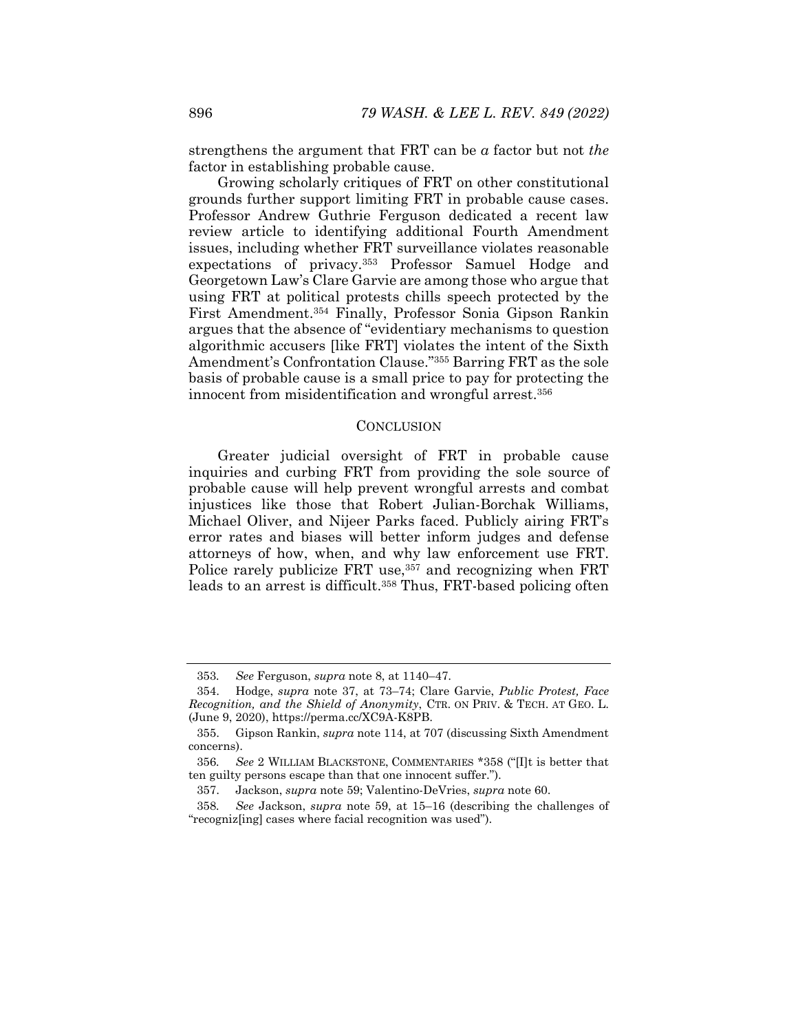strengthens the argument that FRT can be *a* factor but not *the* factor in establishing probable cause.

Growing scholarly critiques of FRT on other constitutional grounds further support limiting FRT in probable cause cases. Professor Andrew Guthrie Ferguson dedicated a recent law review article to identifying additional Fourth Amendment issues, including whether FRT surveillance violates reasonable expectations of privacy.[353] Professor Samuel Hodge and Georgetown Law's Clare Garvie are among those who argue that using FRT at political protests chills speech protected by the First Amendment.[354] Finally, Professor Sonia Gipson Rankin argues that the absence of "evidentiary mechanisms to question algorithmic accusers [like FRT] violates the intent of the Sixth Amendment's Confrontation Clause."[355] Barring FRT as the sole basis of probable cause is a small price to pay for protecting the innocent from misidentification and wrongful arrest.[356]

## CONCLUSION

Greater judicial oversight of FRT in probable cause inquiries and curbing FRT from providing the sole source of probable cause will help prevent wrongful arrests and combat injustices like those that Robert Julian-Borchak Williams, Michael Oliver, and Nijeer Parks faced. Publicly airing FRT's error rates and biases will better inform judges and defense attorneys of how, when, and why law enforcement use FRT. Police rarely publicize FRT use,[357] and recognizing when FRT leads to an arrest is difficult.[358] Thus, FRT-based policing often

---

353. *See* Ferguson, *supra* note 8, at 1140–47.

354. Hodge, *supra* note 37, at 73–74; Clare Garvie, *Public Protest, Face Recognition, and the Shield of Anonymity*, CTR. ON PRIV. & TECH. AT GEO. L. (June 9, 2020), https://perma.cc/XC9A-K8PB.

355. Gipson Rankin, *supra* note 114, at 707 (discussing Sixth Amendment concerns).

356. *See* 2 WILLIAM BLACKSTONE, COMMENTARIES *358 ("[I]t is better that ten guilty persons escape than that one innocent suffer.").

357. Jackson, *supra* note 59; Valentino-DeVries, *supra* note 60.

358. *See* Jackson, *supra* note 59, at 15–16 (describing the challenges of "recogniz[ing] cases where facial recognition was used").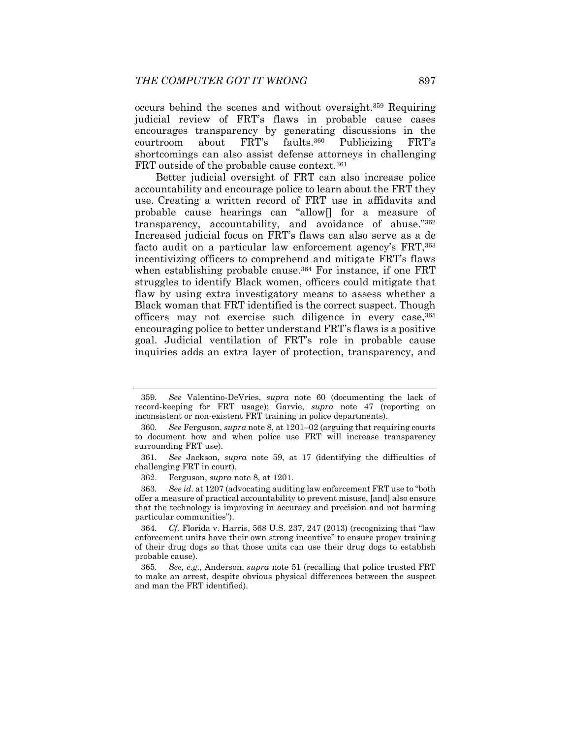occurs behind the scenes and without oversight.[359] Requiring judicial review of FRT's flaws in probable cause cases encourages transparency by generating discussions in the courtroom about FRT's faults.[360] Publicizing FRT's shortcomings can also assist defense attorneys in challenging FRT outside of the probable cause context.[361]

Better judicial oversight of FRT can also increase police accountability and encourage police to learn about the FRT they use. Creating a written record of FRT use in affidavits and probable cause hearings can "allow[] for a measure of transparency, accountability, and avoidance of abuse."[362] Increased judicial focus on FRT's flaws can also serve as a de facto audit on a particular law enforcement agency's FRT,[363] incentivizing officers to comprehend and mitigate FRT's flaws when establishing probable cause.[364] For instance, if one FRT struggles to identify Black women, officers could mitigate that flaw by using extra investigatory means to assess whether a Black woman that FRT identified is the correct suspect. Though officers may not exercise such diligence in every case,[365] encouraging police to better understand FRT's flaws is a positive goal. Judicial ventilation of FRT's role in probable cause inquiries adds an extra layer of protection, transparency, and

---

359. *See* Valentino-DeVries, *supra* note 60 (documenting the lack of record-keeping for FRT usage); Garvie, *supra* note 47 (reporting on inconsistent or non-existent FRT training in police departments).

360. *See* Ferguson, *supra* note 8, at 1201–02 (arguing that requiring courts to document how and when police use FRT will increase transparency surrounding FRT use).

361. *See* Jackson, *supra* note 59, at 17 (identifying the difficulties of challenging FRT in court).

362. Ferguson, *supra* note 8, at 1201.

363. *See id.* at 1207 (advocating auditing law enforcement FRT use to "both offer a measure of practical accountability to prevent misuse, [and] also ensure that the technology is improving in accuracy and precision and not harming particular communities").

364. *Cf.* Florida v. Harris, 568 U.S. 237, 247 (2013) (recognizing that "law enforcement units have their own strong incentive" to ensure proper training of their drug dogs so that those units can use their drug dogs to establish probable cause).

365. *See, e.g.*, Anderson, *supra* note 51 (recalling that police trusted FRT to make an arrest, despite obvious physical differences between the suspect and man the FRT identified).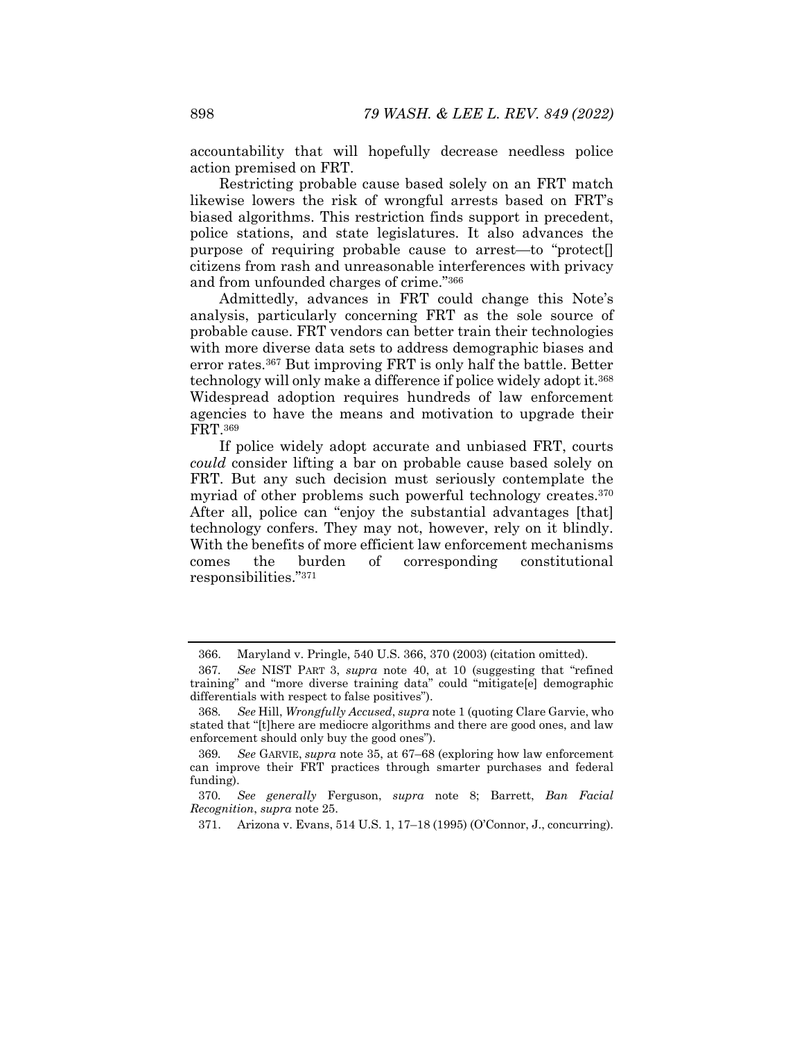accountability that will hopefully decrease needless police action premised on FRT.

Restricting probable cause based solely on an FRT match likewise lowers the risk of wrongful arrests based on FRT's biased algorithms. This restriction finds support in precedent, police stations, and state legislatures. It also advances the purpose of requiring probable cause to arrest—to "protect[] citizens from rash and unreasonable interferences with privacy and from unfounded charges of crime."[366]

Admittedly, advances in FRT could change this Note's analysis, particularly concerning FRT as the sole source of probable cause. FRT vendors can better train their technologies with more diverse data sets to address demographic biases and error rates.[367] But improving FRT is only half the battle. Better technology will only make a difference if police widely adopt it.[368] Widespread adoption requires hundreds of law enforcement agencies to have the means and motivation to upgrade their FRT.[369]

If police widely adopt accurate and unbiased FRT, courts *could* consider lifting a bar on probable cause based solely on FRT. But any such decision must seriously contemplate the myriad of other problems such powerful technology creates.[370] After all, police can "enjoy the substantial advantages [that] technology confers. They may not, however, rely on it blindly. With the benefits of more efficient law enforcement mechanisms comes the burden of corresponding constitutional responsibilities."[371]

---

366. Maryland v. Pringle, 540 U.S. 366, 370 (2003) (citation omitted).

367. *See* NIST PART 3, *supra* note 40, at 10 (suggesting that "refined training" and "more diverse training data" could "mitigat[e] demographic differentials with respect to false positives").

368. *See* Hill, *Wrongfully Accused*, *supra* note 1 (quoting Clare Garvie, who stated that "[t]here are mediocre algorithms and there are good ones, and law enforcement should only buy the good ones").

369. *See* GARVIE, *supra* note 35, at 67–68 (exploring how law enforcement can improve their FRT practices through smarter purchases and federal funding).

370. *See generally* Ferguson, *supra* note 8; Barrett, *Ban Facial Recognition*, *supra* note 25.

371. Arizona v. Evans, 514 U.S. 1, 17–18 (1995) (O'Connor, J., concurring).